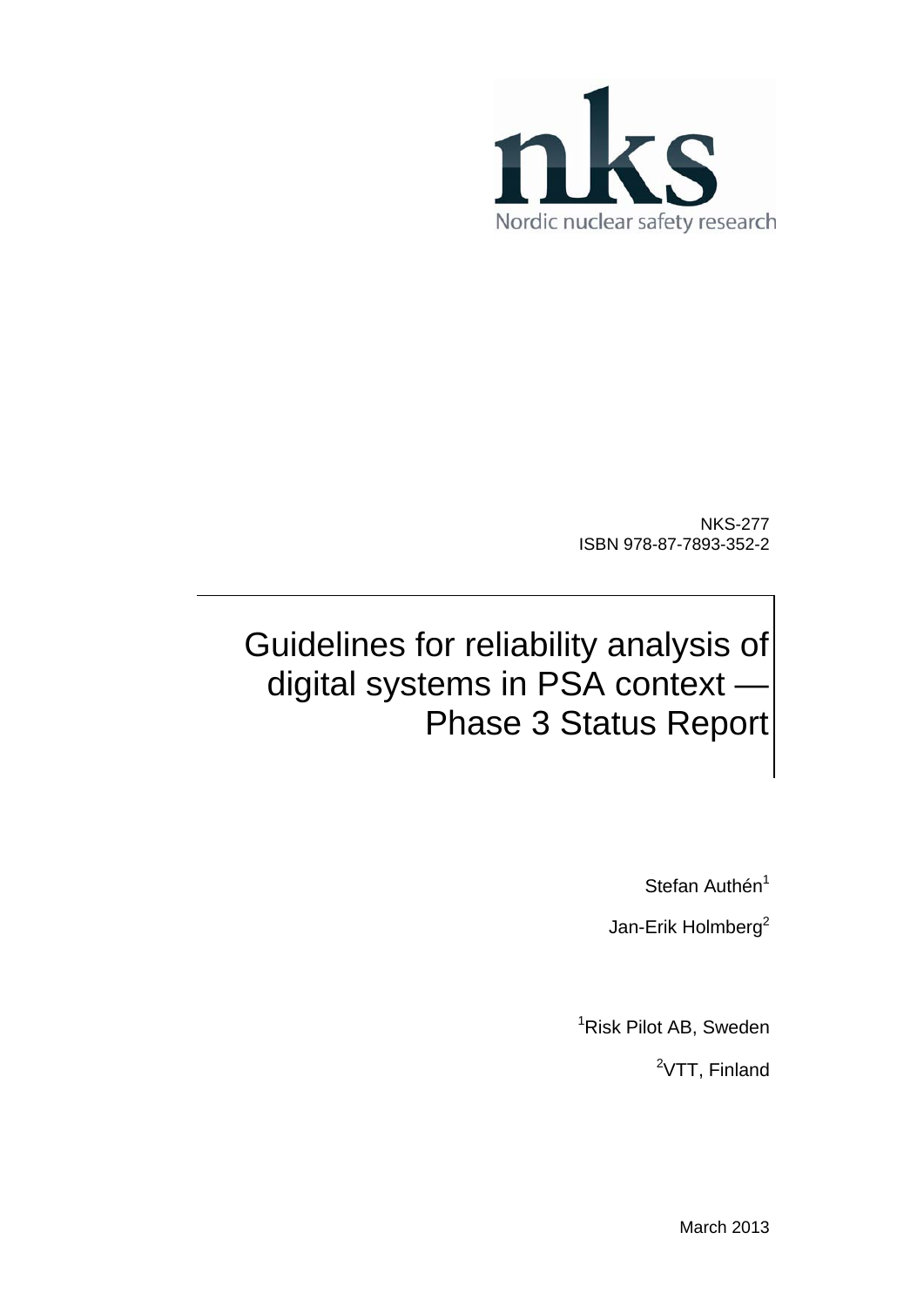nks

Nordic nuclear safety research

NKS-277
ISBN 978-87-7893-352-2

# Guidelines for reliability analysis of digital systems in PSA context — Phase 3 Status Report

Stefan Authén[1]

Jan-Erik Holmberg[2]

[1]Risk Pilot AB, Sweden

[2]VTT, Finland

March 2013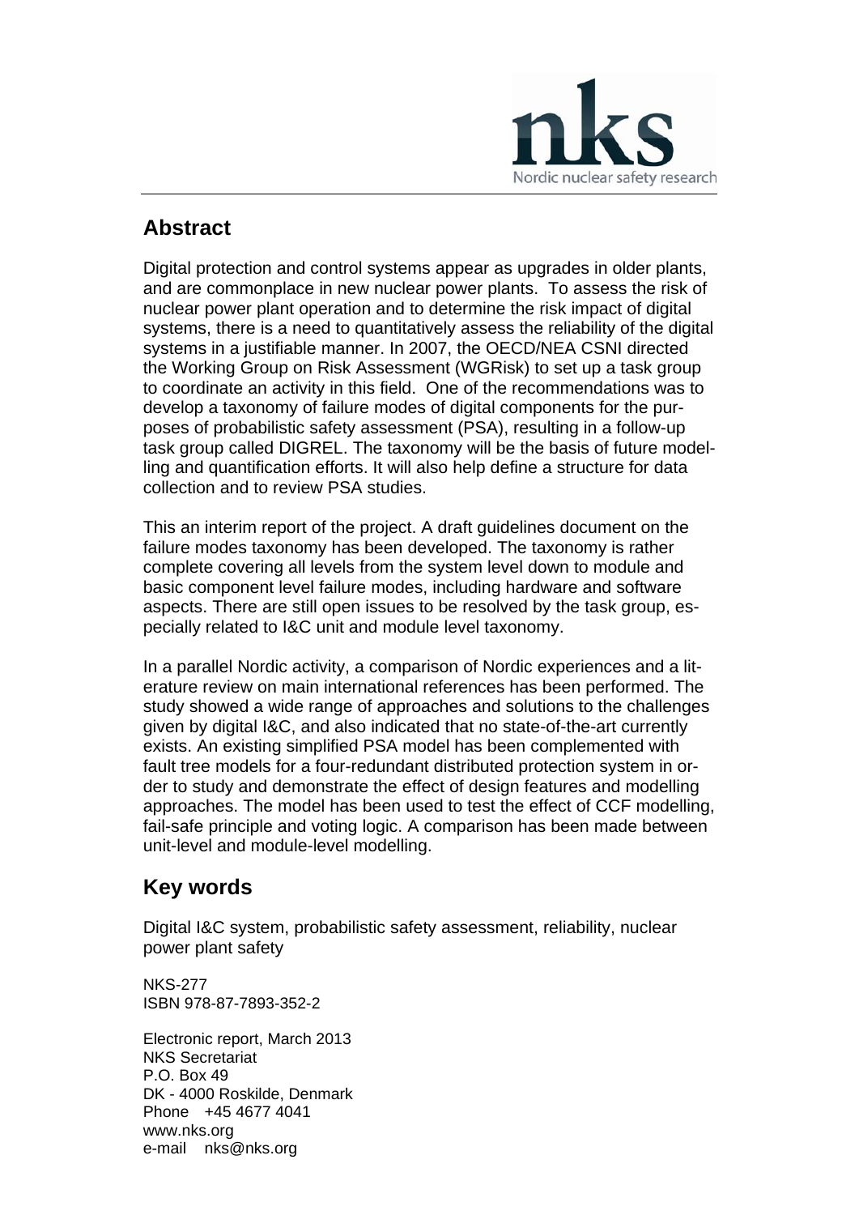## Abstract

Digital protection and control systems appear as upgrades in older plants, and are commonplace in new nuclear power plants. To assess the risk of nuclear power plant operation and to determine the risk impact of digital systems, there is a need to quantitatively assess the reliability of the digital systems in a justifiable manner. In 2007, the OECD/NEA CSNI directed the Working Group on Risk Assessment (WGRisk) to set up a task group to coordinate an activity in this field. One of the recommendations was to develop a taxonomy of failure modes of digital components for the purposes of probabilistic safety assessment (PSA), resulting in a follow-up task group called DIGREL. The taxonomy will be the basis of future modelling and quantification efforts. It will also help define a structure for data collection and to review PSA studies.

This an interim report of the project. A draft guidelines document on the failure modes taxonomy has been developed. The taxonomy is rather complete covering all levels from the system level down to module and basic component level failure modes, including hardware and software aspects. There are still open issues to be resolved by the task group, especially related to I&C unit and module level taxonomy.

In a parallel Nordic activity, a comparison of Nordic experiences and a literature review on main international references has been performed. The study showed a wide range of approaches and solutions to the challenges given by digital I&C, and also indicated that no state-of-the-art currently exists. An existing simplified PSA model has been complemented with fault tree models for a four-redundant distributed protection system in order to study and demonstrate the effect of design features and modelling approaches. The model has been used to test the effect of CCF modelling, fail-safe principle and voting logic. A comparison has been made between unit-level and module-level modelling.

## Key words

Digital I&C system, probabilistic safety assessment, reliability, nuclear power plant safety

NKS-277
ISBN 978-87-7893-352-2

Electronic report, March 2013
NKS Secretariat
P.O. Box 49
DK - 4000 Roskilde, Denmark
Phone +45 4677 4041
www.nks.org
e-mail nks@nks.org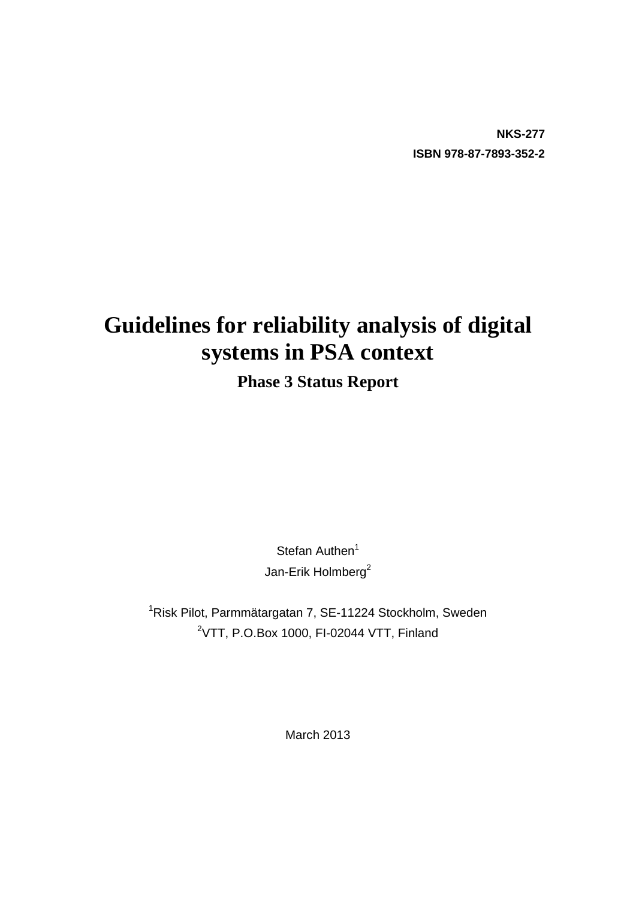**NKS-277**

**ISBN 978-87-7893-352-2**

# Guidelines for reliability analysis of digital systems in PSA context

## Phase 3 Status Report

Stefan Authen[1]

Jan-Erik Holmberg[2]

[1]Risk Pilot, Parmmätargatan 7, SE-11224 Stockholm, Sweden

[2]VTT, P.O.Box 1000, FI-02044 VTT, Finland

March 2013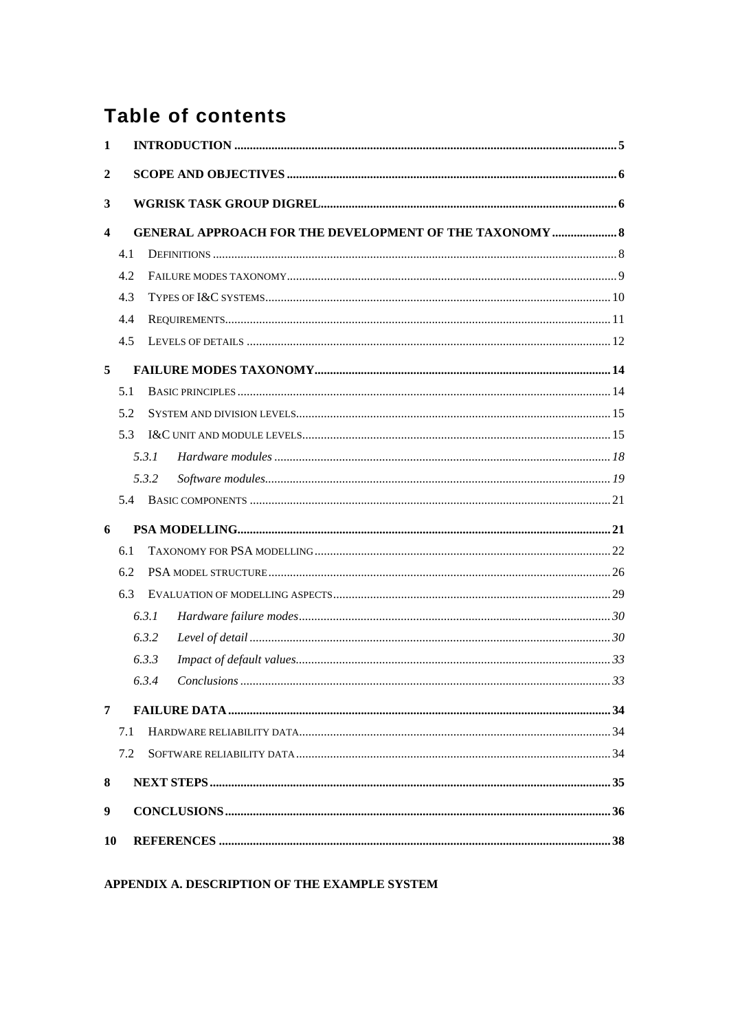# Table of contents

1 INTRODUCTION ..... 5

2 SCOPE AND OBJECTIVES ..... 6

3 WGRISK TASK GROUP DIGREL ..... 6

4 GENERAL APPROACH FOR THE DEVELOPMENT OF THE TAXONOMY ..... 8

- 4.1 DEFINITIONS ..... 8
- 4.2 FAILURE MODES TAXONOMY ..... 9
- 4.3 TYPES OF I&C SYSTEMS ..... 10
- 4.4 REQUIREMENTS ..... 11
- 4.5 LEVELS OF DETAILS ..... 12

5 FAILURE MODES TAXONOMY ..... 14

- 5.1 BASIC PRINCIPLES ..... 14
- 5.2 SYSTEM AND DIVISION LEVELS ..... 15
- 5.3 I&C UNIT AND MODULE LEVELS ..... 15
  - *5.3.1 Hardware modules ..... 18*
  - *5.3.2 Software modules ..... 19*
- 5.4 BASIC COMPONENTS ..... 21

6 PSA MODELLING ..... 21

- 6.1 TAXONOMY FOR PSA MODELLING ..... 22
- 6.2 PSA MODEL STRUCTURE ..... 26
- 6.3 EVALUATION OF MODELLING ASPECTS ..... 29
  - *6.3.1 Hardware failure modes ..... 30*
  - *6.3.2 Level of detail ..... 30*
  - *6.3.3 Impact of default values ..... 33*
  - *6.3.4 Conclusions ..... 33*

7 FAILURE DATA ..... 34

- 7.1 HARDWARE RELIABILITY DATA ..... 34
- 7.2 SOFTWARE RELIABILITY DATA ..... 34

8 NEXT STEPS ..... 35

9 CONCLUSIONS ..... 36

10 REFERENCES ..... 38

APPENDIX A. DESCRIPTION OF THE EXAMPLE SYSTEM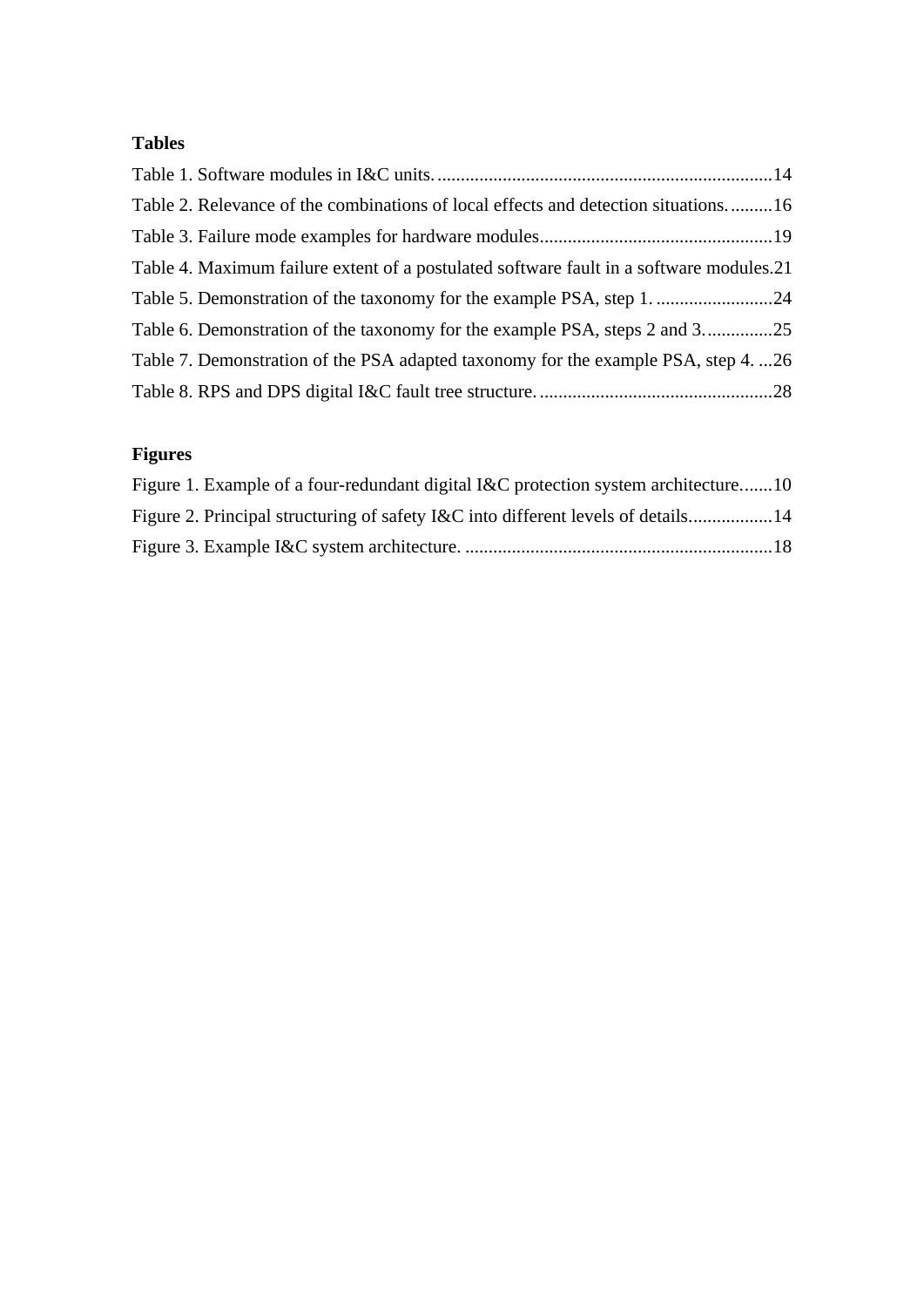**Tables**

Table 1. Software modules in I&C units. ........................................................................14

Table 2. Relevance of the combinations of local effects and detection situations. .........16

Table 3. Failure mode examples for hardware modules..................................................19

Table 4. Maximum failure extent of a postulated software fault in a software modules.21

Table 5. Demonstration of the taxonomy for the example PSA, step 1. .........................24

Table 6. Demonstration of the taxonomy for the example PSA, steps 2 and 3. ..............25

Table 7. Demonstration of the PSA adapted taxonomy for the example PSA, step 4. ...26

Table 8. RPS and DPS digital I&C fault tree structure. ..................................................28

**Figures**

Figure 1. Example of a four-redundant digital I&C protection system architecture.......10

Figure 2. Principal structuring of safety I&C into different levels of details.................14

Figure 3. Example I&C system architecture. ..................................................................18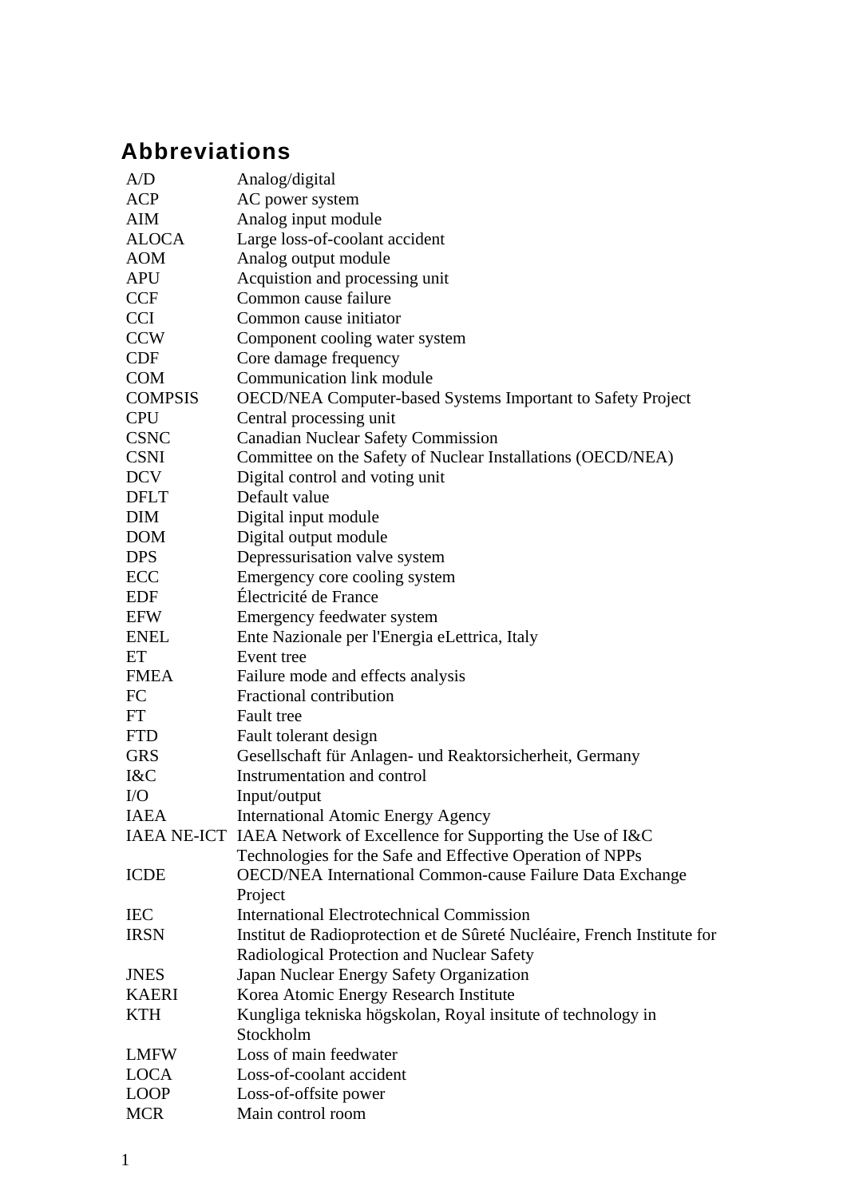## Abbreviations

| | |
|---|---|
| A/D | Analog/digital |
| ACP | AC power system |
| AIM | Analog input module |
| ALOCA | Large loss-of-coolant accident |
| AOM | Analog output module |
| APU | Acquistion and processing unit |
| CCF | Common cause failure |
| CCI | Common cause initiator |
| CCW | Component cooling water system |
| CDF | Core damage frequency |
| COM | Communication link module |
| COMPSIS | OECD/NEA Computer-based Systems Important to Safety Project |
| CPU | Central processing unit |
| CSNC | Canadian Nuclear Safety Commission |
| CSNI | Committee on the Safety of Nuclear Installations (OECD/NEA) |
| DCV | Digital control and voting unit |
| DFLT | Default value |
| DIM | Digital input module |
| DOM | Digital output module |
| DPS | Depressurisation valve system |
| ECC | Emergency core cooling system |
| EDF | Électricité de France |
| EFW | Emergency feedwater system |
| ENEL | Ente Nazionale per l'Energia eLettrica, Italy |
| ET | Event tree |
| FMEA | Failure mode and effects analysis |
| FC | Fractional contribution |
| FT | Fault tree |
| FTD | Fault tolerant design |
| GRS | Gesellschaft für Anlagen- und Reaktorsicherheit, Germany |
| I&C | Instrumentation and control |
| I/O | Input/output |
| IAEA | International Atomic Energy Agency |
| IAEA NE-ICT | IAEA Network of Excellence for Supporting the Use of I&C Technologies for the Safe and Effective Operation of NPPs |
| ICDE | OECD/NEA International Common-cause Failure Data Exchange Project |
| IEC | International Electrotechnical Commission |
| IRSN | Institut de Radioprotection et de Sûreté Nucléaire, French Institute for Radiological Protection and Nuclear Safety |
| JNES | Japan Nuclear Energy Safety Organization |
| KAERI | Korea Atomic Energy Research Institute |
| KTH | Kungliga tekniska högskolan, Royal insitute of technology in Stockholm |
| LMFW | Loss of main feedwater |
| LOCA | Loss-of-coolant accident |
| LOOP | Loss-of-offsite power |
| MCR | Main control room |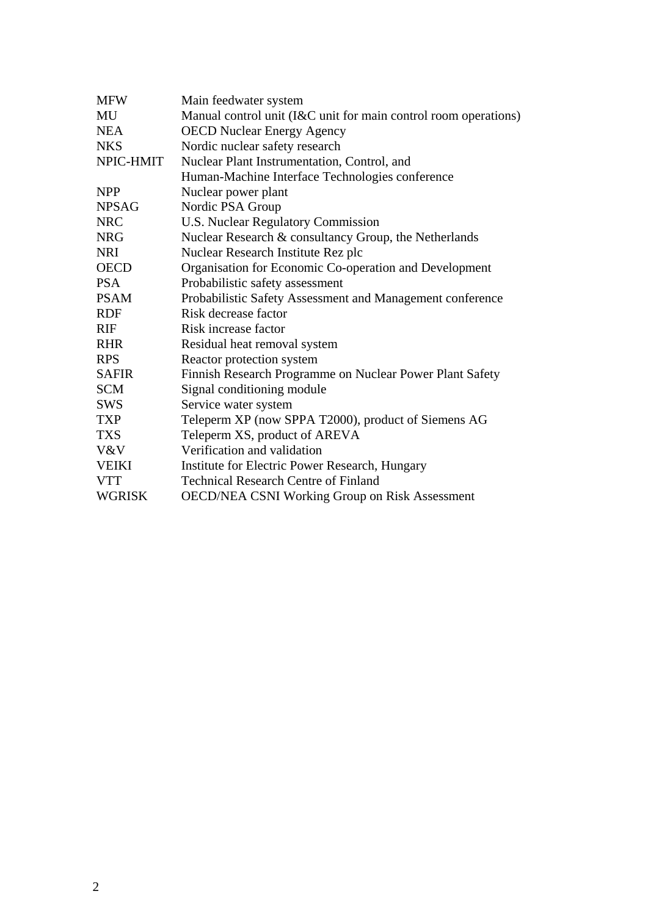| | |
|---|---|
| MFW | Main feedwater system |
| MU | Manual control unit (I&C unit for main control room operations) |
| NEA | OECD Nuclear Energy Agency |
| NKS | Nordic nuclear safety research |
| NPIC-HMIT | Nuclear Plant Instrumentation, Control, and Human-Machine Interface Technologies conference |
| NPP | Nuclear power plant |
| NPSAG | Nordic PSA Group |
| NRC | U.S. Nuclear Regulatory Commission |
| NRG | Nuclear Research & consultancy Group, the Netherlands |
| NRI | Nuclear Research Institute Rez plc |
| OECD | Organisation for Economic Co-operation and Development |
| PSA | Probabilistic safety assessment |
| PSAM | Probabilistic Safety Assessment and Management conference |
| RDF | Risk decrease factor |
| RIF | Risk increase factor |
| RHR | Residual heat removal system |
| RPS | Reactor protection system |
| SAFIR | Finnish Research Programme on Nuclear Power Plant Safety |
| SCM | Signal conditioning module |
| SWS | Service water system |
| TXP | Teleperm XP (now SPPA T2000), product of Siemens AG |
| TXS | Teleperm XS, product of AREVA |
| V&V | Verification and validation |
| VEIKI | Institute for Electric Power Research, Hungary |
| VTT | Technical Research Centre of Finland |
| WGRISK | OECD/NEA CSNI Working Group on Risk Assessment |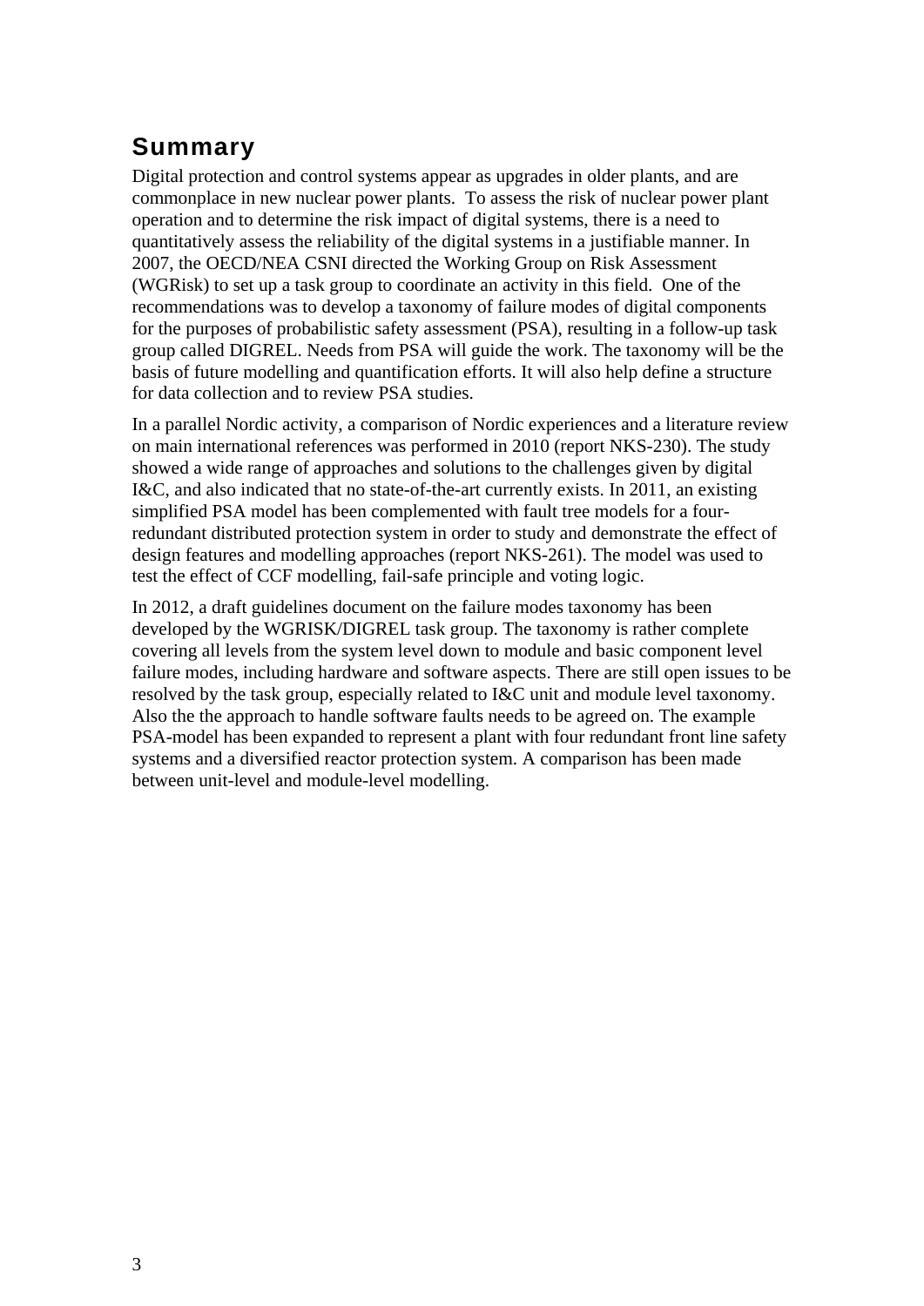## Summary

Digital protection and control systems appear as upgrades in older plants, and are commonplace in new nuclear power plants. To assess the risk of nuclear power plant operation and to determine the risk impact of digital systems, there is a need to quantitatively assess the reliability of the digital systems in a justifiable manner. In 2007, the OECD/NEA CSNI directed the Working Group on Risk Assessment (WGRisk) to set up a task group to coordinate an activity in this field. One of the recommendations was to develop a taxonomy of failure modes of digital components for the purposes of probabilistic safety assessment (PSA), resulting in a follow-up task group called DIGREL. Needs from PSA will guide the work. The taxonomy will be the basis of future modelling and quantification efforts. It will also help define a structure for data collection and to review PSA studies.

In a parallel Nordic activity, a comparison of Nordic experiences and a literature review on main international references was performed in 2010 (report NKS-230). The study showed a wide range of approaches and solutions to the challenges given by digital I&C, and also indicated that no state-of-the-art currently exists. In 2011, an existing simplified PSA model has been complemented with fault tree models for a four-redundant distributed protection system in order to study and demonstrate the effect of design features and modelling approaches (report NKS-261). The model was used to test the effect of CCF modelling, fail-safe principle and voting logic.

In 2012, a draft guidelines document on the failure modes taxonomy has been developed by the WGRISK/DIGREL task group. The taxonomy is rather complete covering all levels from the system level down to module and basic component level failure modes, including hardware and software aspects. There are still open issues to be resolved by the task group, especially related to I&C unit and module level taxonomy. Also the the approach to handle software faults needs to be agreed on. The example PSA-model has been expanded to represent a plant with four redundant front line safety systems and a diversified reactor protection system. A comparison has been made between unit-level and module-level modelling.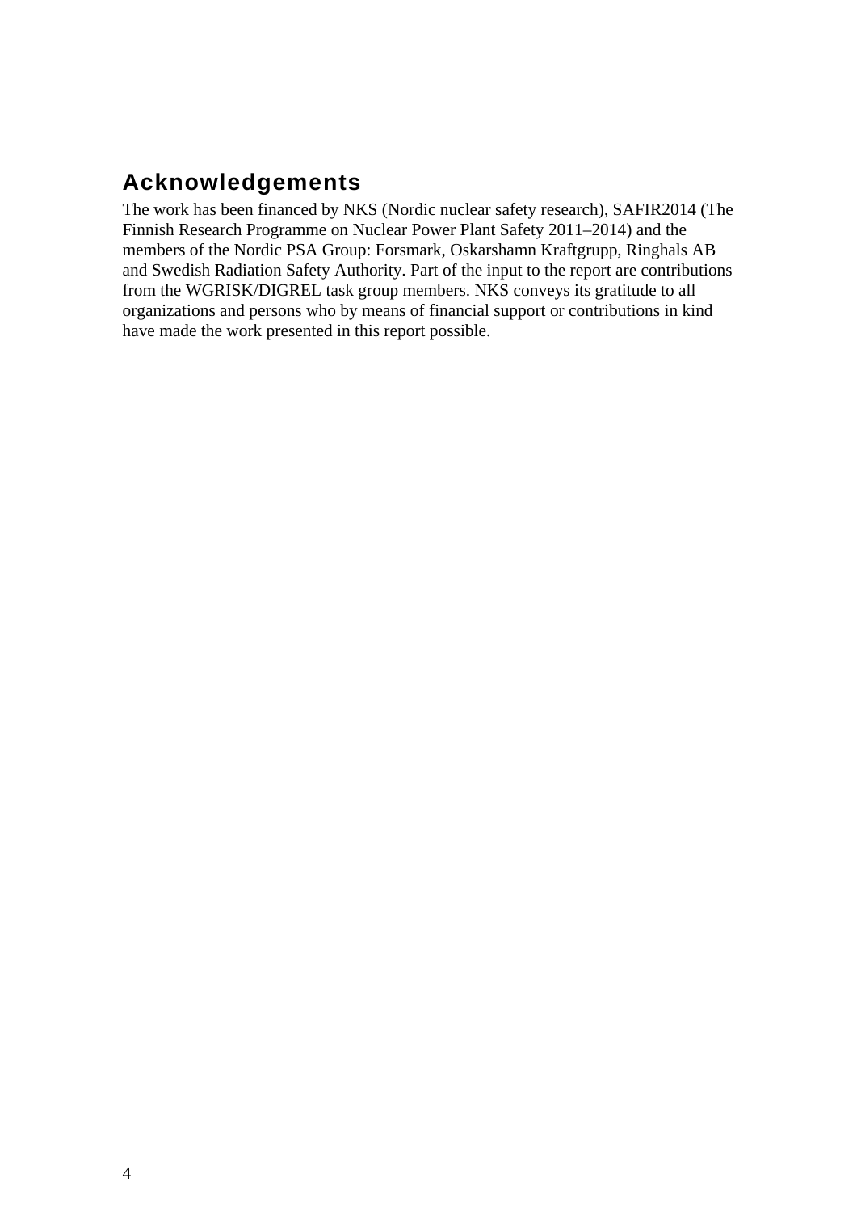## Acknowledgements

The work has been financed by NKS (Nordic nuclear safety research), SAFIR2014 (The Finnish Research Programme on Nuclear Power Plant Safety 2011–2014) and the members of the Nordic PSA Group: Forsmark, Oskarshamn Kraftgrupp, Ringhals AB and Swedish Radiation Safety Authority. Part of the input to the report are contributions from the WGRISK/DIGREL task group members. NKS conveys its gratitude to all organizations and persons who by means of financial support or contributions in kind have made the work presented in this report possible.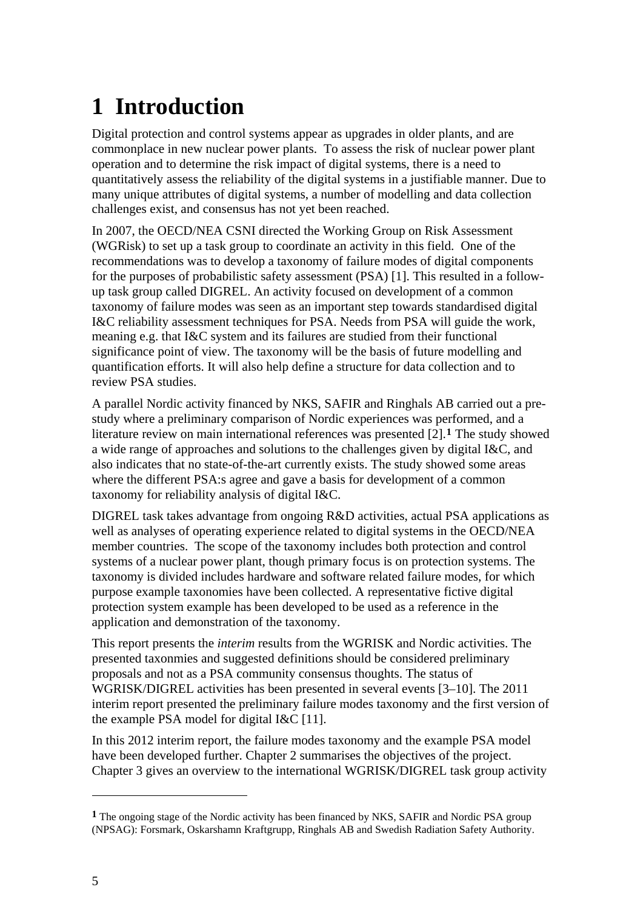# 1 Introduction

Digital protection and control systems appear as upgrades in older plants, and are commonplace in new nuclear power plants. To assess the risk of nuclear power plant operation and to determine the risk impact of digital systems, there is a need to quantitatively assess the reliability of the digital systems in a justifiable manner. Due to many unique attributes of digital systems, a number of modelling and data collection challenges exist, and consensus has not yet been reached.

In 2007, the OECD/NEA CSNI directed the Working Group on Risk Assessment (WGRisk) to set up a task group to coordinate an activity in this field. One of the recommendations was to develop a taxonomy of failure modes of digital components for the purposes of probabilistic safety assessment (PSA) [1]. This resulted in a follow-up task group called DIGREL. An activity focused on development of a common taxonomy of failure modes was seen as an important step towards standardised digital I&C reliability assessment techniques for PSA. Needs from PSA will guide the work, meaning e.g. that I&C system and its failures are studied from their functional significance point of view. The taxonomy will be the basis of future modelling and quantification efforts. It will also help define a structure for data collection and to review PSA studies.

A parallel Nordic activity financed by NKS, SAFIR and Ringhals AB carried out a pre-study where a preliminary comparison of Nordic experiences was performed, and a literature review on main international references was presented [2].[1] The study showed a wide range of approaches and solutions to the challenges given by digital I&C, and also indicates that no state-of-the-art currently exists. The study showed some areas where the different PSA:s agree and gave a basis for development of a common taxonomy for reliability analysis of digital I&C.

DIGREL task takes advantage from ongoing R&D activities, actual PSA applications as well as analyses of operating experience related to digital systems in the OECD/NEA member countries. The scope of the taxonomy includes both protection and control systems of a nuclear power plant, though primary focus is on protection systems. The taxonomy is divided includes hardware and software related failure modes, for which purpose example taxonomies have been collected. A representative fictive digital protection system example has been developed to be used as a reference in the application and demonstration of the taxonomy.

This report presents the *interim* results from the WGRISK and Nordic activities. The presented taxonmies and suggested definitions should be considered preliminary proposals and not as a PSA community consensus thoughts. The status of WGRISK/DIGREL activities has been presented in several events [3–10]. The 2011 interim report presented the preliminary failure modes taxonomy and the first version of the example PSA model for digital I&C [11].

In this 2012 interim report, the failure modes taxonomy and the example PSA model have been developed further. Chapter 2 summarises the objectives of the project. Chapter 3 gives an overview to the international WGRISK/DIGREL task group activity

---

**1** The ongoing stage of the Nordic activity has been financed by NKS, SAFIR and Nordic PSA group (NPSAG): Forsmark, Oskarshamn Kraftgrupp, Ringhals AB and Swedish Radiation Safety Authority.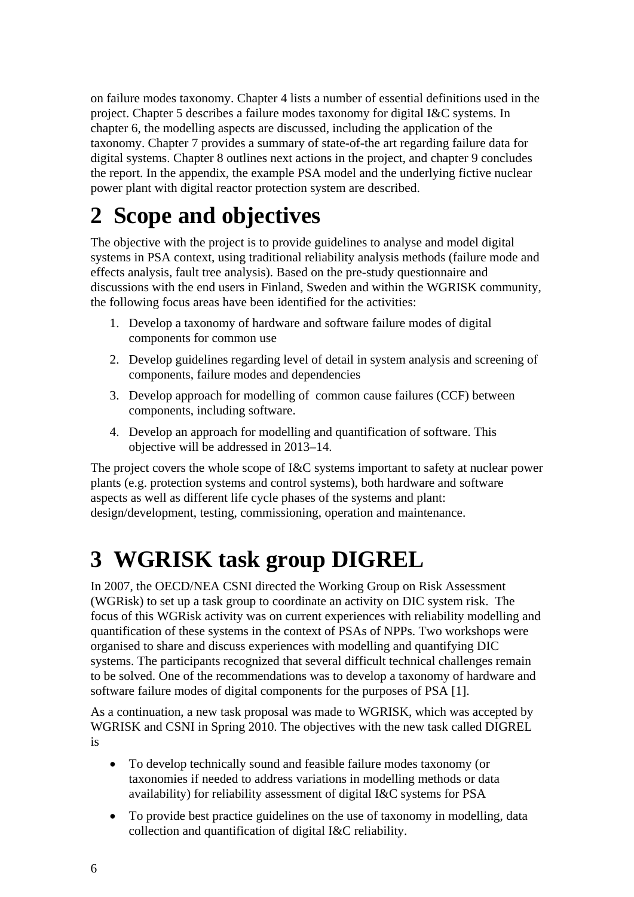on failure modes taxonomy. Chapter 4 lists a number of essential definitions used in the project. Chapter 5 describes a failure modes taxonomy for digital I&C systems. In chapter 6, the modelling aspects are discussed, including the application of the taxonomy. Chapter 7 provides a summary of state-of-the art regarding failure data for digital systems. Chapter 8 outlines next actions in the project, and chapter 9 concludes the report. In the appendix, the example PSA model and the underlying fictive nuclear power plant with digital reactor protection system are described.

# 2 Scope and objectives

The objective with the project is to provide guidelines to analyse and model digital systems in PSA context, using traditional reliability analysis methods (failure mode and effects analysis, fault tree analysis). Based on the pre-study questionnaire and discussions with the end users in Finland, Sweden and within the WGRISK community, the following focus areas have been identified for the activities:

1. Develop a taxonomy of hardware and software failure modes of digital components for common use
2. Develop guidelines regarding level of detail in system analysis and screening of components, failure modes and dependencies
3. Develop approach for modelling of common cause failures (CCF) between components, including software.
4. Develop an approach for modelling and quantification of software. This objective will be addressed in 2013–14.

The project covers the whole scope of I&C systems important to safety at nuclear power plants (e.g. protection systems and control systems), both hardware and software aspects as well as different life cycle phases of the systems and plant: design/development, testing, commissioning, operation and maintenance.

# 3 WGRISK task group DIGREL

In 2007, the OECD/NEA CSNI directed the Working Group on Risk Assessment (WGRisk) to set up a task group to coordinate an activity on DIC system risk. The focus of this WGRisk activity was on current experiences with reliability modelling and quantification of these systems in the context of PSAs of NPPs. Two workshops were organised to share and discuss experiences with modelling and quantifying DIC systems. The participants recognized that several difficult technical challenges remain to be solved. One of the recommendations was to develop a taxonomy of hardware and software failure modes of digital components for the purposes of PSA [1].

As a continuation, a new task proposal was made to WGRISK, which was accepted by WGRISK and CSNI in Spring 2010. The objectives with the new task called DIGREL is

- To develop technically sound and feasible failure modes taxonomy (or taxonomies if needed to address variations in modelling methods or data availability) for reliability assessment of digital I&C systems for PSA
- To provide best practice guidelines on the use of taxonomy in modelling, data collection and quantification of digital I&C reliability.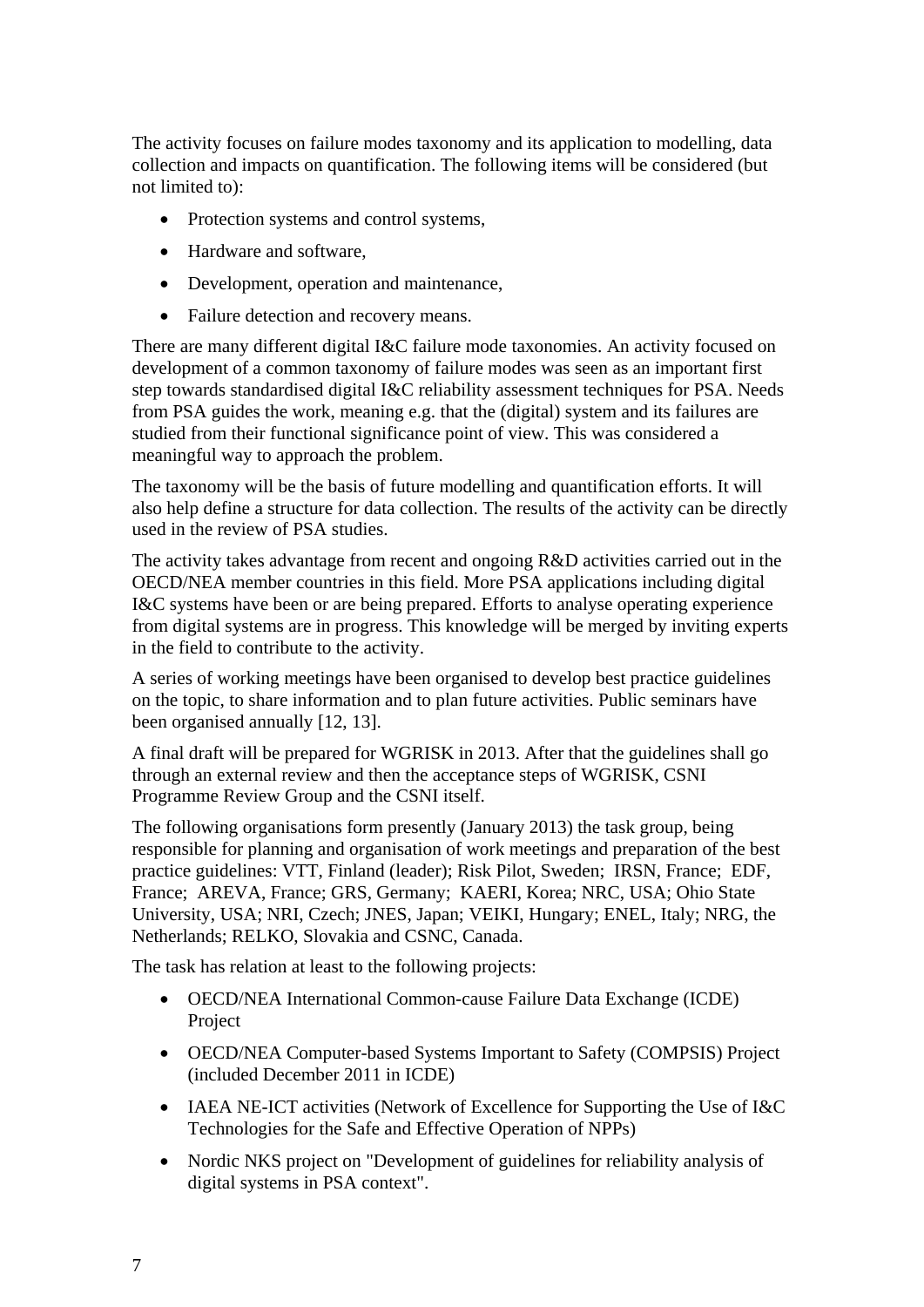The activity focuses on failure modes taxonomy and its application to modelling, data collection and impacts on quantification. The following items will be considered (but not limited to):

- Protection systems and control systems,
- Hardware and software,
- Development, operation and maintenance,
- Failure detection and recovery means.

There are many different digital I&C failure mode taxonomies. An activity focused on development of a common taxonomy of failure modes was seen as an important first step towards standardised digital I&C reliability assessment techniques for PSA. Needs from PSA guides the work, meaning e.g. that the (digital) system and its failures are studied from their functional significance point of view. This was considered a meaningful way to approach the problem.

The taxonomy will be the basis of future modelling and quantification efforts. It will also help define a structure for data collection. The results of the activity can be directly used in the review of PSA studies.

The activity takes advantage from recent and ongoing R&D activities carried out in the OECD/NEA member countries in this field. More PSA applications including digital I&C systems have been or are being prepared. Efforts to analyse operating experience from digital systems are in progress. This knowledge will be merged by inviting experts in the field to contribute to the activity.

A series of working meetings have been organised to develop best practice guidelines on the topic, to share information and to plan future activities. Public seminars have been organised annually [12, 13].

A final draft will be prepared for WGRISK in 2013. After that the guidelines shall go through an external review and then the acceptance steps of WGRISK, CSNI Programme Review Group and the CSNI itself.

The following organisations form presently (January 2013) the task group, being responsible for planning and organisation of work meetings and preparation of the best practice guidelines: VTT, Finland (leader); Risk Pilot, Sweden; IRSN, France; EDF, France; AREVA, France; GRS, Germany; KAERI, Korea; NRC, USA; Ohio State University, USA; NRI, Czech; JNES, Japan; VEIKI, Hungary; ENEL, Italy; NRG, the Netherlands; RELKO, Slovakia and CSNC, Canada.

The task has relation at least to the following projects:

- OECD/NEA International Common-cause Failure Data Exchange (ICDE) Project
- OECD/NEA Computer-based Systems Important to Safety (COMPSIS) Project (included December 2011 in ICDE)
- IAEA NE-ICT activities (Network of Excellence for Supporting the Use of I&C Technologies for the Safe and Effective Operation of NPPs)
- Nordic NKS project on "Development of guidelines for reliability analysis of digital systems in PSA context".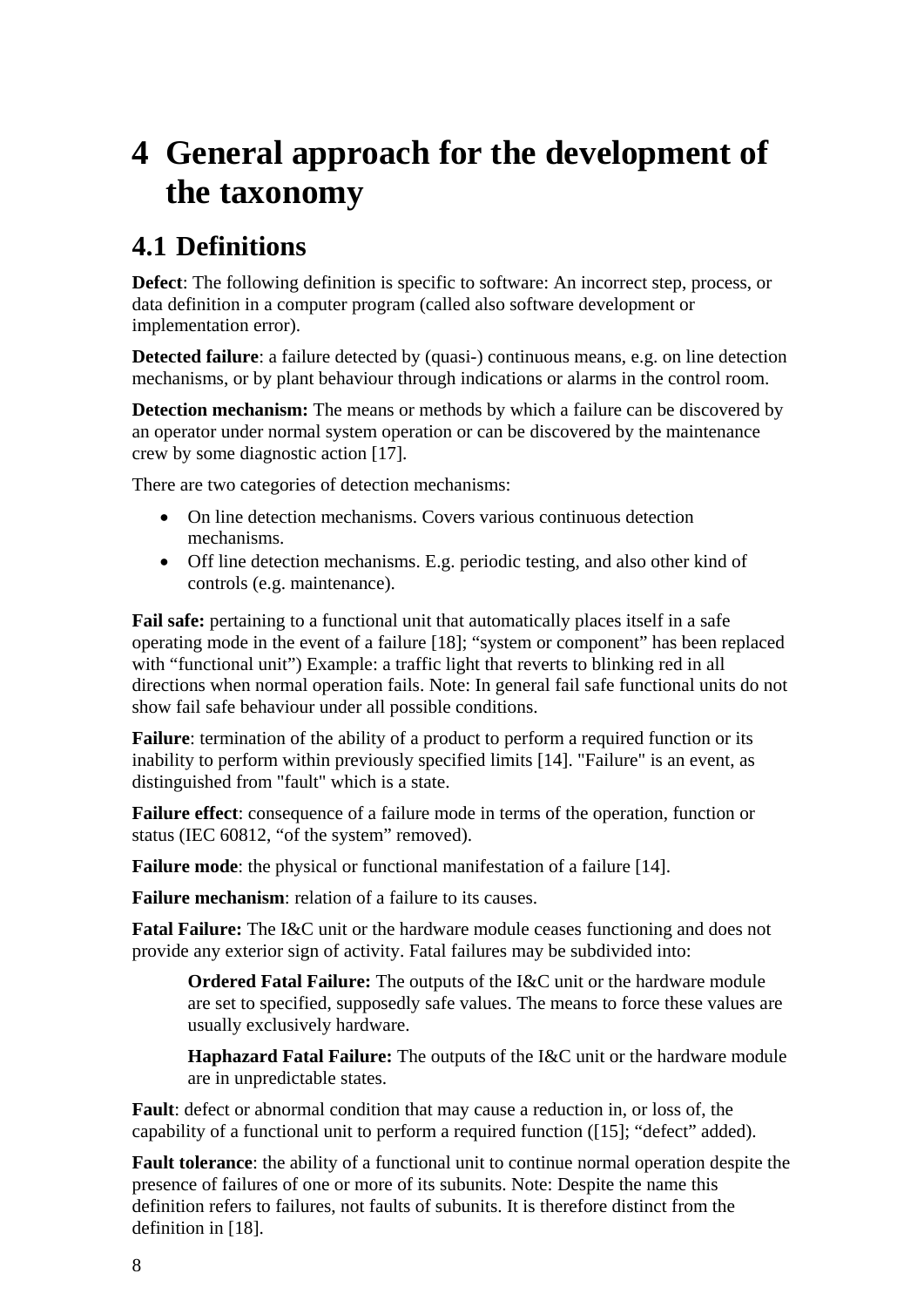# 4 General approach for the development of the taxonomy

## 4.1 Definitions

**Defect**: The following definition is specific to software: An incorrect step, process, or data definition in a computer program (called also software development or implementation error).

**Detected failure**: a failure detected by (quasi-) continuous means, e.g. on line detection mechanisms, or by plant behaviour through indications or alarms in the control room.

**Detection mechanism:** The means or methods by which a failure can be discovered by an operator under normal system operation or can be discovered by the maintenance crew by some diagnostic action [17].

There are two categories of detection mechanisms:

- On line detection mechanisms. Covers various continuous detection mechanisms.
- Off line detection mechanisms. E.g. periodic testing, and also other kind of controls (e.g. maintenance).

**Fail safe:** pertaining to a functional unit that automatically places itself in a safe operating mode in the event of a failure [18]; "system or component" has been replaced with "functional unit") Example: a traffic light that reverts to blinking red in all directions when normal operation fails. Note: In general fail safe functional units do not show fail safe behaviour under all possible conditions.

**Failure**: termination of the ability of a product to perform a required function or its inability to perform within previously specified limits [14]. "Failure" is an event, as distinguished from "fault" which is a state.

**Failure effect**: consequence of a failure mode in terms of the operation, function or status (IEC 60812, "of the system" removed).

**Failure mode**: the physical or functional manifestation of a failure [14].

**Failure mechanism**: relation of a failure to its causes.

**Fatal Failure:** The I&C unit or the hardware module ceases functioning and does not provide any exterior sign of activity. Fatal failures may be subdivided into:

> **Ordered Fatal Failure:** The outputs of the I&C unit or the hardware module are set to specified, supposedly safe values. The means to force these values are usually exclusively hardware.
>
> **Haphazard Fatal Failure:** The outputs of the I&C unit or the hardware module are in unpredictable states.

**Fault**: defect or abnormal condition that may cause a reduction in, or loss of, the capability of a functional unit to perform a required function ([15]; "defect" added).

**Fault tolerance**: the ability of a functional unit to continue normal operation despite the presence of failures of one or more of its subunits. Note: Despite the name this definition refers to failures, not faults of subunits. It is therefore distinct from the definition in [18].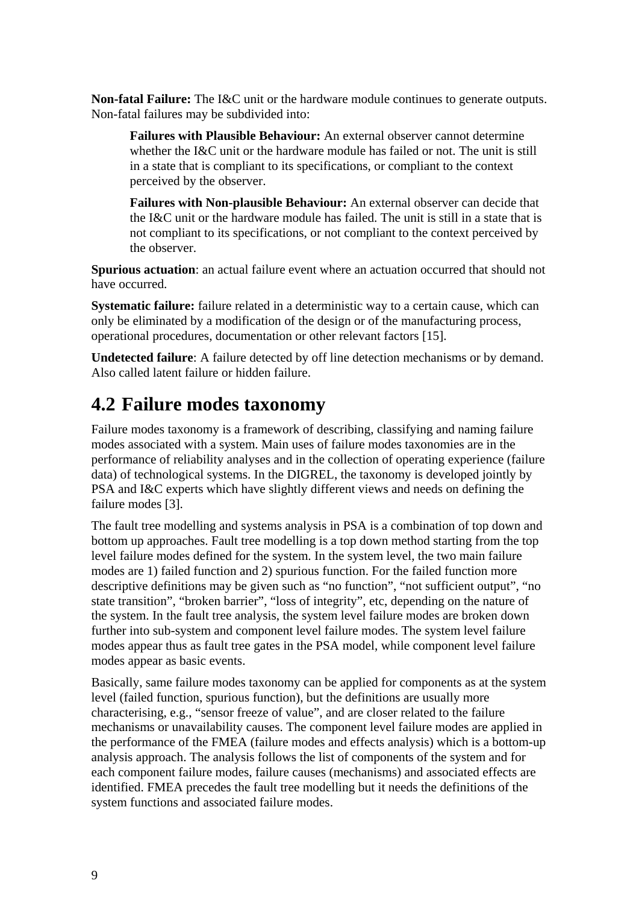**Non-fatal Failure:** The I&C unit or the hardware module continues to generate outputs. Non-fatal failures may be subdivided into:

> **Failures with Plausible Behaviour:** An external observer cannot determine whether the I&C unit or the hardware module has failed or not. The unit is still in a state that is compliant to its specifications, or compliant to the context perceived by the observer.
>
> **Failures with Non-plausible Behaviour:** An external observer can decide that the I&C unit or the hardware module has failed. The unit is still in a state that is not compliant to its specifications, or not compliant to the context perceived by the observer.

**Spurious actuation**: an actual failure event where an actuation occurred that should not have occurred.

**Systematic failure:** failure related in a deterministic way to a certain cause, which can only be eliminated by a modification of the design or of the manufacturing process, operational procedures, documentation or other relevant factors [15].

**Undetected failure**: A failure detected by off line detection mechanisms or by demand. Also called latent failure or hidden failure.

## 4.2 Failure modes taxonomy

Failure modes taxonomy is a framework of describing, classifying and naming failure modes associated with a system. Main uses of failure modes taxonomies are in the performance of reliability analyses and in the collection of operating experience (failure data) of technological systems. In the DIGREL, the taxonomy is developed jointly by PSA and I&C experts which have slightly different views and needs on defining the failure modes [3].

The fault tree modelling and systems analysis in PSA is a combination of top down and bottom up approaches. Fault tree modelling is a top down method starting from the top level failure modes defined for the system. In the system level, the two main failure modes are 1) failed function and 2) spurious function. For the failed function more descriptive definitions may be given such as "no function", "not sufficient output", "no state transition", "broken barrier", "loss of integrity", etc, depending on the nature of the system. In the fault tree analysis, the system level failure modes are broken down further into sub-system and component level failure modes. The system level failure modes appear thus as fault tree gates in the PSA model, while component level failure modes appear as basic events.

Basically, same failure modes taxonomy can be applied for components as at the system level (failed function, spurious function), but the definitions are usually more characterising, e.g., "sensor freeze of value", and are closer related to the failure mechanisms or unavailability causes. The component level failure modes are applied in the performance of the FMEA (failure modes and effects analysis) which is a bottom-up analysis approach. The analysis follows the list of components of the system and for each component failure modes, failure causes (mechanisms) and associated effects are identified. FMEA precedes the fault tree modelling but it needs the definitions of the system functions and associated failure modes.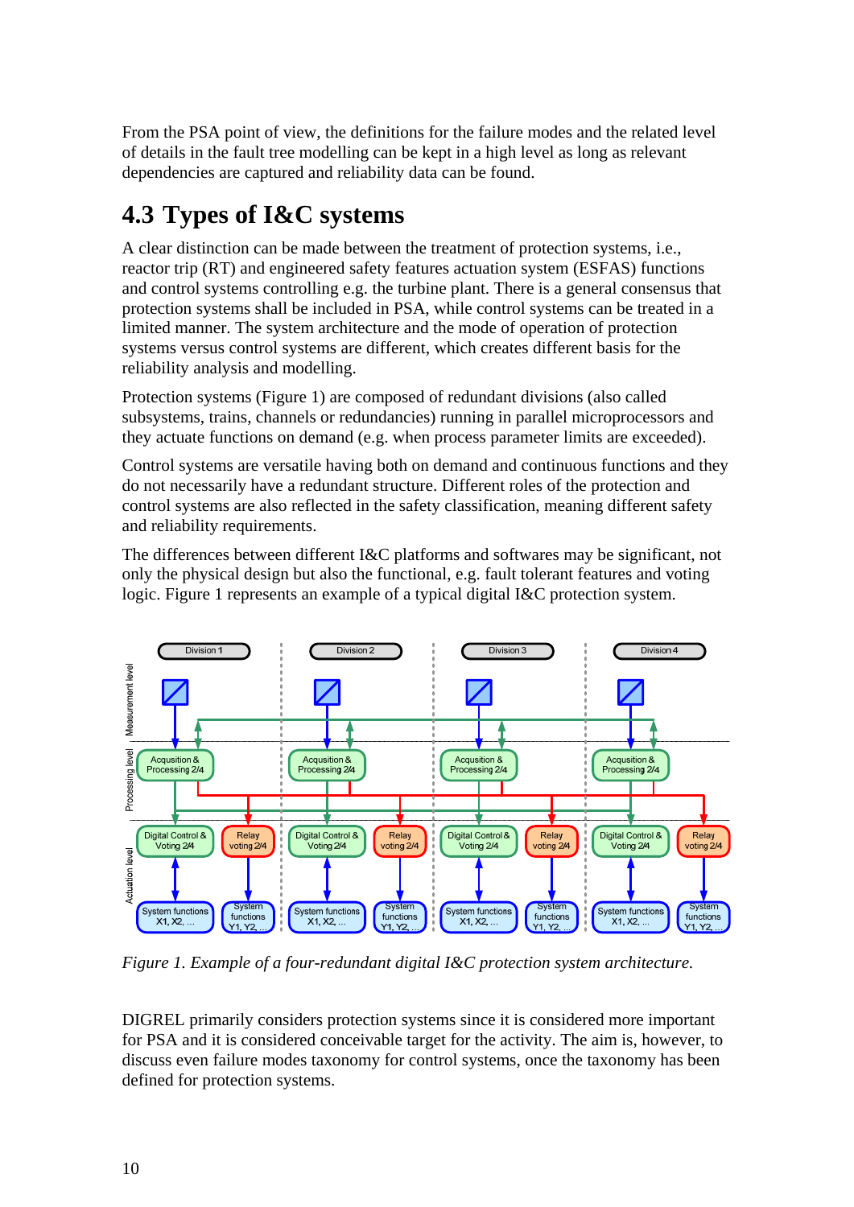From the PSA point of view, the definitions for the failure modes and the related level of details in the fault tree modelling can be kept in a high level as long as relevant dependencies are captured and reliability data can be found.

## 4.3 Types of I&C systems

A clear distinction can be made between the treatment of protection systems, i.e., reactor trip (RT) and engineered safety features actuation system (ESFAS) functions and control systems controlling e.g. the turbine plant. There is a general consensus that protection systems shall be included in PSA, while control systems can be treated in a limited manner. The system architecture and the mode of operation of protection systems versus control systems are different, which creates different basis for the reliability analysis and modelling.

Protection systems (Figure 1) are composed of redundant divisions (also called subsystems, trains, channels or redundancies) running in parallel microprocessors and they actuate functions on demand (e.g. when process parameter limits are exceeded).

Control systems are versatile having both on demand and continuous functions and they do not necessarily have a redundant structure. Different roles of the protection and control systems are also reflected in the safety classification, meaning different safety and reliability requirements.

The differences between different I&C platforms and softwares may be significant, not only the physical design but also the functional, e.g. fault tolerant features and voting logic. Figure 1 represents an example of a typical digital I&C protection system.

Division 1
Division 2
Division 3
Division 4
Measurement level
Processing level
Actuation level
Acqusition & Processing 2/4
Digital Control & Voting 2/4
Relay voting 2/4
System functions X1, X2, ...
System functions Y1, Y2, ...

*Figure 1. Example of a four-redundant digital I&C protection system architecture.*

DIGREL primarily considers protection systems since it is considered more important for PSA and it is considered conceivable target for the activity. The aim is, however, to discuss even failure modes taxonomy for control systems, once the taxonomy has been defined for protection systems.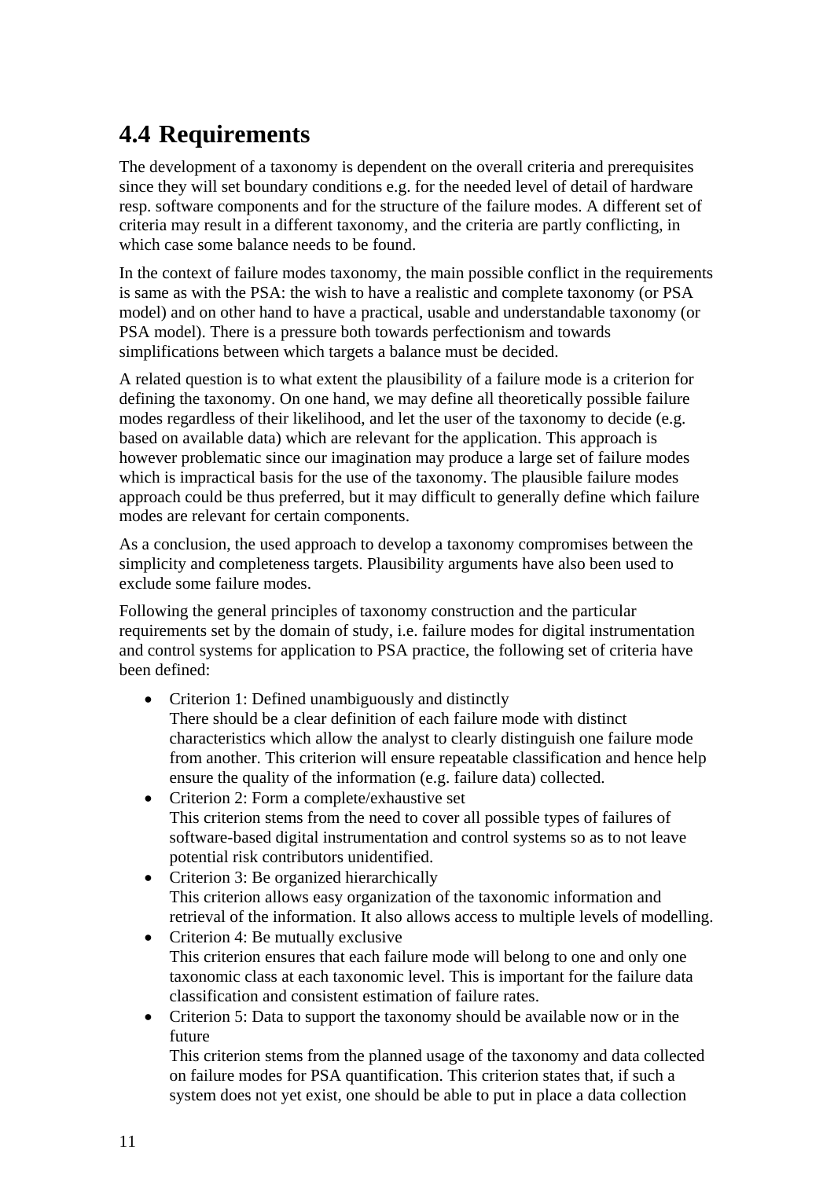## 4.4 Requirements

The development of a taxonomy is dependent on the overall criteria and prerequisites since they will set boundary conditions e.g. for the needed level of detail of hardware resp. software components and for the structure of the failure modes. A different set of criteria may result in a different taxonomy, and the criteria are partly conflicting, in which case some balance needs to be found.

In the context of failure modes taxonomy, the main possible conflict in the requirements is same as with the PSA: the wish to have a realistic and complete taxonomy (or PSA model) and on other hand to have a practical, usable and understandable taxonomy (or PSA model). There is a pressure both towards perfectionism and towards simplifications between which targets a balance must be decided.

A related question is to what extent the plausibility of a failure mode is a criterion for defining the taxonomy. On one hand, we may define all theoretically possible failure modes regardless of their likelihood, and let the user of the taxonomy to decide (e.g. based on available data) which are relevant for the application. This approach is however problematic since our imagination may produce a large set of failure modes which is impractical basis for the use of the taxonomy. The plausible failure modes approach could be thus preferred, but it may difficult to generally define which failure modes are relevant for certain components.

As a conclusion, the used approach to develop a taxonomy compromises between the simplicity and completeness targets. Plausibility arguments have also been used to exclude some failure modes.

Following the general principles of taxonomy construction and the particular requirements set by the domain of study, i.e. failure modes for digital instrumentation and control systems for application to PSA practice, the following set of criteria have been defined:

- Criterion 1: Defined unambiguously and distinctly
  There should be a clear definition of each failure mode with distinct characteristics which allow the analyst to clearly distinguish one failure mode from another. This criterion will ensure repeatable classification and hence help ensure the quality of the information (e.g. failure data) collected.
- Criterion 2: Form a complete/exhaustive set
  This criterion stems from the need to cover all possible types of failures of software-based digital instrumentation and control systems so as to not leave potential risk contributors unidentified.
- Criterion 3: Be organized hierarchically
  This criterion allows easy organization of the taxonomic information and retrieval of the information. It also allows access to multiple levels of modelling.
- Criterion 4: Be mutually exclusive
  This criterion ensures that each failure mode will belong to one and only one taxonomic class at each taxonomic level. This is important for the failure data classification and consistent estimation of failure rates.
- Criterion 5: Data to support the taxonomy should be available now or in the future
  This criterion stems from the planned usage of the taxonomy and data collected on failure modes for PSA quantification. This criterion states that, if such a system does not yet exist, one should be able to put in place a data collection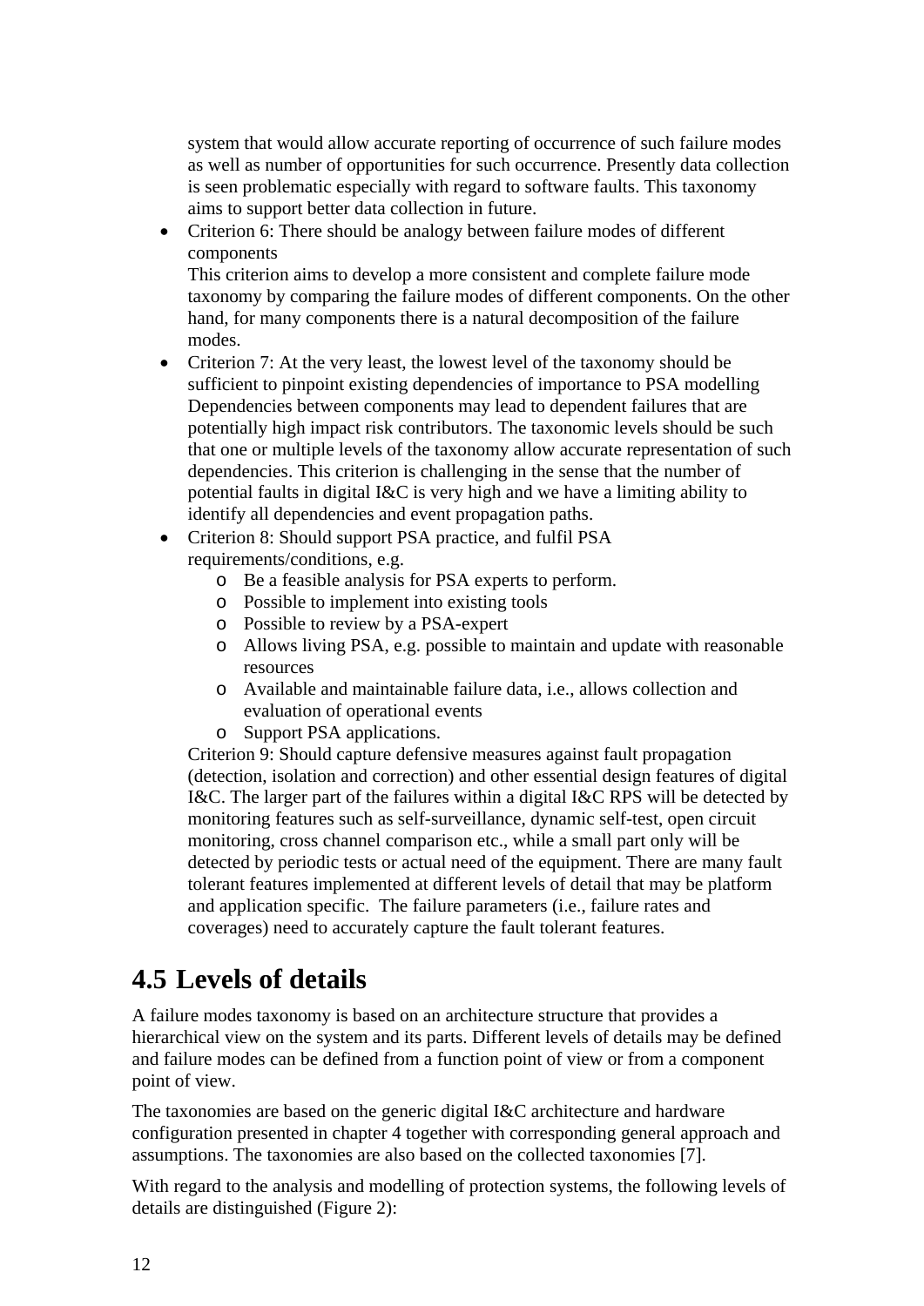system that would allow accurate reporting of occurrence of such failure modes as well as number of opportunities for such occurrence. Presently data collection is seen problematic especially with regard to software faults. This taxonomy aims to support better data collection in future.

- Criterion 6: There should be analogy between failure modes of different components
  This criterion aims to develop a more consistent and complete failure mode taxonomy by comparing the failure modes of different components. On the other hand, for many components there is a natural decomposition of the failure modes.
- Criterion 7: At the very least, the lowest level of the taxonomy should be sufficient to pinpoint existing dependencies of importance to PSA modelling
  Dependencies between components may lead to dependent failures that are potentially high impact risk contributors. The taxonomic levels should be such that one or multiple levels of the taxonomy allow accurate representation of such dependencies. This criterion is challenging in the sense that the number of potential faults in digital I&C is very high and we have a limiting ability to identify all dependencies and event propagation paths.
- Criterion 8: Should support PSA practice, and fulfil PSA requirements/conditions, e.g.
  - Be a feasible analysis for PSA experts to perform.
  - Possible to implement into existing tools
  - Possible to review by a PSA-expert
  - Allows living PSA, e.g. possible to maintain and update with reasonable resources
  - Available and maintainable failure data, i.e., allows collection and evaluation of operational events
  - Support PSA applications.

  Criterion 9: Should capture defensive measures against fault propagation (detection, isolation and correction) and other essential design features of digital I&C. The larger part of the failures within a digital I&C RPS will be detected by monitoring features such as self-surveillance, dynamic self-test, open circuit monitoring, cross channel comparison etc., while a small part only will be detected by periodic tests or actual need of the equipment. There are many fault tolerant features implemented at different levels of detail that may be platform and application specific. The failure parameters (i.e., failure rates and coverages) need to accurately capture the fault tolerant features.

## 4.5 Levels of details

A failure modes taxonomy is based on an architecture structure that provides a hierarchical view on the system and its parts. Different levels of details may be defined and failure modes can be defined from a function point of view or from a component point of view.

The taxonomies are based on the generic digital I&C architecture and hardware configuration presented in chapter 4 together with corresponding general approach and assumptions. The taxonomies are also based on the collected taxonomies [7].

With regard to the analysis and modelling of protection systems, the following levels of details are distinguished (Figure 2):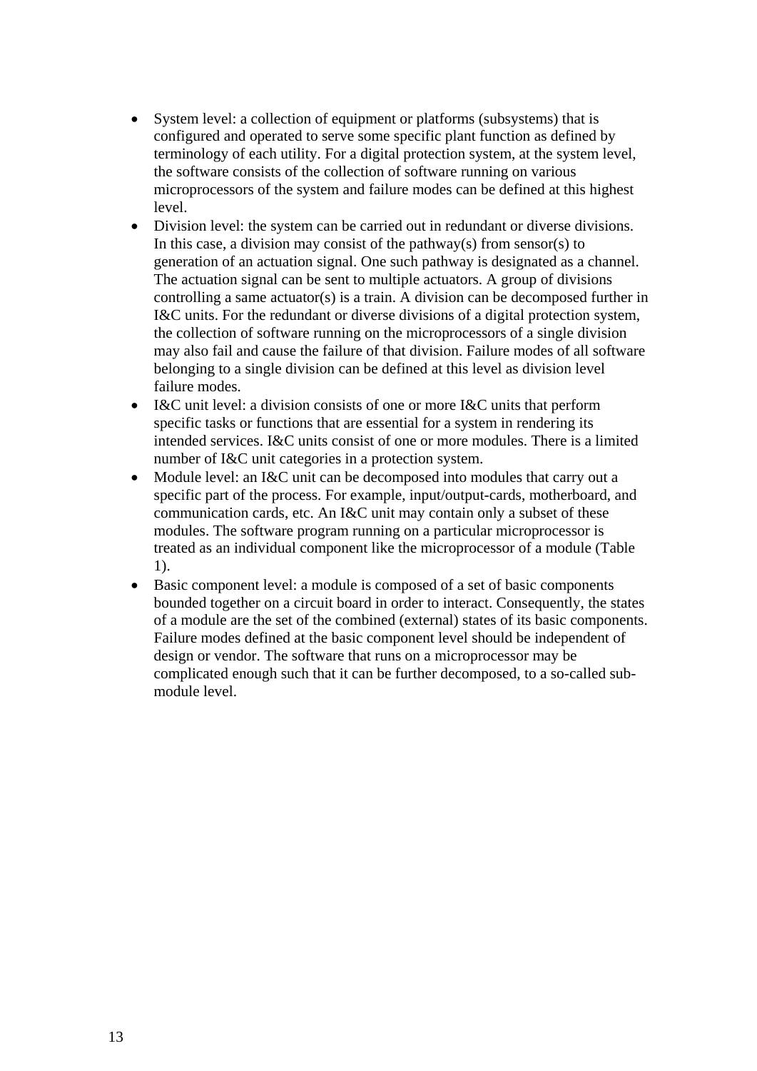- System level: a collection of equipment or platforms (subsystems) that is configured and operated to serve some specific plant function as defined by terminology of each utility. For a digital protection system, at the system level, the software consists of the collection of software running on various microprocessors of the system and failure modes can be defined at this highest level.
- Division level: the system can be carried out in redundant or diverse divisions. In this case, a division may consist of the pathway(s) from sensor(s) to generation of an actuation signal. One such pathway is designated as a channel. The actuation signal can be sent to multiple actuators. A group of divisions controlling a same actuator(s) is a train. A division can be decomposed further in I&C units. For the redundant or diverse divisions of a digital protection system, the collection of software running on the microprocessors of a single division may also fail and cause the failure of that division. Failure modes of all software belonging to a single division can be defined at this level as division level failure modes.
- I&C unit level: a division consists of one or more I&C units that perform specific tasks or functions that are essential for a system in rendering its intended services. I&C units consist of one or more modules. There is a limited number of I&C unit categories in a protection system.
- Module level: an I&C unit can be decomposed into modules that carry out a specific part of the process. For example, input/output-cards, motherboard, and communication cards, etc. An I&C unit may contain only a subset of these modules. The software program running on a particular microprocessor is treated as an individual component like the microprocessor of a module (Table 1).
- Basic component level: a module is composed of a set of basic components bounded together on a circuit board in order to interact. Consequently, the states of a module are the set of the combined (external) states of its basic components. Failure modes defined at the basic component level should be independent of design or vendor. The software that runs on a microprocessor may be complicated enough such that it can be further decomposed, to a so-called sub-module level.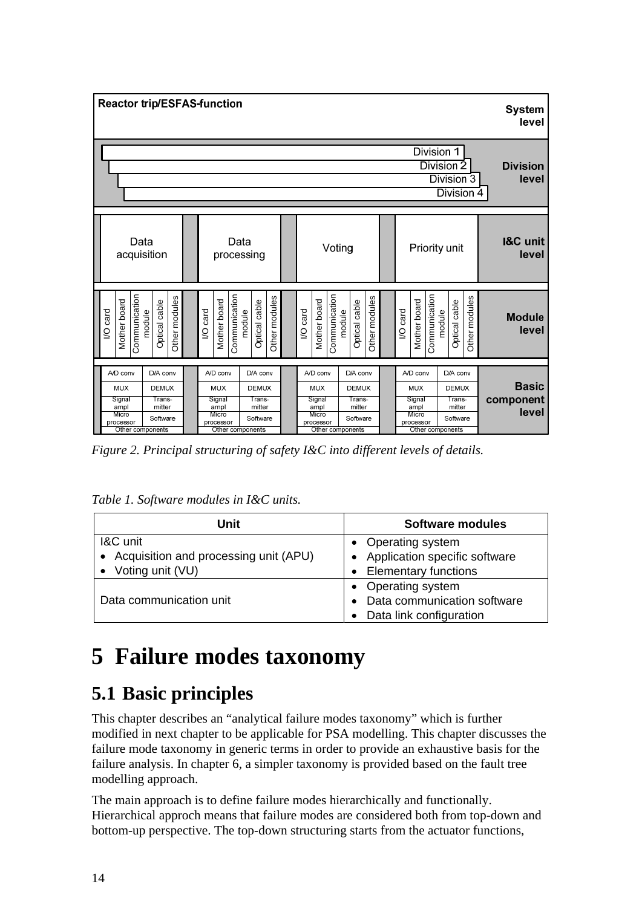Figure 2. Principal structuring of safety I&C into different levels of details.

*Table 1. Software modules in I&C units.*

| Unit | Software modules |
|---|---|
| I&C unit<br>• Acquisition and processing unit (APU)<br>• Voting unit (VU) | • Operating system<br>• Application specific software<br>• Elementary functions |
| Data communication unit | • Operating system<br>• Data communication software<br>• Data link configuration |

# 5 Failure modes taxonomy

## 5.1 Basic principles

This chapter describes an "analytical failure modes taxonomy" which is further modified in next chapter to be applicable for PSA modelling. This chapter discusses the failure mode taxonomy in generic terms in order to provide an exhaustive basis for the failure analysis. In chapter 6, a simpler taxonomy is provided based on the fault tree modelling approach.

The main approach is to define failure modes hierarchically and functionally. Hierarchical approch means that failure modes are considered both from top-down and bottom-up perspective. The top-down structuring starts from the actuator functions,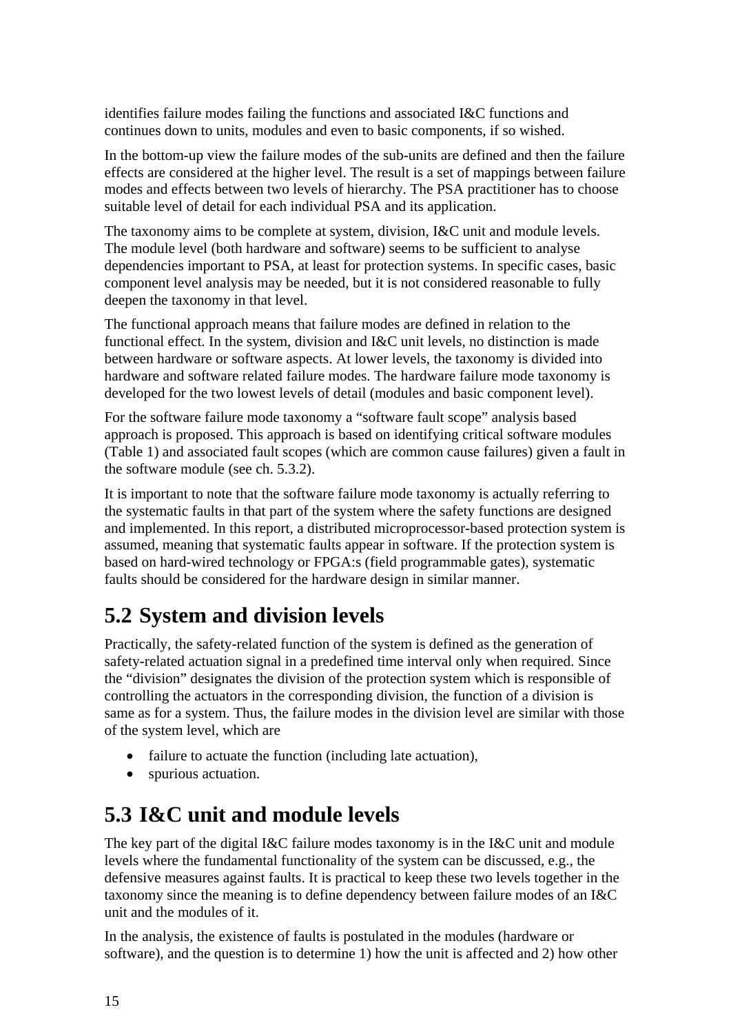identifies failure modes failing the functions and associated I&C functions and continues down to units, modules and even to basic components, if so wished.

In the bottom-up view the failure modes of the sub-units are defined and then the failure effects are considered at the higher level. The result is a set of mappings between failure modes and effects between two levels of hierarchy. The PSA practitioner has to choose suitable level of detail for each individual PSA and its application.

The taxonomy aims to be complete at system, division, I&C unit and module levels. The module level (both hardware and software) seems to be sufficient to analyse dependencies important to PSA, at least for protection systems. In specific cases, basic component level analysis may be needed, but it is not considered reasonable to fully deepen the taxonomy in that level.

The functional approach means that failure modes are defined in relation to the functional effect. In the system, division and I&C unit levels, no distinction is made between hardware or software aspects. At lower levels, the taxonomy is divided into hardware and software related failure modes. The hardware failure mode taxonomy is developed for the two lowest levels of detail (modules and basic component level).

For the software failure mode taxonomy a "software fault scope" analysis based approach is proposed. This approach is based on identifying critical software modules (Table 1) and associated fault scopes (which are common cause failures) given a fault in the software module (see ch. 5.3.2).

It is important to note that the software failure mode taxonomy is actually referring to the systematic faults in that part of the system where the safety functions are designed and implemented. In this report, a distributed microprocessor-based protection system is assumed, meaning that systematic faults appear in software. If the protection system is based on hard-wired technology or FPGA:s (field programmable gates), systematic faults should be considered for the hardware design in similar manner.

## 5.2 System and division levels

Practically, the safety-related function of the system is defined as the generation of safety-related actuation signal in a predefined time interval only when required. Since the "division" designates the division of the protection system which is responsible of controlling the actuators in the corresponding division, the function of a division is same as for a system. Thus, the failure modes in the division level are similar with those of the system level, which are

- failure to actuate the function (including late actuation),
- spurious actuation.

## 5.3 I&C unit and module levels

The key part of the digital I&C failure modes taxonomy is in the I&C unit and module levels where the fundamental functionality of the system can be discussed, e.g., the defensive measures against faults. It is practical to keep these two levels together in the taxonomy since the meaning is to define dependency between failure modes of an I&C unit and the modules of it.

In the analysis, the existence of faults is postulated in the modules (hardware or software), and the question is to determine 1) how the unit is affected and 2) how other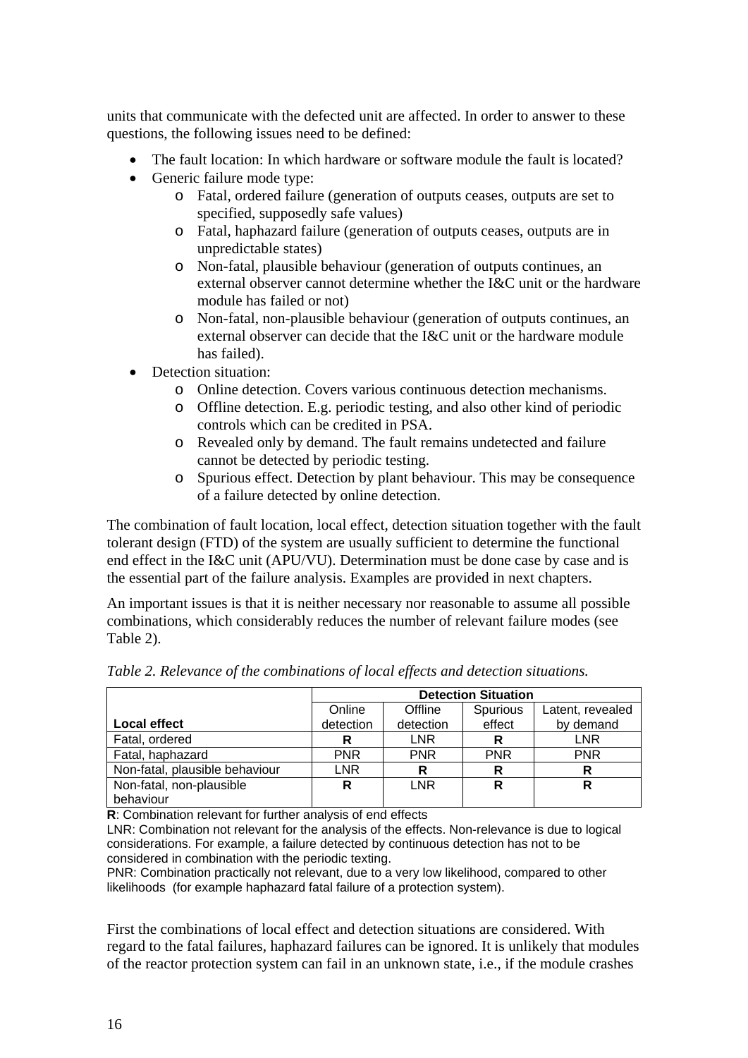units that communicate with the defected unit are affected. In order to answer to these questions, the following issues need to be defined:

- The fault location: In which hardware or software module the fault is located?
- Generic failure mode type:
  - Fatal, ordered failure (generation of outputs ceases, outputs are set to specified, supposedly safe values)
  - Fatal, haphazard failure (generation of outputs ceases, outputs are in unpredictable states)
  - Non-fatal, plausible behaviour (generation of outputs continues, an external observer cannot determine whether the I&C unit or the hardware module has failed or not)
  - Non-fatal, non-plausible behaviour (generation of outputs continues, an external observer can decide that the I&C unit or the hardware module has failed).
- Detection situation:
  - Online detection. Covers various continuous detection mechanisms.
  - Offline detection. E.g. periodic testing, and also other kind of periodic controls which can be credited in PSA.
  - Revealed only by demand. The fault remains undetected and failure cannot be detected by periodic testing.
  - Spurious effect. Detection by plant behaviour. This may be consequence of a failure detected by online detection.

The combination of fault location, local effect, detection situation together with the fault tolerant design (FTD) of the system are usually sufficient to determine the functional end effect in the I&C unit (APU/VU). Determination must be done case by case and is the essential part of the failure analysis. Examples are provided in next chapters.

An important issues is that it is neither necessary nor reasonable to assume all possible combinations, which considerably reduces the number of relevant failure modes (see Table 2).

*Table 2. Relevance of the combinations of local effects and detection situations.*

| | **Detection Situation** | | | |
|---|---|---|---|---|
| **Local effect** | Online detection | Offline detection | Spurious effect | Latent, revealed by demand |
| Fatal, ordered | **R** | LNR | **R** | LNR |
| Fatal, haphazard | PNR | PNR | PNR | PNR |
| Non-fatal, plausible behaviour | LNR | **R** | **R** | **R** |
| Non-fatal, non-plausible behaviour | **R** | LNR | **R** | **R** |

**R**: Combination relevant for further analysis of end effects
LNR: Combination not relevant for the analysis of the effects. Non-relevance is due to logical considerations. For example, a failure detected by continuous detection has not to be considered in combination with the periodic texting.
PNR: Combination practically not relevant, due to a very low likelihood, compared to other likelihoods (for example haphazard fatal failure of a protection system).

First the combinations of local effect and detection situations are considered. With regard to the fatal failures, haphazard failures can be ignored. It is unlikely that modules of the reactor protection system can fail in an unknown state, i.e., if the module crashes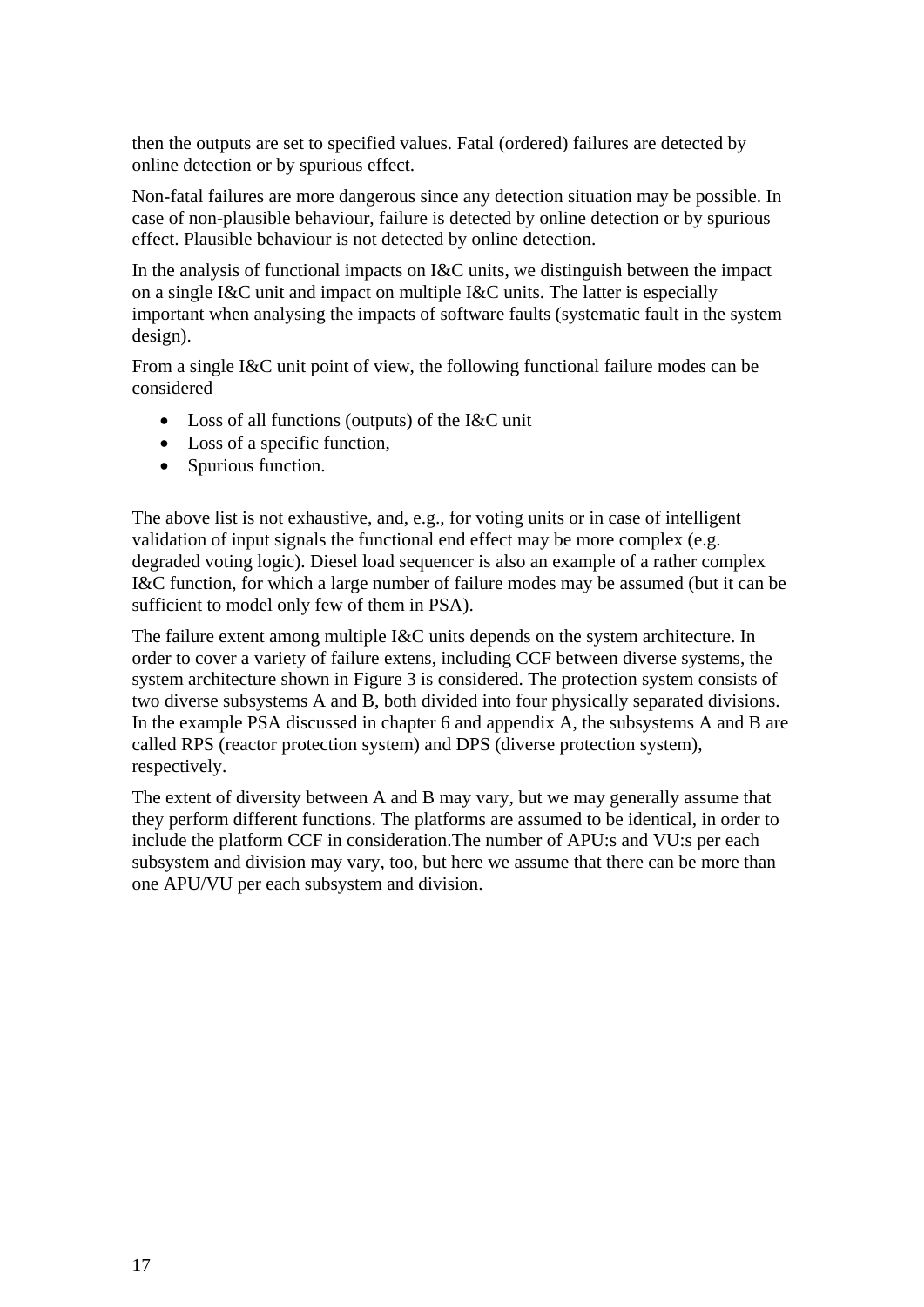then the outputs are set to specified values. Fatal (ordered) failures are detected by online detection or by spurious effect.

Non-fatal failures are more dangerous since any detection situation may be possible. In case of non-plausible behaviour, failure is detected by online detection or by spurious effect. Plausible behaviour is not detected by online detection.

In the analysis of functional impacts on I&C units, we distinguish between the impact on a single I&C unit and impact on multiple I&C units. The latter is especially important when analysing the impacts of software faults (systematic fault in the system design).

From a single I&C unit point of view, the following functional failure modes can be considered

- Loss of all functions (outputs) of the I&C unit
- Loss of a specific function,
- Spurious function.

The above list is not exhaustive, and, e.g., for voting units or in case of intelligent validation of input signals the functional end effect may be more complex (e.g. degraded voting logic). Diesel load sequencer is also an example of a rather complex I&C function, for which a large number of failure modes may be assumed (but it can be sufficient to model only few of them in PSA).

The failure extent among multiple I&C units depends on the system architecture. In order to cover a variety of failure extens, including CCF between diverse systems, the system architecture shown in Figure 3 is considered. The protection system consists of two diverse subsystems A and B, both divided into four physically separated divisions. In the example PSA discussed in chapter 6 and appendix A, the subsystems A and B are called RPS (reactor protection system) and DPS (diverse protection system), respectively.

The extent of diversity between A and B may vary, but we may generally assume that they perform different functions. The platforms are assumed to be identical, in order to include the platform CCF in consideration.The number of APU:s and VU:s per each subsystem and division may vary, too, but here we assume that there can be more than one APU/VU per each subsystem and division.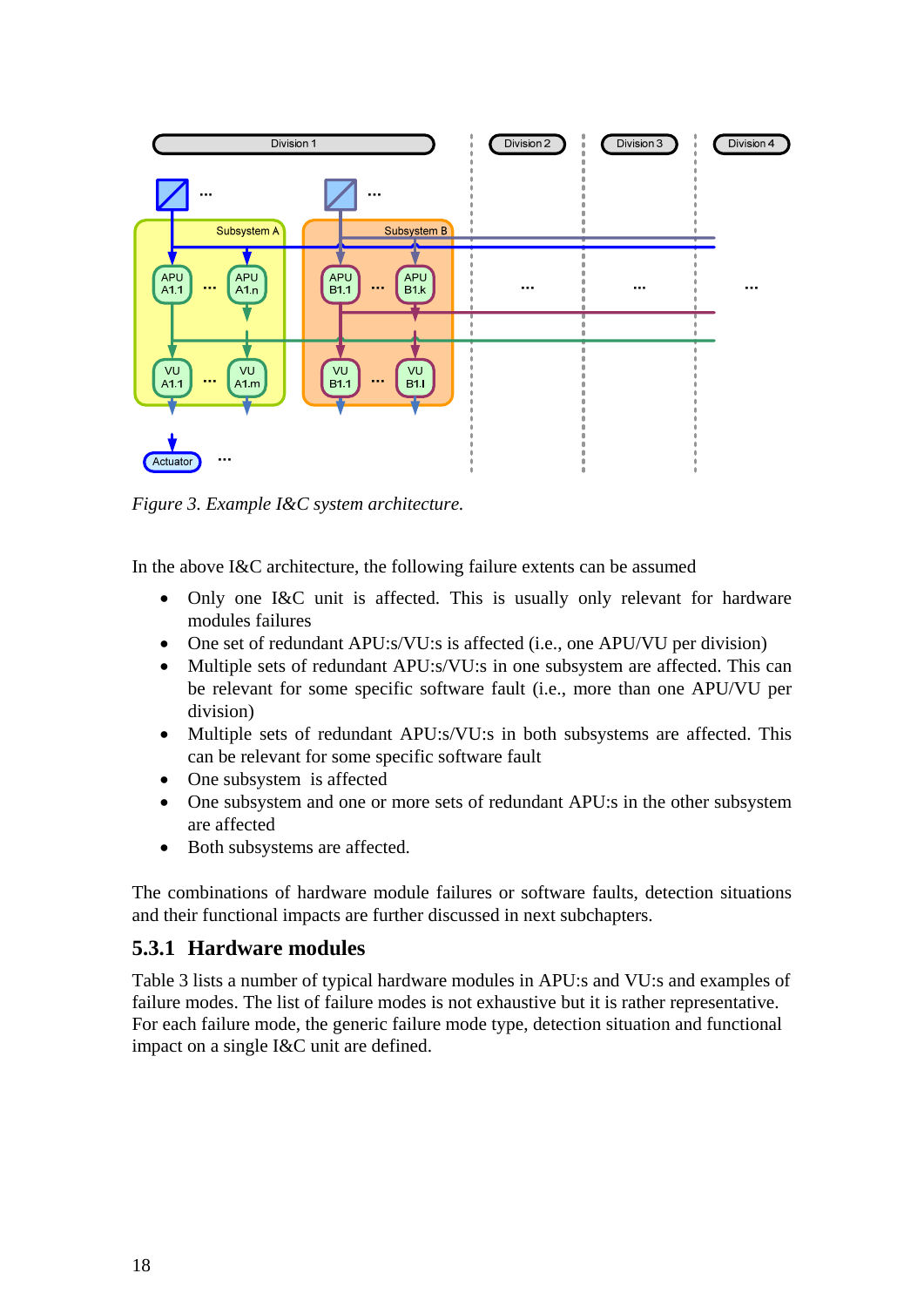Division 1
Division 2
Division 3
Division 4
Subsystem A
Subsystem B
APU A1.1
APU A1.n
APU B1.1
APU B1.k
VU A1.1
VU A1.m
VU B1.1
VU B1.l
Actuator

*Figure 3. Example I&C system architecture.*

In the above I&C architecture, the following failure extents can be assumed

- Only one I&C unit is affected. This is usually only relevant for hardware modules failures
- One set of redundant APU:s/VU:s is affected (i.e., one APU/VU per division)
- Multiple sets of redundant APU:s/VU:s in one subsystem are affected. This can be relevant for some specific software fault (i.e., more than one APU/VU per division)
- Multiple sets of redundant APU:s/VU:s in both subsystems are affected. This can be relevant for some specific software fault
- One subsystem is affected
- One subsystem and one or more sets of redundant APU:s in the other subsystem are affected
- Both subsystems are affected.

The combinations of hardware module failures or software faults, detection situations and their functional impacts are further discussed in next subchapters.

### 5.3.1 Hardware modules

Table 3 lists a number of typical hardware modules in APU:s and VU:s and examples of failure modes. The list of failure modes is not exhaustive but it is rather representative. For each failure mode, the generic failure mode type, detection situation and functional impact on a single I&C unit are defined.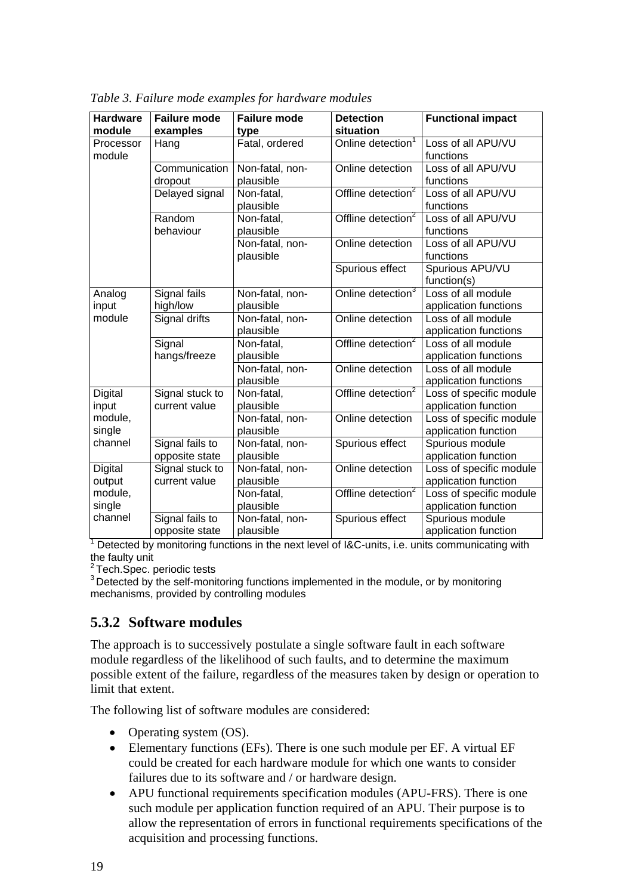*Table 3. Failure mode examples for hardware modules*

| Hardware module | Failure mode examples | Failure mode type | Detection situation | Functional impact |
|---|---|---|---|---|
| Processor module | Hang | Fatal, ordered | Online detection[1] | Loss of all APU/VU functions |
| | Communication dropout | Non-fatal, non-plausible | Online detection | Loss of all APU/VU functions |
| | Delayed signal | Non-fatal, plausible | Offline detection[2] | Loss of all APU/VU functions |
| | Random behaviour | Non-fatal, plausible | Offline detection[2] | Loss of all APU/VU functions |
| | | Non-fatal, non-plausible | Online detection | Loss of all APU/VU functions |
| | | | Spurious effect | Spurious APU/VU function(s) |
| Analog input module | Signal fails high/low | Non-fatal, non-plausible | Online detection[3] | Loss of all module application functions |
| | Signal drifts | Non-fatal, non-plausible | Online detection | Loss of all module application functions |
| | Signal hangs/freeze | Non-fatal, plausible | Offline detection[2] | Loss of all module application functions |
| | | Non-fatal, non-plausible | Online detection | Loss of all module application functions |
| Digital input module, single channel | Signal stuck to current value | Non-fatal, plausible | Offline detection[2] | Loss of specific module application function |
| | | Non-fatal, non-plausible | Online detection | Loss of specific module application function |
| | Signal fails to opposite state | Non-fatal, non-plausible | Spurious effect | Spurious module application function |
| Digital output module, single channel | Signal stuck to current value | Non-fatal, non-plausible | Online detection | Loss of specific module application function |
| | | Non-fatal, plausible | Offline detection[2] | Loss of specific module application function |
| | Signal fails to opposite state | Non-fatal, non-plausible | Spurious effect | Spurious module application function |

[1] Detected by monitoring functions in the next level of I&C-units, i.e. units communicating with the faulty unit
[2] Tech.Spec. periodic tests
[3] Detected by the self-monitoring functions implemented in the module, or by monitoring mechanisms, provided by controlling modules

### 5.3.2 Software modules

The approach is to successively postulate a single software fault in each software module regardless of the likelihood of such faults, and to determine the maximum possible extent of the failure, regardless of the measures taken by design or operation to limit that extent.

The following list of software modules are considered:

- Operating system (OS).
- Elementary functions (EFs). There is one such module per EF. A virtual EF could be created for each hardware module for which one wants to consider failures due to its software and / or hardware design.
- APU functional requirements specification modules (APU-FRS). There is one such module per application function required of an APU. Their purpose is to allow the representation of errors in functional requirements specifications of the acquisition and processing functions.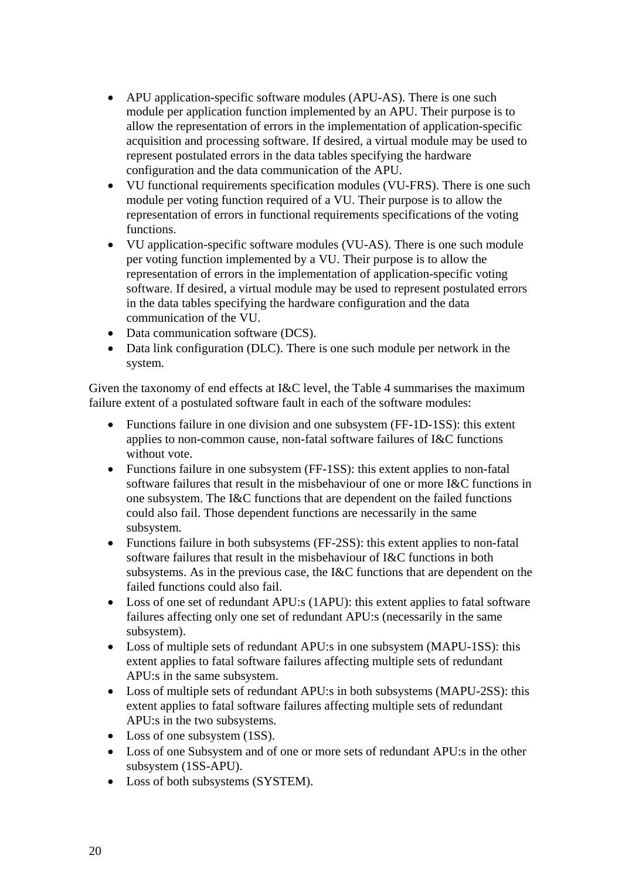- APU application-specific software modules (APU-AS). There is one such module per application function implemented by an APU. Their purpose is to allow the representation of errors in the implementation of application-specific acquisition and processing software. If desired, a virtual module may be used to represent postulated errors in the data tables specifying the hardware configuration and the data communication of the APU.
- VU functional requirements specification modules (VU-FRS). There is one such module per voting function required of a VU. Their purpose is to allow the representation of errors in functional requirements specifications of the voting functions.
- VU application-specific software modules (VU-AS). There is one such module per voting function implemented by a VU. Their purpose is to allow the representation of errors in the implementation of application-specific voting software. If desired, a virtual module may be used to represent postulated errors in the data tables specifying the hardware configuration and the data communication of the VU.
- Data communication software (DCS).
- Data link configuration (DLC). There is one such module per network in the system.

Given the taxonomy of end effects at I&C level, the Table 4 summarises the maximum failure extent of a postulated software fault in each of the software modules:

- Functions failure in one division and one subsystem (FF-1D-1SS): this extent applies to non-common cause, non-fatal software failures of I&C functions without vote.
- Functions failure in one subsystem (FF-1SS): this extent applies to non-fatal software failures that result in the misbehaviour of one or more I&C functions in one subsystem. The I&C functions that are dependent on the failed functions could also fail. Those dependent functions are necessarily in the same subsystem.
- Functions failure in both subsystems (FF-2SS): this extent applies to non-fatal software failures that result in the misbehaviour of I&C functions in both subsystems. As in the previous case, the I&C functions that are dependent on the failed functions could also fail.
- Loss of one set of redundant APU:s (1APU): this extent applies to fatal software failures affecting only one set of redundant APU:s (necessarily in the same subsystem).
- Loss of multiple sets of redundant APU:s in one subsystem (MAPU-1SS): this extent applies to fatal software failures affecting multiple sets of redundant APU:s in the same subsystem.
- Loss of multiple sets of redundant APU:s in both subsystems (MAPU-2SS): this extent applies to fatal software failures affecting multiple sets of redundant APU:s in the two subsystems.
- Loss of one subsystem (1SS).
- Loss of one Subsystem and of one or more sets of redundant APU:s in the other subsystem (1SS-APU).
- Loss of both subsystems (SYSTEM).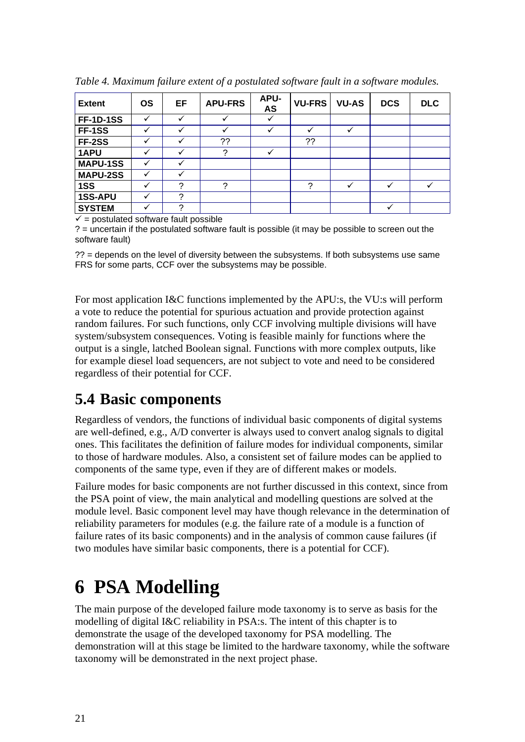*Table 4. Maximum failure extent of a postulated software fault in a software modules.*

| Extent | OS | EF | APU-FRS | APU-AS | VU-FRS | VU-AS | DCS | DLC |
|---|---|---|---|---|---|---|---|---|
| **FF-1D-1SS** | ✓ | ✓ | ✓ | ✓ | | | | |
| **FF-1SS** | ✓ | ✓ | ✓ | ✓ | ✓ | ✓ | | |
| **FF-2SS** | ✓ | ✓ | ?? | | ?? | | | |
| **1APU** | ✓ | ✓ | ? | ✓ | | | | |
| **MAPU-1SS** | ✓ | ✓ | | | | | | |
| **MAPU-2SS** | ✓ | ✓ | | | | | | |
| **1SS** | ✓ | ? | ? | | ? | ✓ | ✓ | ✓ |
| **1SS-APU** | ✓ | ? | | | | | | |
| **SYSTEM** | ✓ | ? | | | | | ✓ | |

✓ = postulated software fault possible

? = uncertain if the postulated software fault is possible (it may be possible to screen out the software fault)

?? = depends on the level of diversity between the subsystems. If both subsystems use same FRS for some parts, CCF over the subsystems may be possible.

For most application I&C functions implemented by the APU:s, the VU:s will perform a vote to reduce the potential for spurious actuation and provide protection against random failures. For such functions, only CCF involving multiple divisions will have system/subsystem consequences. Voting is feasible mainly for functions where the output is a single, latched Boolean signal. Functions with more complex outputs, like for example diesel load sequencers, are not subject to vote and need to be considered regardless of their potential for CCF.

## 5.4 Basic components

Regardless of vendors, the functions of individual basic components of digital systems are well-defined, e.g., A/D converter is always used to convert analog signals to digital ones. This facilitates the definition of failure modes for individual components, similar to those of hardware modules. Also, a consistent set of failure modes can be applied to components of the same type, even if they are of different makes or models.

Failure modes for basic components are not further discussed in this context, since from the PSA point of view, the main analytical and modelling questions are solved at the module level. Basic component level may have though relevance in the determination of reliability parameters for modules (e.g. the failure rate of a module is a function of failure rates of its basic components) and in the analysis of common cause failures (if two modules have similar basic components, there is a potential for CCF).

# 6 PSA Modelling

The main purpose of the developed failure mode taxonomy is to serve as basis for the modelling of digital I&C reliability in PSA:s. The intent of this chapter is to demonstrate the usage of the developed taxonomy for PSA modelling. The demonstration will at this stage be limited to the hardware taxonomy, while the software taxonomy will be demonstrated in the next project phase.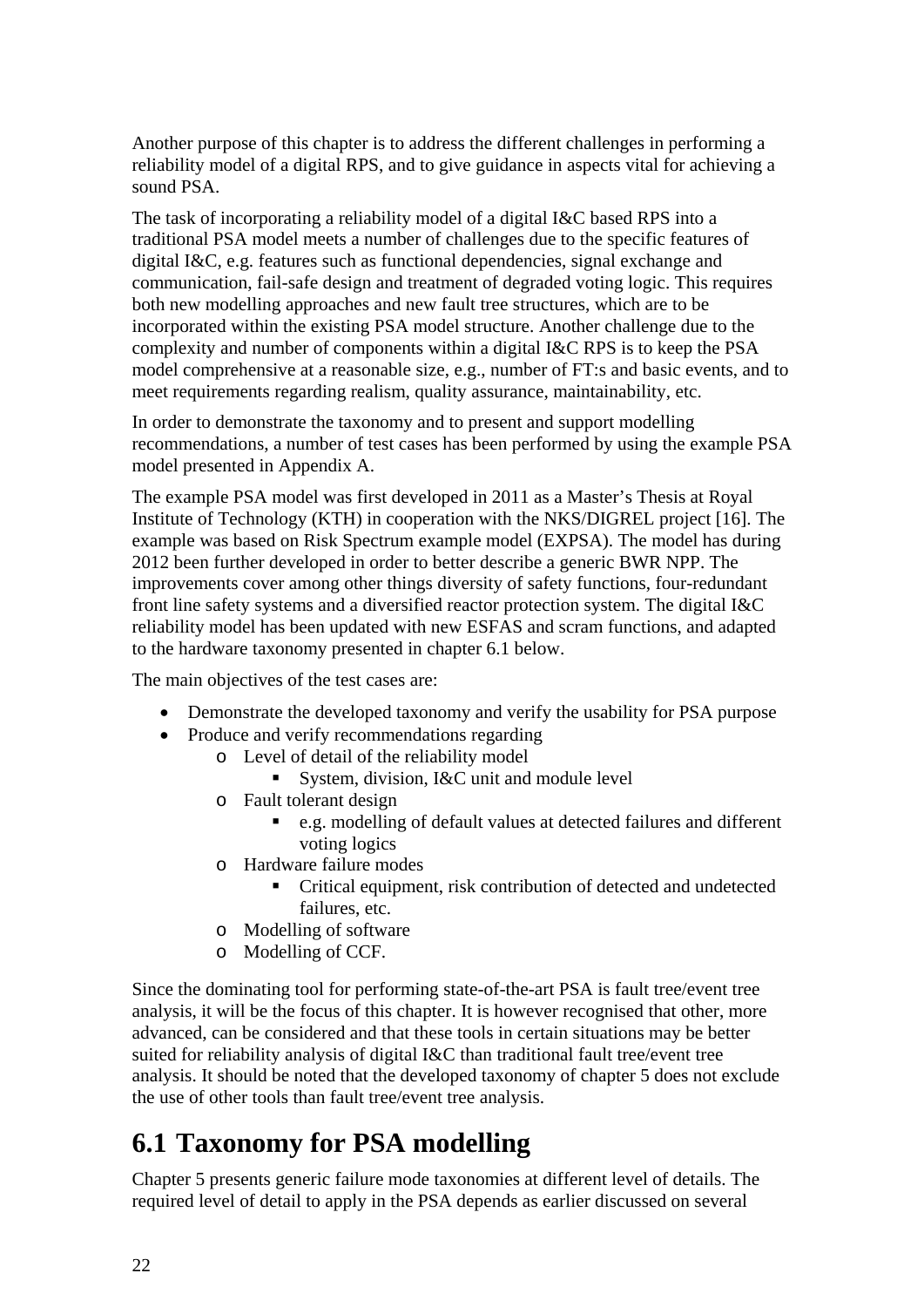Another purpose of this chapter is to address the different challenges in performing a reliability model of a digital RPS, and to give guidance in aspects vital for achieving a sound PSA.

The task of incorporating a reliability model of a digital I&C based RPS into a traditional PSA model meets a number of challenges due to the specific features of digital I&C, e.g. features such as functional dependencies, signal exchange and communication, fail-safe design and treatment of degraded voting logic. This requires both new modelling approaches and new fault tree structures, which are to be incorporated within the existing PSA model structure. Another challenge due to the complexity and number of components within a digital I&C RPS is to keep the PSA model comprehensive at a reasonable size, e.g., number of FT:s and basic events, and to meet requirements regarding realism, quality assurance, maintainability, etc.

In order to demonstrate the taxonomy and to present and support modelling recommendations, a number of test cases has been performed by using the example PSA model presented in Appendix A.

The example PSA model was first developed in 2011 as a Master's Thesis at Royal Institute of Technology (KTH) in cooperation with the NKS/DIGREL project [16]. The example was based on Risk Spectrum example model (EXPSA). The model has during 2012 been further developed in order to better describe a generic BWR NPP. The improvements cover among other things diversity of safety functions, four-redundant front line safety systems and a diversified reactor protection system. The digital I&C reliability model has been updated with new ESFAS and scram functions, and adapted to the hardware taxonomy presented in chapter 6.1 below.

The main objectives of the test cases are:

- Demonstrate the developed taxonomy and verify the usability for PSA purpose
- Produce and verify recommendations regarding
  - Level of detail of the reliability model
    - System, division, I&C unit and module level
  - Fault tolerant design
    - e.g. modelling of default values at detected failures and different voting logics
  - Hardware failure modes
    - Critical equipment, risk contribution of detected and undetected failures, etc.
  - Modelling of software
  - Modelling of CCF.

Since the dominating tool for performing state-of-the-art PSA is fault tree/event tree analysis, it will be the focus of this chapter. It is however recognised that other, more advanced, can be considered and that these tools in certain situations may be better suited for reliability analysis of digital I&C than traditional fault tree/event tree analysis. It should be noted that the developed taxonomy of chapter 5 does not exclude the use of other tools than fault tree/event tree analysis.

## 6.1 Taxonomy for PSA modelling

Chapter 5 presents generic failure mode taxonomies at different level of details. The required level of detail to apply in the PSA depends as earlier discussed on several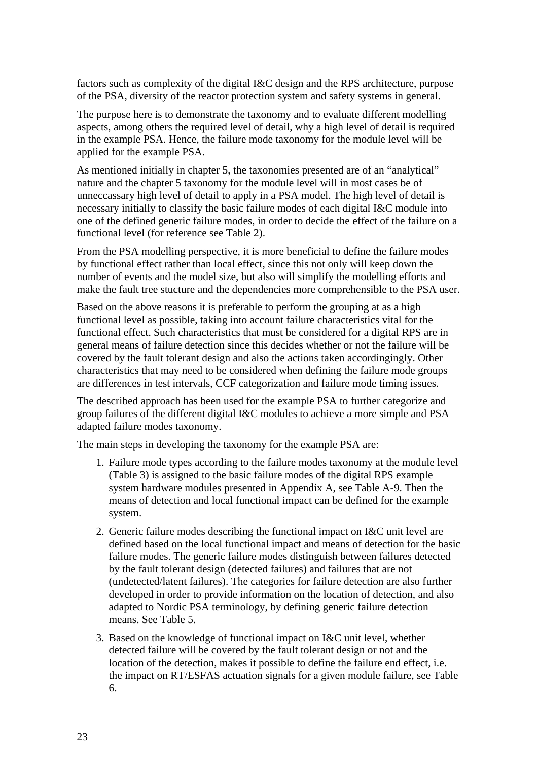factors such as complexity of the digital I&C design and the RPS architecture, purpose of the PSA, diversity of the reactor protection system and safety systems in general.

The purpose here is to demonstrate the taxonomy and to evaluate different modelling aspects, among others the required level of detail, why a high level of detail is required in the example PSA. Hence, the failure mode taxonomy for the module level will be applied for the example PSA.

As mentioned initially in chapter 5, the taxonomies presented are of an "analytical" nature and the chapter 5 taxonomy for the module level will in most cases be of unneccassary high level of detail to apply in a PSA model. The high level of detail is necessary initially to classify the basic failure modes of each digital I&C module into one of the defined generic failure modes, in order to decide the effect of the failure on a functional level (for reference see Table 2).

From the PSA modelling perspective, it is more beneficial to define the failure modes by functional effect rather than local effect, since this not only will keep down the number of events and the model size, but also will simplify the modelling efforts and make the fault tree stucture and the dependencies more comprehensible to the PSA user.

Based on the above reasons it is preferable to perform the grouping at as a high functional level as possible, taking into account failure characteristics vital for the functional effect. Such characteristics that must be considered for a digital RPS are in general means of failure detection since this decides whether or not the failure will be covered by the fault tolerant design and also the actions taken accordingingly. Other characteristics that may need to be considered when defining the failure mode groups are differences in test intervals, CCF categorization and failure mode timing issues.

The described approach has been used for the example PSA to further categorize and group failures of the different digital I&C modules to achieve a more simple and PSA adapted failure modes taxonomy.

The main steps in developing the taxonomy for the example PSA are:

1. Failure mode types according to the failure modes taxonomy at the module level (Table 3) is assigned to the basic failure modes of the digital RPS example system hardware modules presented in Appendix A, see Table A-9. Then the means of detection and local functional impact can be defined for the example system.
2. Generic failure modes describing the functional impact on I&C unit level are defined based on the local functional impact and means of detection for the basic failure modes. The generic failure modes distinguish between failures detected by the fault tolerant design (detected failures) and failures that are not (undetected/latent failures). The categories for failure detection are also further developed in order to provide information on the location of detection, and also adapted to Nordic PSA terminology, by defining generic failure detection means. See Table 5.
3. Based on the knowledge of functional impact on I&C unit level, whether detected failure will be covered by the fault tolerant design or not and the location of the detection, makes it possible to define the failure end effect, i.e. the impact on RT/ESFAS actuation signals for a given module failure, see Table 6.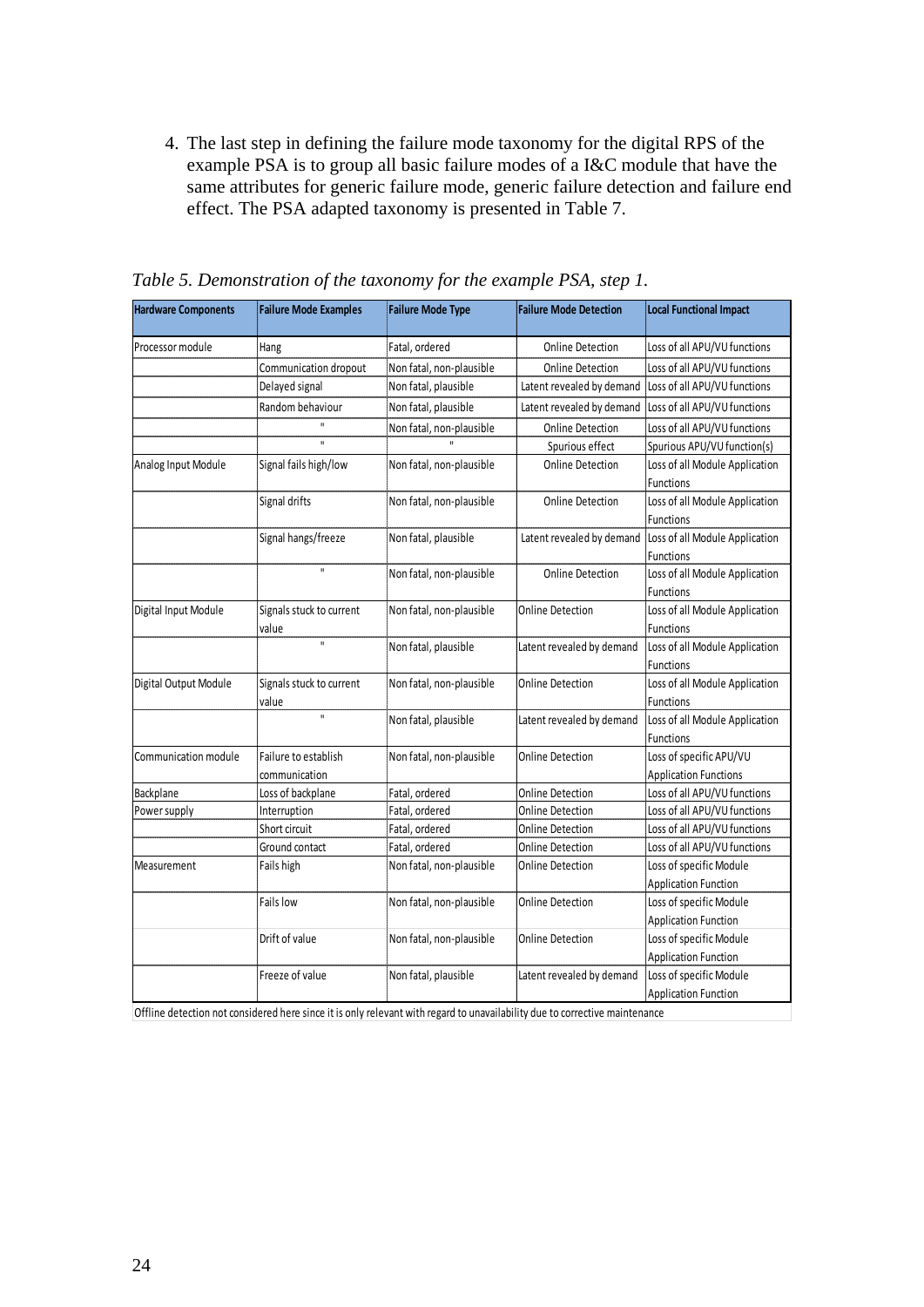4. The last step in defining the failure mode taxonomy for the digital RPS of the example PSA is to group all basic failure modes of a I&C module that have the same attributes for generic failure mode, generic failure detection and failure end effect. The PSA adapted taxonomy is presented in Table 7.

*Table 5. Demonstration of the taxonomy for the example PSA, step 1.*

| Hardware Components | Failure Mode Examples | Failure Mode Type | Failure Mode Detection | Local Functional Impact |
|---|---|---|---|---|
| Processor module | Hang | Fatal, ordered | Online Detection | Loss of all APU/VU functions |
| | Communication dropout | Non fatal, non-plausible | Online Detection | Loss of all APU/VU functions |
| | Delayed signal | Non fatal, plausible | Latent revealed by demand | Loss of all APU/VU functions |
| | Random behaviour | Non fatal, plausible | Latent revealed by demand | Loss of all APU/VU functions |
| | " | Non fatal, non-plausible | Online Detection | Loss of all APU/VU functions |
| | " | " | Spurious effect | Spurious APU/VU function(s) |
| Analog Input Module | Signal fails high/low | Non fatal, non-plausible | Online Detection | Loss of all Module Application Functions |
| | Signal drifts | Non fatal, non-plausible | Online Detection | Loss of all Module Application Functions |
| | Signal hangs/freeze | Non fatal, plausible | Latent revealed by demand | Loss of all Module Application Functions |
| | " | Non fatal, non-plausible | Online Detection | Loss of all Module Application Functions |
| Digital Input Module | Signals stuck to current value | Non fatal, non-plausible | Online Detection | Loss of all Module Application Functions |
| | " | Non fatal, plausible | Latent revealed by demand | Loss of all Module Application Functions |
| Digital Output Module | Signals stuck to current value | Non fatal, non-plausible | Online Detection | Loss of all Module Application Functions |
| | " | Non fatal, plausible | Latent revealed by demand | Loss of all Module Application Functions |
| Communication module | Failure to establish communication | Non fatal, non-plausible | Online Detection | Loss of specific APU/VU Application Functions |
| Backplane | Loss of backplane | Fatal, ordered | Online Detection | Loss of all APU/VU functions |
| Power supply | Interruption | Fatal, ordered | Online Detection | Loss of all APU/VU functions |
| | Short circuit | Fatal, ordered | Online Detection | Loss of all APU/VU functions |
| | Ground contact | Fatal, ordered | Online Detection | Loss of all APU/VU functions |
| Measurement | Fails high | Non fatal, non-plausible | Online Detection | Loss of specific Module Application Function |
| | Fails low | Non fatal, non-plausible | Online Detection | Loss of specific Module Application Function |
| | Drift of value | Non fatal, non-plausible | Online Detection | Loss of specific Module Application Function |
| | Freeze of value | Non fatal, plausible | Latent revealed by demand | Loss of specific Module Application Function |

Offline detection not considered here since it is only relevant with regard to unavailability due to corrective maintenance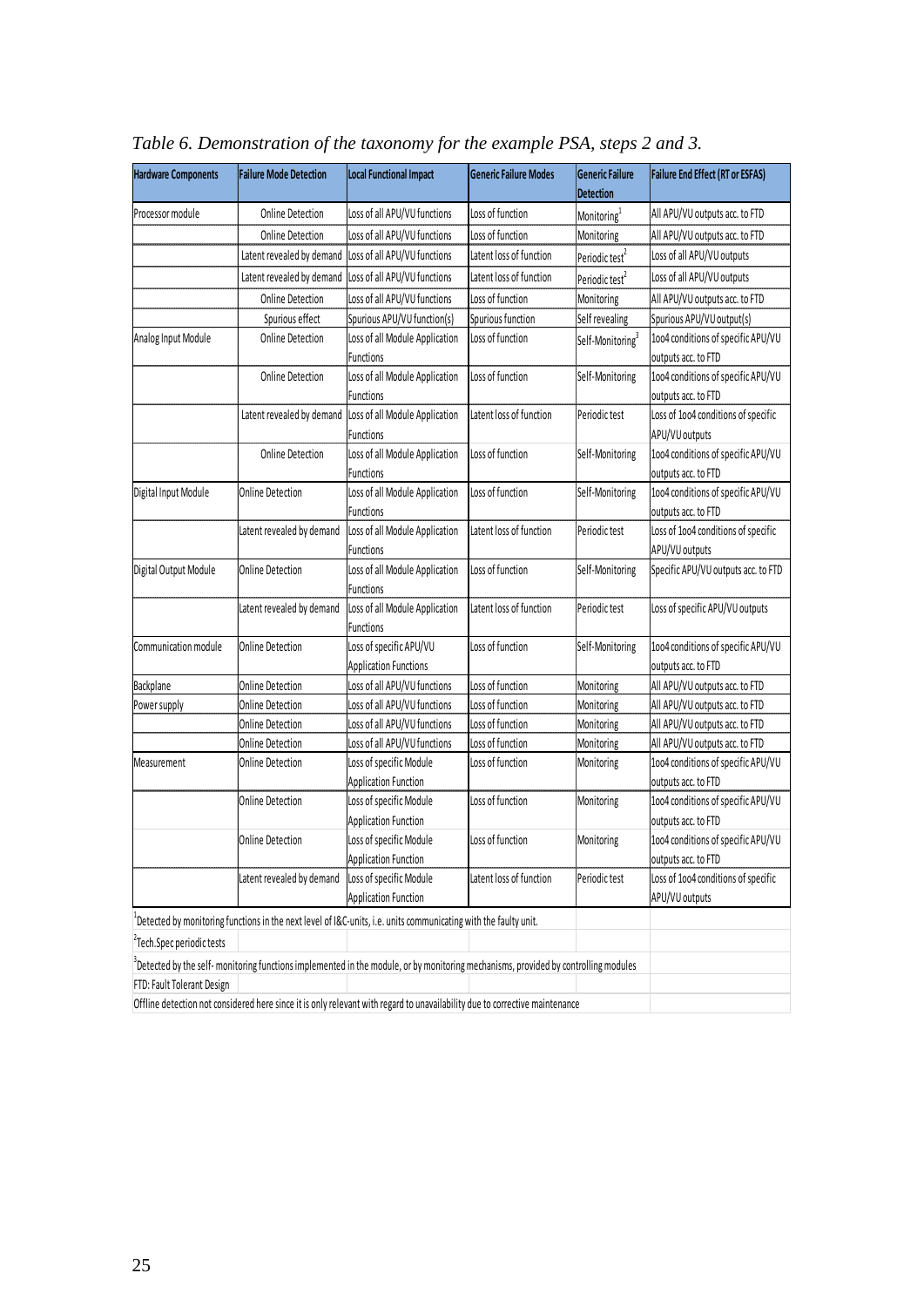*Table 6. Demonstration of the taxonomy for the example PSA, steps 2 and 3.*

| Hardware Components | Failure Mode Detection | Local Functional Impact | Generic Failure Modes | Generic Failure Detection | Failure End Effect (RT or ESFAS) |
|---|---|---|---|---|---|
| Processor module | Online Detection | Loss of all APU/VU functions | Loss of function | Monitoring[1] | All APU/VU outputs acc. to FTD |
| | Online Detection | Loss of all APU/VU functions | Loss of function | Monitoring | All APU/VU outputs acc. to FTD |
| | Latent revealed by demand | Loss of all APU/VU functions | Latent loss of function | Periodic test[2] | Loss of all APU/VU outputs |
| | Latent revealed by demand | Loss of all APU/VU functions | Latent loss of function | Periodic test[2] | Loss of all APU/VU outputs |
| | Online Detection | Loss of all APU/VU functions | Loss of function | Monitoring | All APU/VU outputs acc. to FTD |
| | Spurious effect | Spurious APU/VU function(s) | Spurious function | Self revealing | Spurious APU/VU output(s) |
| Analog Input Module | Online Detection | Loss of all Module Application Functions | Loss of function | Self-Monitoring[3] | 1oo4 conditions of specific APU/VU outputs acc. to FTD |
| | Online Detection | Loss of all Module Application Functions | Loss of function | Self-Monitoring | 1oo4 conditions of specific APU/VU outputs acc. to FTD |
| | Latent revealed by demand | Loss of all Module Application Functions | Latent loss of function | Periodic test | Loss of 1oo4 conditions of specific APU/VU outputs |
| | Online Detection | Loss of all Module Application Functions | Loss of function | Self-Monitoring | 1oo4 conditions of specific APU/VU outputs acc. to FTD |
| Digital Input Module | Online Detection | Loss of all Module Application Functions | Loss of function | Self-Monitoring | 1oo4 conditions of specific APU/VU outputs acc. to FTD |
| | Latent revealed by demand | Loss of all Module Application Functions | Latent loss of function | Periodic test | Loss of 1oo4 conditions of specific APU/VU outputs |
| Digital Output Module | Online Detection | Loss of all Module Application Functions | Loss of function | Self-Monitoring | Specific APU/VU outputs acc. to FTD |
| | Latent revealed by demand | Loss of all Module Application Functions | Latent loss of function | Periodic test | Loss of specific APU/VU outputs |
| Communication module | Online Detection | Loss of specific APU/VU Application Functions | Loss of function | Self-Monitoring | 1oo4 conditions of specific APU/VU outputs acc. to FTD |
| Backplane | Online Detection | Loss of all APU/VU functions | Loss of function | Monitoring | All APU/VU outputs acc. to FTD |
| Power supply | Online Detection | Loss of all APU/VU functions | Loss of function | Monitoring | All APU/VU outputs acc. to FTD |
| | Online Detection | Loss of all APU/VU functions | Loss of function | Monitoring | All APU/VU outputs acc. to FTD |
| | Online Detection | Loss of all APU/VU functions | Loss of function | Monitoring | All APU/VU outputs acc. to FTD |
| Measurement | Online Detection | Loss of specific Module Application Function | Loss of function | Monitoring | 1oo4 conditions of specific APU/VU outputs acc. to FTD |
| | Online Detection | Loss of specific Module Application Function | Loss of function | Monitoring | 1oo4 conditions of specific APU/VU outputs acc. to FTD |
| | Online Detection | Loss of specific Module Application Function | Loss of function | Monitoring | 1oo4 conditions of specific APU/VU outputs acc. to FTD |
| | Latent revealed by demand | Loss of specific Module Application Function | Latent loss of function | Periodic test | Loss of 1oo4 conditions of specific APU/VU outputs |

[1]Detected by monitoring functions in the next level of I&C-units, i.e. units communicating with the faulty unit.

[2]Tech.Spec periodic tests

[3]Detected by the self- monitoring functions implemented in the module, or by monitoring mechanisms, provided by controlling modules

FTD: Fault Tolerant Design

Offline detection not considered here since it is only relevant with regard to unavailability due to corrective maintenance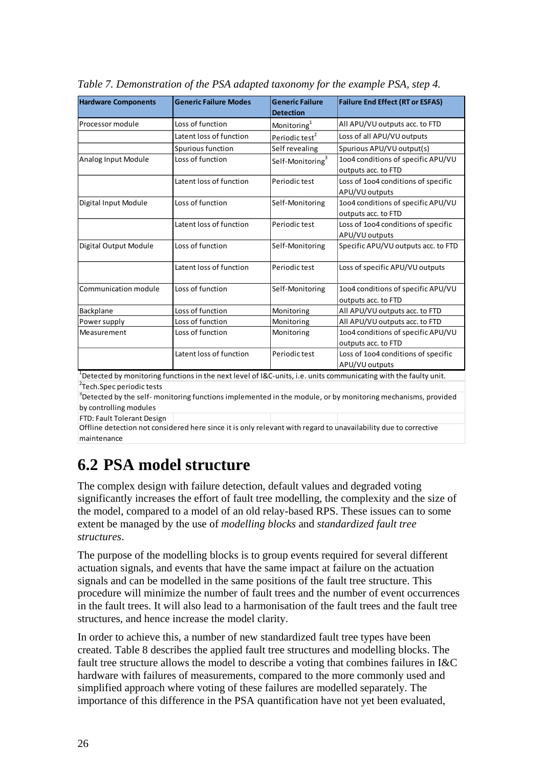*Table 7. Demonstration of the PSA adapted taxonomy for the example PSA, step 4.*

| Hardware Components | Generic Failure Modes | Generic Failure Detection | Failure End Effect (RT or ESFAS) |
|---|---|---|---|
| Processor module | Loss of function | Monitoring[1] | All APU/VU outputs acc. to FTD |
| | Latent loss of function | Periodic test[2] | Loss of all APU/VU outputs |
| | Spurious function | Self revealing | Spurious APU/VU output(s) |
| Analog Input Module | Loss of function | Self-Monitoring[3] | 1oo4 conditions of specific APU/VU outputs acc. to FTD |
| | Latent loss of function | Periodic test | Loss of 1oo4 conditions of specific APU/VU outputs |
| Digital Input Module | Loss of function | Self-Monitoring | 1oo4 conditions of specific APU/VU outputs acc. to FTD |
| | Latent loss of function | Periodic test | Loss of 1oo4 conditions of specific APU/VU outputs |
| Digital Output Module | Loss of function | Self-Monitoring | Specific APU/VU outputs acc. to FTD |
| | Latent loss of function | Periodic test | Loss of specific APU/VU outputs |
| Communication module | Loss of function | Self-Monitoring | 1oo4 conditions of specific APU/VU outputs acc. to FTD |
| Backplane | Loss of function | Monitoring | All APU/VU outputs acc. to FTD |
| Power supply | Loss of function | Monitoring | All APU/VU outputs acc. to FTD |
| Measurement | Loss of function | Monitoring | 1oo4 conditions of specific APU/VU outputs acc. to FTD |
| | Latent loss of function | Periodic test | Loss of 1oo4 conditions of specific APU/VU outputs |

[1]Detected by monitoring functions in the next level of I&C-units, i.e. units communicating with the faulty unit.
[2]Tech.Spec periodic tests
[3]Detected by the self- monitoring functions implemented in the module, or by monitoring mechanisms, provided by controlling modules
FTD: Fault Tolerant Design
Offline detection not considered here since it is only relevant with regard to unavailability due to corrective maintenance

## 6.2 PSA model structure

The complex design with failure detection, default values and degraded voting significantly increases the effort of fault tree modelling, the complexity and the size of the model, compared to a model of an old relay-based RPS. These issues can to some extent be managed by the use of *modelling blocks* and *standardized fault tree structures*.

The purpose of the modelling blocks is to group events required for several different actuation signals, and events that have the same impact at failure on the actuation signals and can be modelled in the same positions of the fault tree structure. This procedure will minimize the number of fault trees and the number of event occurrences in the fault trees. It will also lead to a harmonisation of the fault trees and the fault tree structures, and hence increase the model clarity.

In order to achieve this, a number of new standardized fault tree types have been created. Table 8 describes the applied fault tree structures and modelling blocks. The fault tree structure allows the model to describe a voting that combines failures in I&C hardware with failures of measurements, compared to the more commonly used and simplified approach where voting of these failures are modelled separately. The importance of this difference in the PSA quantification have not yet been evaluated,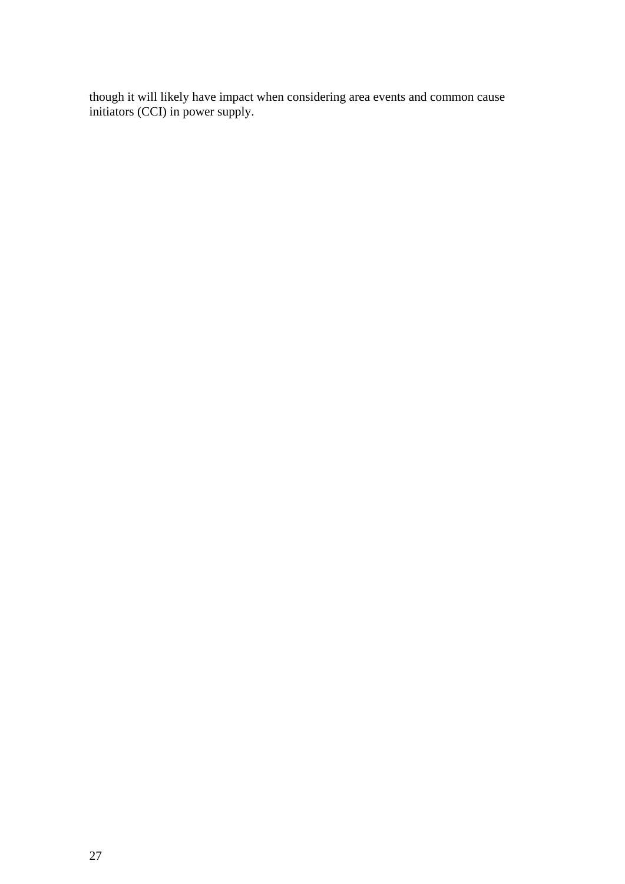though it will likely have impact when considering area events and common cause initiators (CCI) in power supply.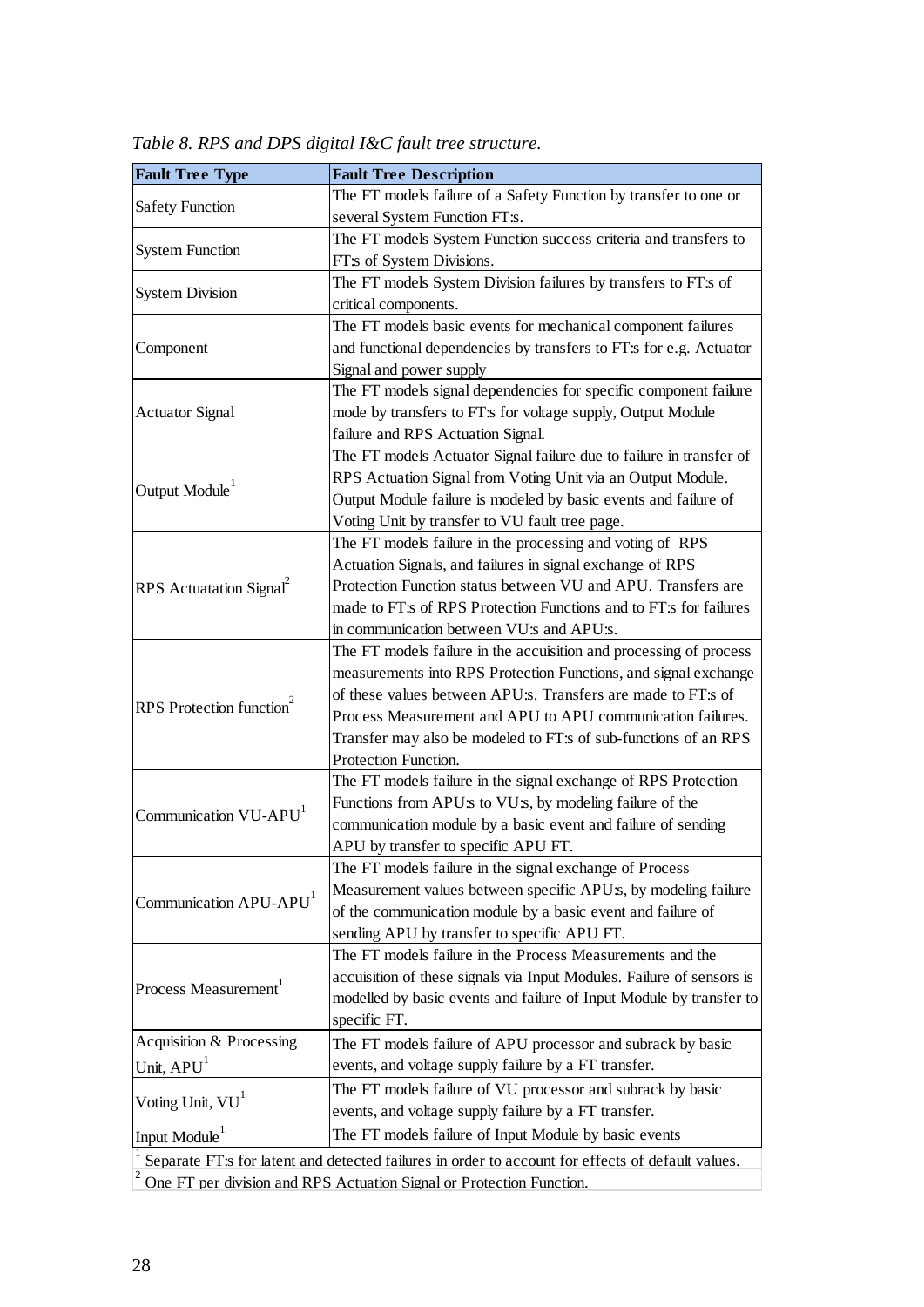*Table 8. RPS and DPS digital I&C fault tree structure.*

| Fault Tree Type | Fault Tree Description |
|---|---|
| Safety Function | The FT models failure of a Safety Function by transfer to one or several System Function FT:s. |
| System Function | The FT models System Function success criteria and transfers to FT:s of System Divisions. |
| System Division | The FT models System Division failures by transfers to FT:s of critical components. |
| Component | The FT models basic events for mechanical component failures and functional dependencies by transfers to FT:s for e.g. Actuator Signal and power supply |
| Actuator Signal | The FT models signal dependencies for specific component failure mode by transfers to FT:s for voltage supply, Output Module failure and RPS Actuation Signal. |
| Output Module[1] | The FT models Actuator Signal failure due to failure in transfer of RPS Actuation Signal from Voting Unit via an Output Module. Output Module failure is modeled by basic events and failure of Voting Unit by transfer to VU fault tree page. |
| RPS Actuatation Signal[2] | The FT models failure in the processing and voting of RPS Actuation Signals, and failures in signal exchange of RPS Protection Function status between VU and APU. Transfers are made to FT:s of RPS Protection Functions and to FT:s for failures in communication between VU:s and APU:s. |
| RPS Protection function[2] | The FT models failure in the accuisition and processing of process measurements into RPS Protection Functions, and signal exchange of these values between APU:s. Transfers are made to FT:s of Process Measurement and APU to APU communication failures. Transfer may also be modeled to FT:s of sub-functions of an RPS Protection Function. |
| Communication VU-APU[1] | The FT models failure in the signal exchange of RPS Protection Functions from APU:s to VU:s, by modeling failure of the communication module by a basic event and failure of sending APU by transfer to specific APU FT. |
| Communication APU-APU[1] | The FT models failure in the signal exchange of Process Measurement values between specific APU:s, by modeling failure of the communication module by a basic event and failure of sending APU by transfer to specific APU FT. |
| Process Measurement[1] | The FT models failure in the Process Measurements and the accuisition of these signals via Input Modules. Failure of sensors is modelled by basic events and failure of Input Module by transfer to specific FT. |
| Acquisition & Processing Unit, APU[1] | The FT models failure of APU processor and subrack by basic events, and voltage supply failure by a FT transfer. |
| Voting Unit, VU[1] | The FT models failure of VU processor and subrack by basic events, and voltage supply failure by a FT transfer. |
| Input Module[1] | The FT models failure of Input Module by basic events |

[1] Separate FT:s for latent and detected failures in order to account for effects of default values.

[2] One FT per division and RPS Actuation Signal or Protection Function.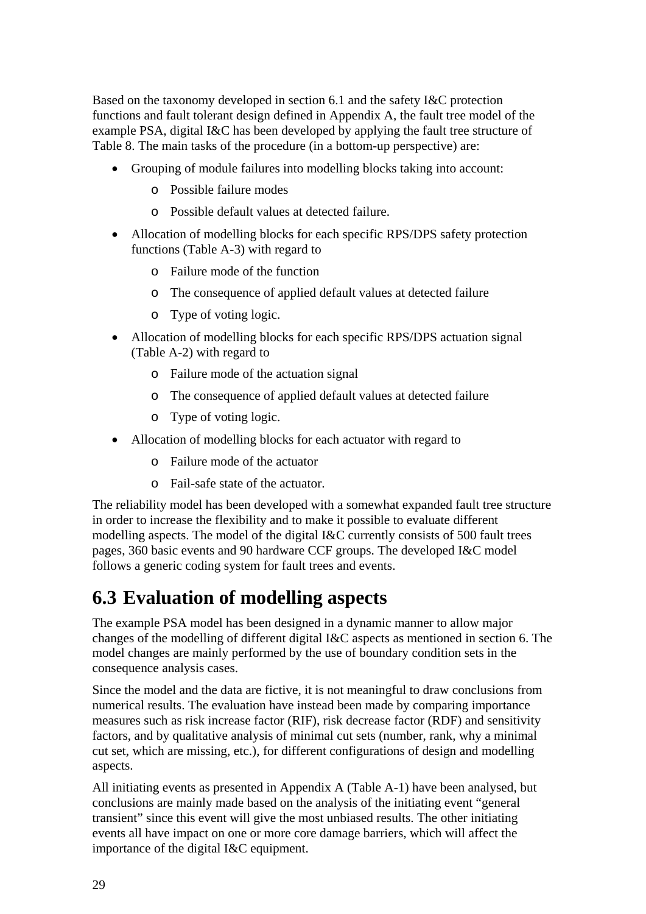Based on the taxonomy developed in section 6.1 and the safety I&C protection functions and fault tolerant design defined in Appendix A, the fault tree model of the example PSA, digital I&C has been developed by applying the fault tree structure of Table 8. The main tasks of the procedure (in a bottom-up perspective) are:

- Grouping of module failures into modelling blocks taking into account:
    - Possible failure modes
    - Possible default values at detected failure.
- Allocation of modelling blocks for each specific RPS/DPS safety protection functions (Table A-3) with regard to
    - Failure mode of the function
    - The consequence of applied default values at detected failure
    - Type of voting logic.
- Allocation of modelling blocks for each specific RPS/DPS actuation signal (Table A-2) with regard to
    - Failure mode of the actuation signal
    - The consequence of applied default values at detected failure
    - Type of voting logic.
- Allocation of modelling blocks for each actuator with regard to
    - Failure mode of the actuator
    - Fail-safe state of the actuator.

The reliability model has been developed with a somewhat expanded fault tree structure in order to increase the flexibility and to make it possible to evaluate different modelling aspects. The model of the digital I&C currently consists of 500 fault trees pages, 360 basic events and 90 hardware CCF groups. The developed I&C model follows a generic coding system for fault trees and events.

## 6.3 Evaluation of modelling aspects

The example PSA model has been designed in a dynamic manner to allow major changes of the modelling of different digital I&C aspects as mentioned in section 6. The model changes are mainly performed by the use of boundary condition sets in the consequence analysis cases.

Since the model and the data are fictive, it is not meaningful to draw conclusions from numerical results. The evaluation have instead been made by comparing importance measures such as risk increase factor (RIF), risk decrease factor (RDF) and sensitivity factors, and by qualitative analysis of minimal cut sets (number, rank, why a minimal cut set, which are missing, etc.), for different configurations of design and modelling aspects.

All initiating events as presented in Appendix A (Table A-1) have been analysed, but conclusions are mainly made based on the analysis of the initiating event "general transient" since this event will give the most unbiased results. The other initiating events all have impact on one or more core damage barriers, which will affect the importance of the digital I&C equipment.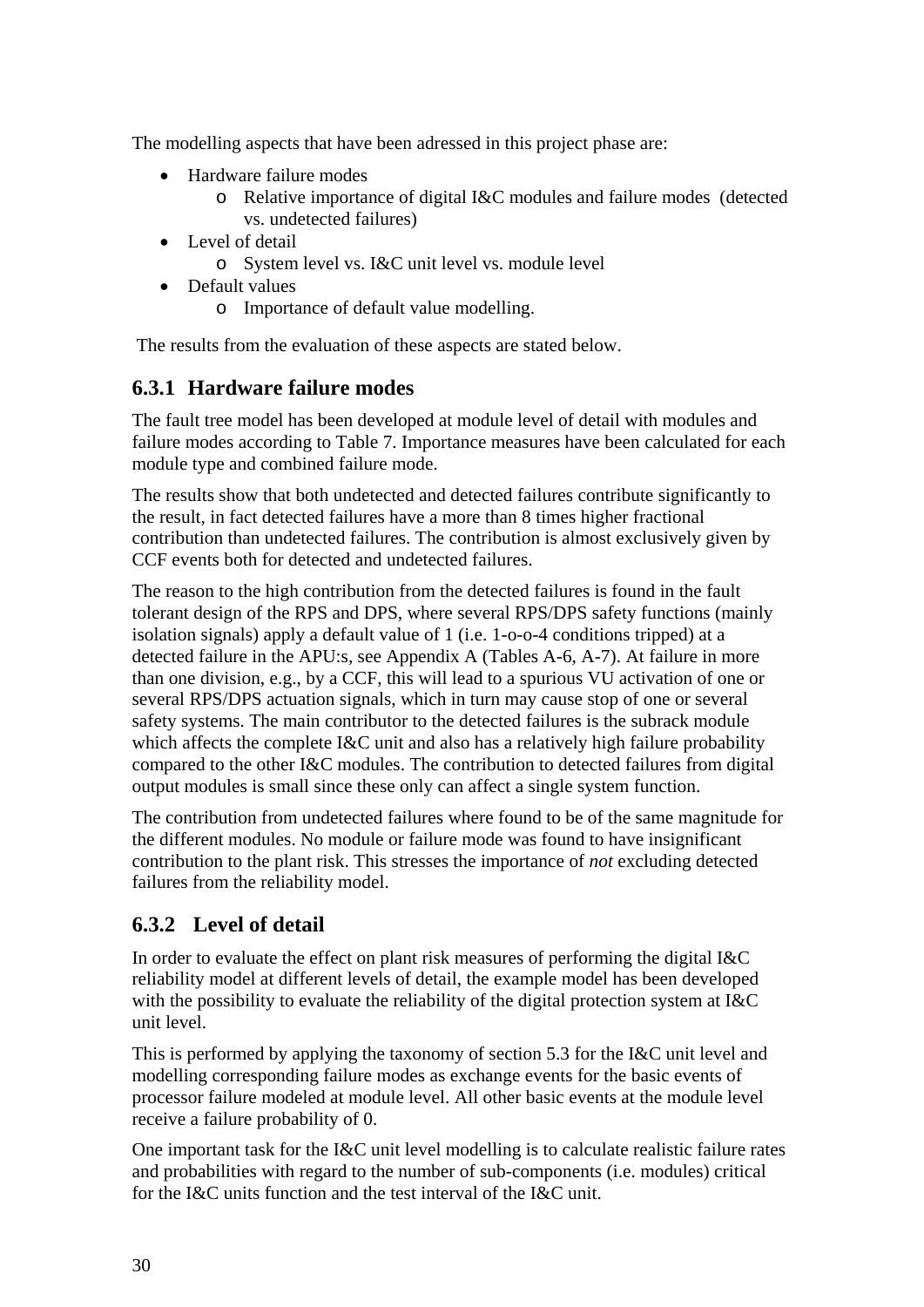The modelling aspects that have been adressed in this project phase are:

- Hardware failure modes
  - Relative importance of digital I&C modules and failure modes (detected vs. undetected failures)
- Level of detail
  - System level vs. I&C unit level vs. module level
- Default values
  - Importance of default value modelling.

The results from the evaluation of these aspects are stated below.

### 6.3.1 Hardware failure modes

The fault tree model has been developed at module level of detail with modules and failure modes according to Table 7. Importance measures have been calculated for each module type and combined failure mode.

The results show that both undetected and detected failures contribute significantly to the result, in fact detected failures have a more than 8 times higher fractional contribution than undetected failures. The contribution is almost exclusively given by CCF events both for detected and undetected failures.

The reason to the high contribution from the detected failures is found in the fault tolerant design of the RPS and DPS, where several RPS/DPS safety functions (mainly isolation signals) apply a default value of 1 (i.e. 1-o-o-4 conditions tripped) at a detected failure in the APU:s, see Appendix A (Tables A-6, A-7). At failure in more than one division, e.g., by a CCF, this will lead to a spurious VU activation of one or several RPS/DPS actuation signals, which in turn may cause stop of one or several safety systems. The main contributor to the detected failures is the subrack module which affects the complete I&C unit and also has a relatively high failure probability compared to the other I&C modules. The contribution to detected failures from digital output modules is small since these only can affect a single system function.

The contribution from undetected failures where found to be of the same magnitude for the different modules. No module or failure mode was found to have insignificant contribution to the plant risk. This stresses the importance of *not* excluding detected failures from the reliability model.

### 6.3.2 Level of detail

In order to evaluate the effect on plant risk measures of performing the digital I&C reliability model at different levels of detail, the example model has been developed with the possibility to evaluate the reliability of the digital protection system at I&C unit level.

This is performed by applying the taxonomy of section 5.3 for the I&C unit level and modelling corresponding failure modes as exchange events for the basic events of processor failure modeled at module level. All other basic events at the module level receive a failure probability of 0.

One important task for the I&C unit level modelling is to calculate realistic failure rates and probabilities with regard to the number of sub-components (i.e. modules) critical for the I&C units function and the test interval of the I&C unit.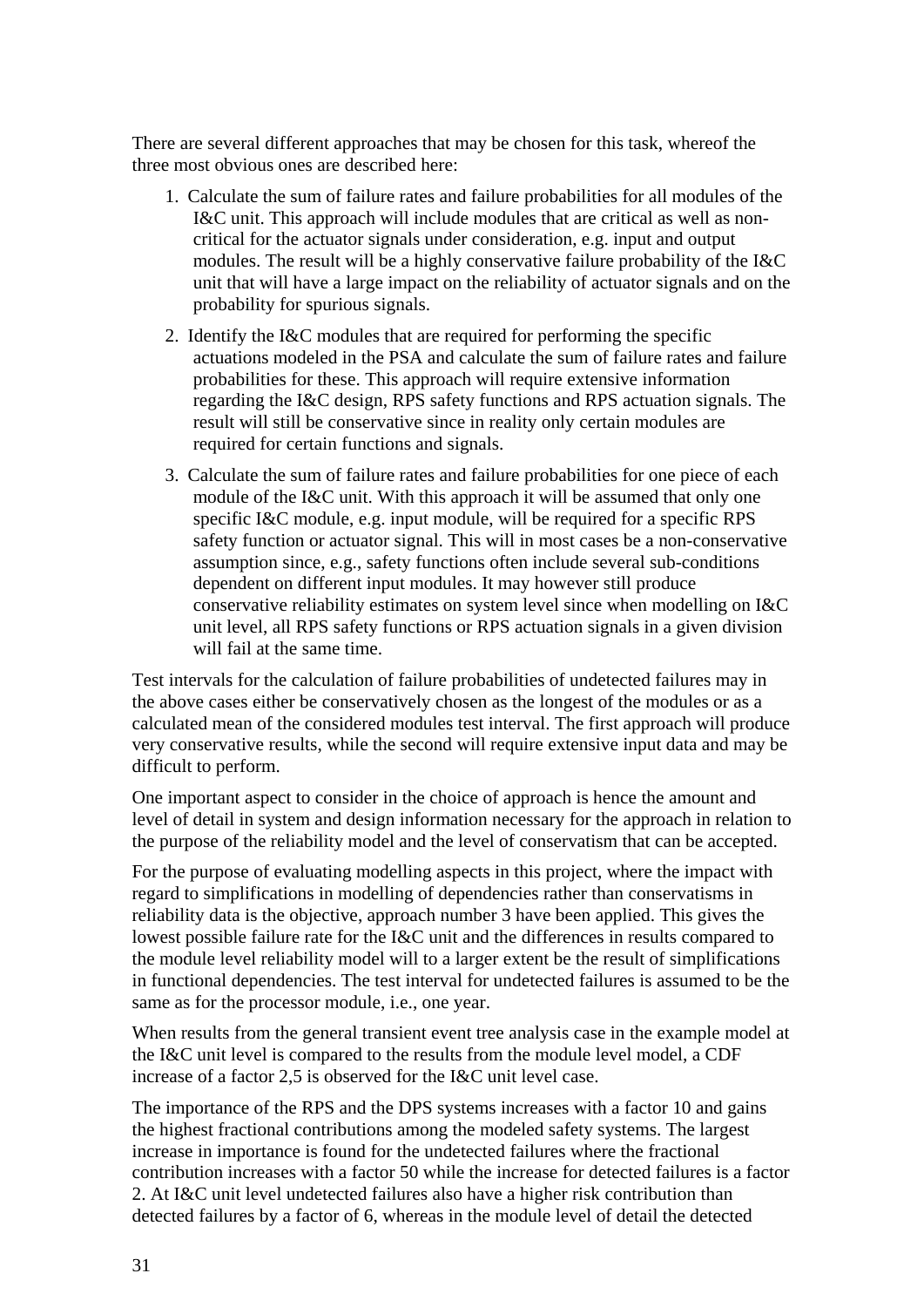There are several different approaches that may be chosen for this task, whereof the three most obvious ones are described here:

1. Calculate the sum of failure rates and failure probabilities for all modules of the I&C unit. This approach will include modules that are critical as well as non-critical for the actuator signals under consideration, e.g. input and output modules. The result will be a highly conservative failure probability of the I&C unit that will have a large impact on the reliability of actuator signals and on the probability for spurious signals.
2. Identify the I&C modules that are required for performing the specific actuations modeled in the PSA and calculate the sum of failure rates and failure probabilities for these. This approach will require extensive information regarding the I&C design, RPS safety functions and RPS actuation signals. The result will still be conservative since in reality only certain modules are required for certain functions and signals.
3. Calculate the sum of failure rates and failure probabilities for one piece of each module of the I&C unit. With this approach it will be assumed that only one specific I&C module, e.g. input module, will be required for a specific RPS safety function or actuator signal. This will in most cases be a non-conservative assumption since, e.g., safety functions often include several sub-conditions dependent on different input modules. It may however still produce conservative reliability estimates on system level since when modelling on I&C unit level, all RPS safety functions or RPS actuation signals in a given division will fail at the same time.

Test intervals for the calculation of failure probabilities of undetected failures may in the above cases either be conservatively chosen as the longest of the modules or as a calculated mean of the considered modules test interval. The first approach will produce very conservative results, while the second will require extensive input data and may be difficult to perform.

One important aspect to consider in the choice of approach is hence the amount and level of detail in system and design information necessary for the approach in relation to the purpose of the reliability model and the level of conservatism that can be accepted.

For the purpose of evaluating modelling aspects in this project, where the impact with regard to simplifications in modelling of dependencies rather than conservatisms in reliability data is the objective, approach number 3 have been applied. This gives the lowest possible failure rate for the I&C unit and the differences in results compared to the module level reliability model will to a larger extent be the result of simplifications in functional dependencies. The test interval for undetected failures is assumed to be the same as for the processor module, i.e., one year.

When results from the general transient event tree analysis case in the example model at the I&C unit level is compared to the results from the module level model, a CDF increase of a factor 2,5 is observed for the I&C unit level case.

The importance of the RPS and the DPS systems increases with a factor 10 and gains the highest fractional contributions among the modeled safety systems. The largest increase in importance is found for the undetected failures where the fractional contribution increases with a factor 50 while the increase for detected failures is a factor 2. At I&C unit level undetected failures also have a higher risk contribution than detected failures by a factor of 6, whereas in the module level of detail the detected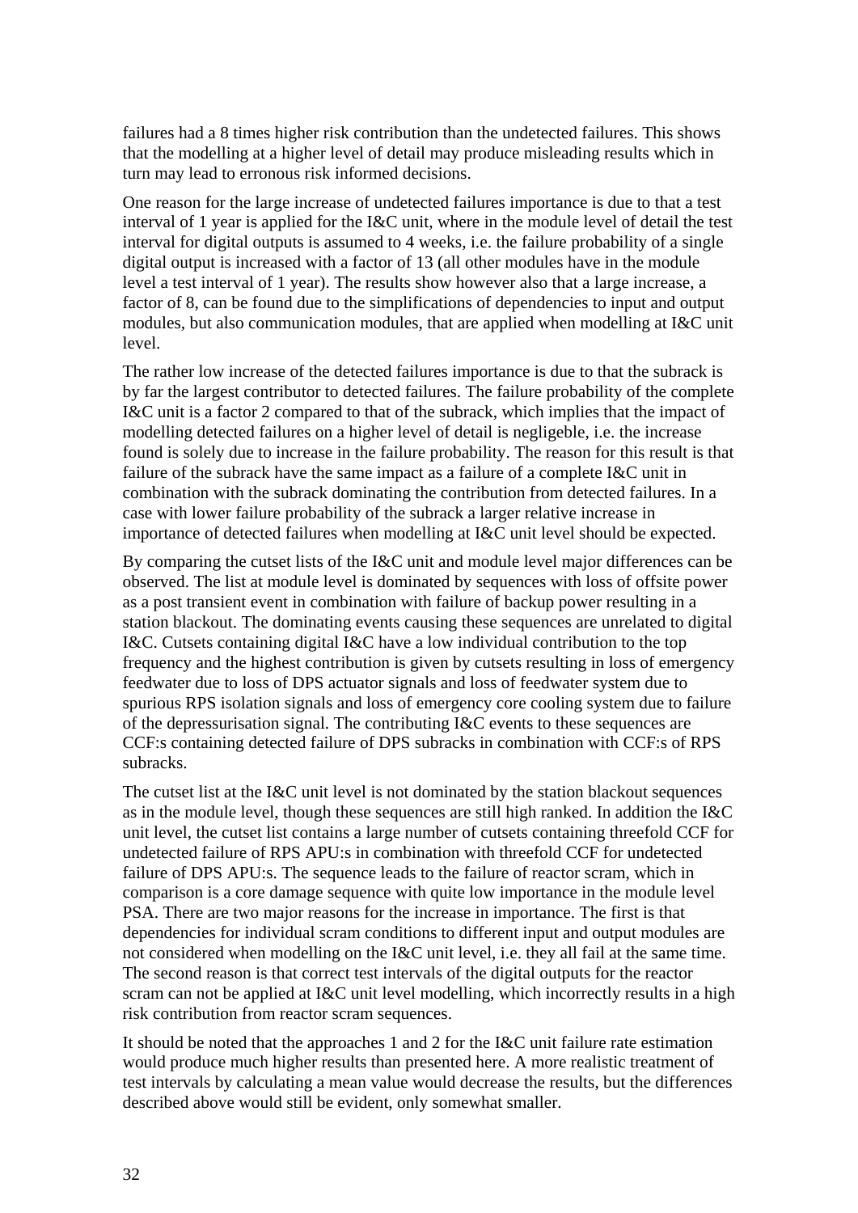failures had a 8 times higher risk contribution than the undetected failures. This shows that the modelling at a higher level of detail may produce misleading results which in turn may lead to erronous risk informed decisions.

One reason for the large increase of undetected failures importance is due to that a test interval of 1 year is applied for the I&C unit, where in the module level of detail the test interval for digital outputs is assumed to 4 weeks, i.e. the failure probability of a single digital output is increased with a factor of 13 (all other modules have in the module level a test interval of 1 year). The results show however also that a large increase, a factor of 8, can be found due to the simplifications of dependencies to input and output modules, but also communication modules, that are applied when modelling at I&C unit level.

The rather low increase of the detected failures importance is due to that the subrack is by far the largest contributor to detected failures. The failure probability of the complete I&C unit is a factor 2 compared to that of the subrack, which implies that the impact of modelling detected failures on a higher level of detail is negligeble, i.e. the increase found is solely due to increase in the failure probability. The reason for this result is that failure of the subrack have the same impact as a failure of a complete I&C unit in combination with the subrack dominating the contribution from detected failures. In a case with lower failure probability of the subrack a larger relative increase in importance of detected failures when modelling at I&C unit level should be expected.

By comparing the cutset lists of the I&C unit and module level major differences can be observed. The list at module level is dominated by sequences with loss of offsite power as a post transient event in combination with failure of backup power resulting in a station blackout. The dominating events causing these sequences are unrelated to digital I&C. Cutsets containing digital I&C have a low individual contribution to the top frequency and the highest contribution is given by cutsets resulting in loss of emergency feedwater due to loss of DPS actuator signals and loss of feedwater system due to spurious RPS isolation signals and loss of emergency core cooling system due to failure of the depressurisation signal. The contributing I&C events to these sequences are CCF:s containing detected failure of DPS subracks in combination with CCF:s of RPS subracks.

The cutset list at the I&C unit level is not dominated by the station blackout sequences as in the module level, though these sequences are still high ranked. In addition the I&C unit level, the cutset list contains a large number of cutsets containing threefold CCF for undetected failure of RPS APU:s in combination with threefold CCF for undetected failure of DPS APU:s. The sequence leads to the failure of reactor scram, which in comparison is a core damage sequence with quite low importance in the module level PSA. There are two major reasons for the increase in importance. The first is that dependencies for individual scram conditions to different input and output modules are not considered when modelling on the I&C unit level, i.e. they all fail at the same time. The second reason is that correct test intervals of the digital outputs for the reactor scram can not be applied at I&C unit level modelling, which incorrectly results in a high risk contribution from reactor scram sequences.

It should be noted that the approaches 1 and 2 for the I&C unit failure rate estimation would produce much higher results than presented here. A more realistic treatment of test intervals by calculating a mean value would decrease the results, but the differences described above would still be evident, only somewhat smaller.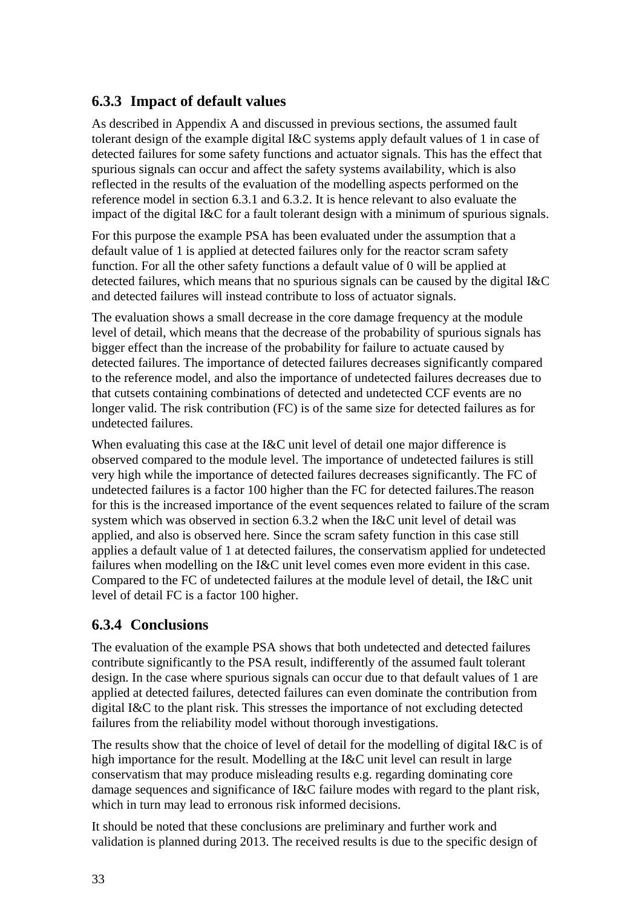### 6.3.3 Impact of default values

As described in Appendix A and discussed in previous sections, the assumed fault tolerant design of the example digital I&C systems apply default values of 1 in case of detected failures for some safety functions and actuator signals. This has the effect that spurious signals can occur and affect the safety systems availability, which is also reflected in the results of the evaluation of the modelling aspects performed on the reference model in section 6.3.1 and 6.3.2. It is hence relevant to also evaluate the impact of the digital I&C for a fault tolerant design with a minimum of spurious signals.

For this purpose the example PSA has been evaluated under the assumption that a default value of 1 is applied at detected failures only for the reactor scram safety function. For all the other safety functions a default value of 0 will be applied at detected failures, which means that no spurious signals can be caused by the digital I&C and detected failures will instead contribute to loss of actuator signals.

The evaluation shows a small decrease in the core damage frequency at the module level of detail, which means that the decrease of the probability of spurious signals has bigger effect than the increase of the probability for failure to actuate caused by detected failures. The importance of detected failures decreases significantly compared to the reference model, and also the importance of undetected failures decreases due to that cutsets containing combinations of detected and undetected CCF events are no longer valid. The risk contribution (FC) is of the same size for detected failures as for undetected failures.

When evaluating this case at the I&C unit level of detail one major difference is observed compared to the module level. The importance of undetected failures is still very high while the importance of detected failures decreases significantly. The FC of undetected failures is a factor 100 higher than the FC for detected failures.The reason for this is the increased importance of the event sequences related to failure of the scram system which was observed in section 6.3.2 when the I&C unit level of detail was applied, and also is observed here. Since the scram safety function in this case still applies a default value of 1 at detected failures, the conservatism applied for undetected failures when modelling on the I&C unit level comes even more evident in this case. Compared to the FC of undetected failures at the module level of detail, the I&C unit level of detail FC is a factor 100 higher.

### 6.3.4 Conclusions

The evaluation of the example PSA shows that both undetected and detected failures contribute significantly to the PSA result, indifferently of the assumed fault tolerant design. In the case where spurious signals can occur due to that default values of 1 are applied at detected failures, detected failures can even dominate the contribution from digital I&C to the plant risk. This stresses the importance of not excluding detected failures from the reliability model without thorough investigations.

The results show that the choice of level of detail for the modelling of digital I&C is of high importance for the result. Modelling at the I&C unit level can result in large conservatism that may produce misleading results e.g. regarding dominating core damage sequences and significance of I&C failure modes with regard to the plant risk, which in turn may lead to erroneous risk informed decisions.

It should be noted that these conclusions are preliminary and further work and validation is planned during 2013. The received results is due to the specific design of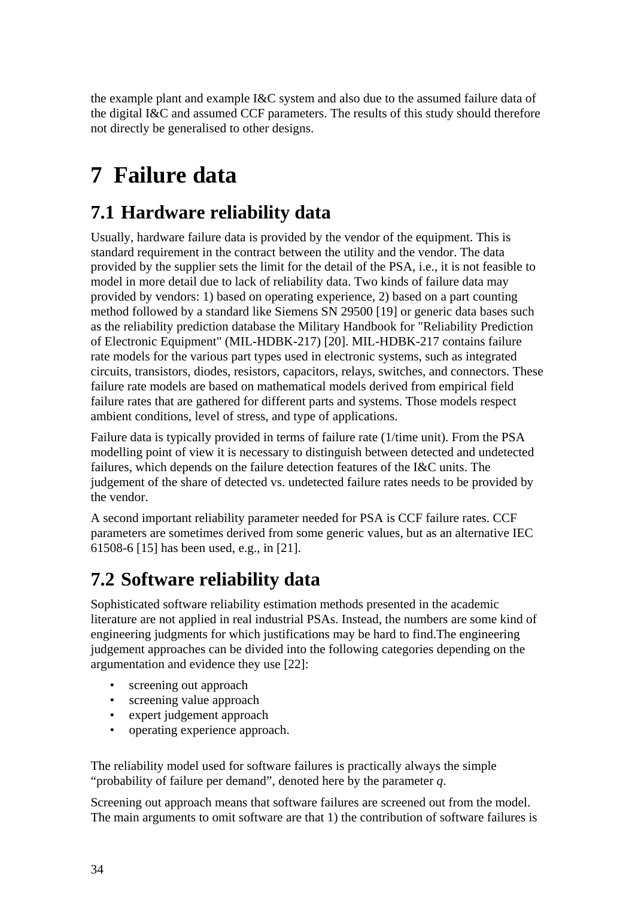the example plant and example I&C system and also due to the assumed failure data of the digital I&C and assumed CCF parameters. The results of this study should therefore not directly be generalised to other designs.

# 7 Failure data

## 7.1 Hardware reliability data

Usually, hardware failure data is provided by the vendor of the equipment. This is standard requirement in the contract between the utility and the vendor. The data provided by the supplier sets the limit for the detail of the PSA, i.e., it is not feasible to model in more detail due to lack of reliability data. Two kinds of failure data may provided by vendors: 1) based on operating experience, 2) based on a part counting method followed by a standard like Siemens SN 29500 [19] or generic data bases such as the reliability prediction database the Military Handbook for "Reliability Prediction of Electronic Equipment" (MIL-HDBK-217) [20]. MIL-HDBK-217 contains failure rate models for the various part types used in electronic systems, such as integrated circuits, transistors, diodes, resistors, capacitors, relays, switches, and connectors. These failure rate models are based on mathematical models derived from empirical field failure rates that are gathered for different parts and systems. Those models respect ambient conditions, level of stress, and type of applications.

Failure data is typically provided in terms of failure rate (1/time unit). From the PSA modelling point of view it is necessary to distinguish between detected and undetected failures, which depends on the failure detection features of the I&C units. The judgement of the share of detected vs. undetected failure rates needs to be provided by the vendor.

A second important reliability parameter needed for PSA is CCF failure rates. CCF parameters are sometimes derived from some generic values, but as an alternative IEC 61508-6 [15] has been used, e.g., in [21].

## 7.2 Software reliability data

Sophisticated software reliability estimation methods presented in the academic literature are not applied in real industrial PSAs. Instead, the numbers are some kind of engineering judgments for which justifications may be hard to find.The engineering judgement approaches can be divided into the following categories depending on the argumentation and evidence they use [22]:

- screening out approach
- screening value approach
- expert judgement approach
- operating experience approach.

The reliability model used for software failures is practically always the simple "probability of failure per demand", denoted here by the parameter $q$.

Screening out approach means that software failures are screened out from the model. The main arguments to omit software are that 1) the contribution of software failures is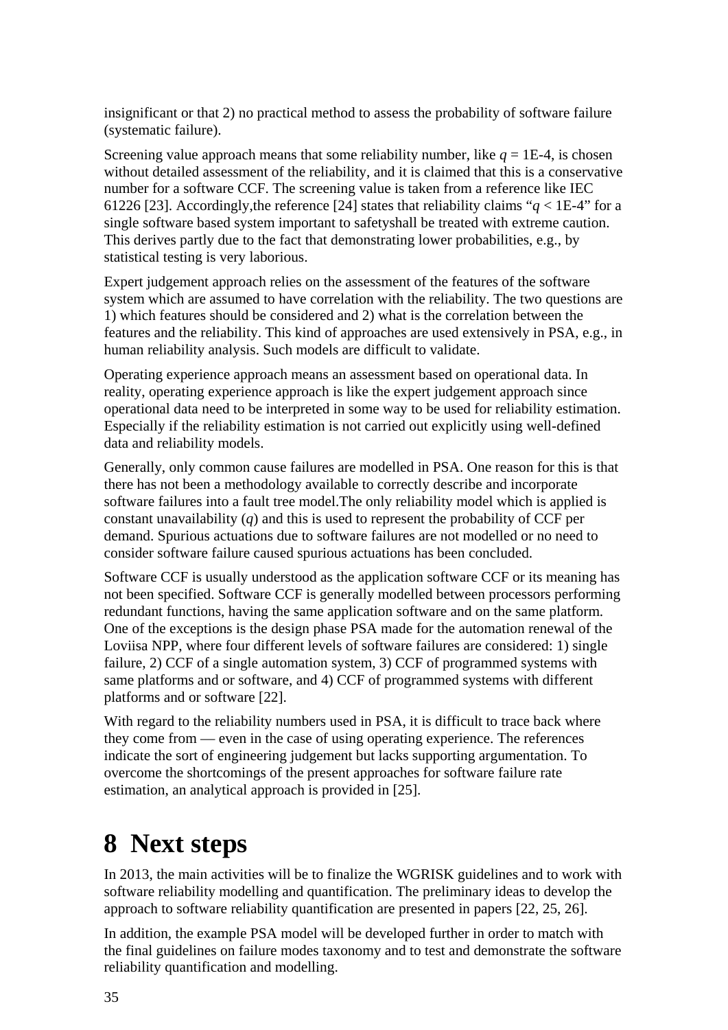insignificant or that 2) no practical method to assess the probability of software failure (systematic failure).

Screening value approach means that some reliability number, like $q$ = 1E-4, is chosen without detailed assessment of the reliability, and it is claimed that this is a conservative number for a software CCF. The screening value is taken from a reference like IEC 61226 [23]. Accordingly,the reference [24] states that reliability claims "$q$ < 1E-4" for a single software based system important to safetyshall be treated with extreme caution. This derives partly due to the fact that demonstrating lower probabilities, e.g., by statistical testing is very laborious.

Expert judgement approach relies on the assessment of the features of the software system which are assumed to have correlation with the reliability. The two questions are 1) which features should be considered and 2) what is the correlation between the features and the reliability. This kind of approaches are used extensively in PSA, e.g., in human reliability analysis. Such models are difficult to validate.

Operating experience approach means an assessment based on operational data. In reality, operating experience approach is like the expert judgement approach since operational data need to be interpreted in some way to be used for reliability estimation. Especially if the reliability estimation is not carried out explicitly using well-defined data and reliability models.

Generally, only common cause failures are modelled in PSA. One reason for this is that there has not been a methodology available to correctly describe and incorporate software failures into a fault tree model.The only reliability model which is applied is constant unavailability ($q$) and this is used to represent the probability of CCF per demand. Spurious actuations due to software failures are not modelled or no need to consider software failure caused spurious actuations has been concluded.

Software CCF is usually understood as the application software CCF or its meaning has not been specified. Software CCF is generally modelled between processors performing redundant functions, having the same application software and on the same platform. One of the exceptions is the design phase PSA made for the automation renewal of the Loviisa NPP, where four different levels of software failures are considered: 1) single failure, 2) CCF of a single automation system, 3) CCF of programmed systems with same platforms and or software, and 4) CCF of programmed systems with different platforms and or software [22].

With regard to the reliability numbers used in PSA, it is difficult to trace back where they come from — even in the case of using operating experience. The references indicate the sort of engineering judgement but lacks supporting argumentation. To overcome the shortcomings of the present approaches for software failure rate estimation, an analytical approach is provided in [25].

# 8 Next steps

In 2013, the main activities will be to finalize the WGRISK guidelines and to work with software reliability modelling and quantification. The preliminary ideas to develop the approach to software reliability quantification are presented in papers [22, 25, 26].

In addition, the example PSA model will be developed further in order to match with the final guidelines on failure modes taxonomy and to test and demonstrate the software reliability quantification and modelling.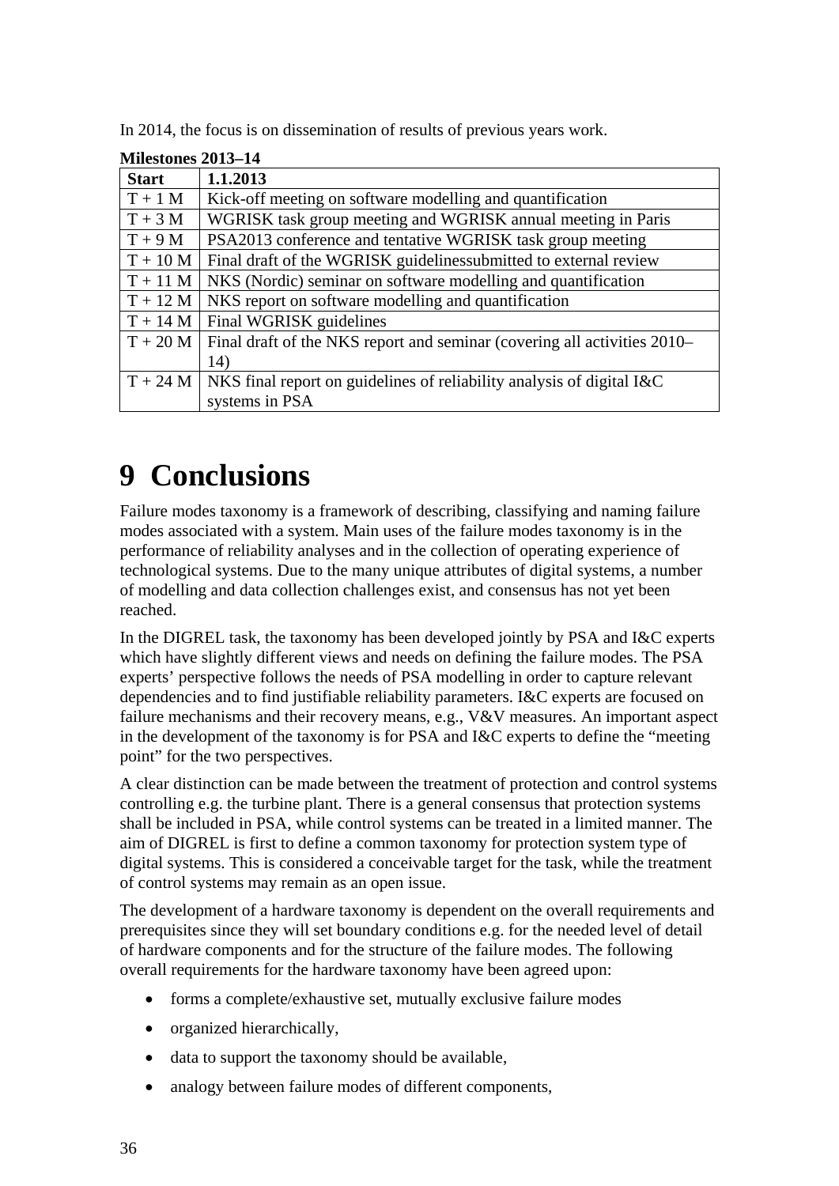In 2014, the focus is on dissemination of results of previous years work.

**Milestones 2013–14**

| **Start** | **1.1.2013** |
|---|---|
| T + 1 M | Kick-off meeting on software modelling and quantification |
| T + 3 M | WGRISK task group meeting and WGRISK annual meeting in Paris |
| T + 9 M | PSA2013 conference and tentative WGRISK task group meeting |
| T + 10 M | Final draft of the WGRISK guidelinessubmitted to external review |
| T + 11 M | NKS (Nordic) seminar on software modelling and quantification |
| T + 12 M | NKS report on software modelling and quantification |
| T + 14 M | Final WGRISK guidelines |
| T + 20 M | Final draft of the NKS report and seminar (covering all activities 2010–14) |
| T + 24 M | NKS final report on guidelines of reliability analysis of digital I&C systems in PSA |

# 9 Conclusions

Failure modes taxonomy is a framework of describing, classifying and naming failure modes associated with a system. Main uses of the failure modes taxonomy is in the performance of reliability analyses and in the collection of operating experience of technological systems. Due to the many unique attributes of digital systems, a number of modelling and data collection challenges exist, and consensus has not yet been reached.

In the DIGREL task, the taxonomy has been developed jointly by PSA and I&C experts which have slightly different views and needs on defining the failure modes. The PSA experts' perspective follows the needs of PSA modelling in order to capture relevant dependencies and to find justifiable reliability parameters. I&C experts are focused on failure mechanisms and their recovery means, e.g., V&V measures. An important aspect in the development of the taxonomy is for PSA and I&C experts to define the "meeting point" for the two perspectives.

A clear distinction can be made between the treatment of protection and control systems controlling e.g. the turbine plant. There is a general consensus that protection systems shall be included in PSA, while control systems can be treated in a limited manner. The aim of DIGREL is first to define a common taxonomy for protection system type of digital systems. This is considered a conceivable target for the task, while the treatment of control systems may remain as an open issue.

The development of a hardware taxonomy is dependent on the overall requirements and prerequisites since they will set boundary conditions e.g. for the needed level of detail of hardware components and for the structure of the failure modes. The following overall requirements for the hardware taxonomy have been agreed upon:

- forms a complete/exhaustive set, mutually exclusive failure modes
- organized hierarchically,
- data to support the taxonomy should be available,
- analogy between failure modes of different components,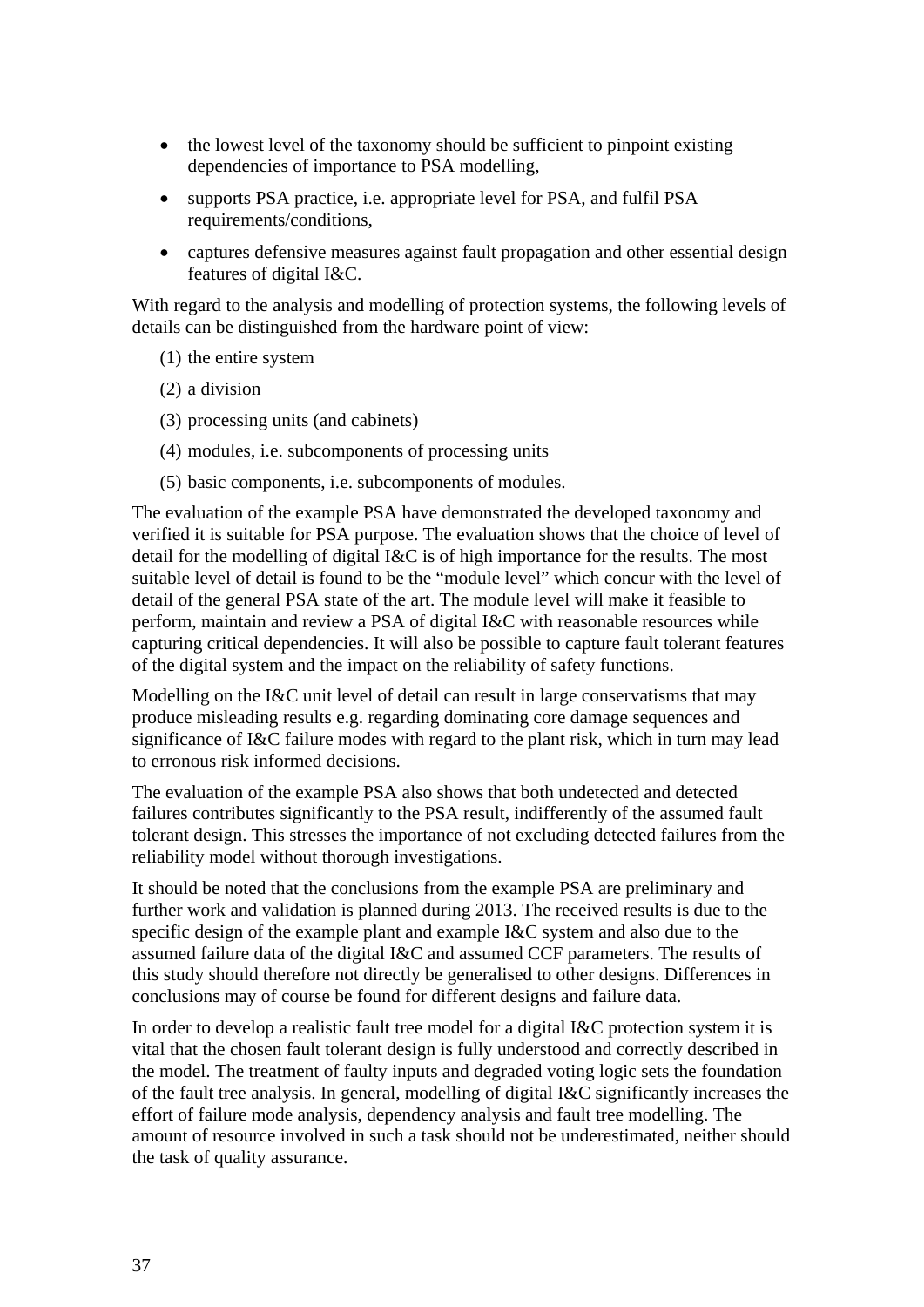- the lowest level of the taxonomy should be sufficient to pinpoint existing dependencies of importance to PSA modelling,
- supports PSA practice, i.e. appropriate level for PSA, and fulfil PSA requirements/conditions,
- captures defensive measures against fault propagation and other essential design features of digital I&C.

With regard to the analysis and modelling of protection systems, the following levels of details can be distinguished from the hardware point of view:

(1) the entire system

(2) a division

(3) processing units (and cabinets)

(4) modules, i.e. subcomponents of processing units

(5) basic components, i.e. subcomponents of modules.

The evaluation of the example PSA have demonstrated the developed taxonomy and verified it is suitable for PSA purpose. The evaluation shows that the choice of level of detail for the modelling of digital I&C is of high importance for the results. The most suitable level of detail is found to be the "module level" which concur with the level of detail of the general PSA state of the art. The module level will make it feasible to perform, maintain and review a PSA of digital I&C with reasonable resources while capturing critical dependencies. It will also be possible to capture fault tolerant features of the digital system and the impact on the reliability of safety functions.

Modelling on the I&C unit level of detail can result in large conservatisms that may produce misleading results e.g. regarding dominating core damage sequences and significance of I&C failure modes with regard to the plant risk, which in turn may lead to erronous risk informed decisions.

The evaluation of the example PSA also shows that both undetected and detected failures contributes significantly to the PSA result, indifferently of the assumed fault tolerant design. This stresses the importance of not excluding detected failures from the reliability model without thorough investigations.

It should be noted that the conclusions from the example PSA are preliminary and further work and validation is planned during 2013. The received results is due to the specific design of the example plant and example I&C system and also due to the assumed failure data of the digital I&C and assumed CCF parameters. The results of this study should therefore not directly be generalised to other designs. Differences in conclusions may of course be found for different designs and failure data.

In order to develop a realistic fault tree model for a digital I&C protection system it is vital that the chosen fault tolerant design is fully understood and correctly described in the model. The treatment of faulty inputs and degraded voting logic sets the foundation of the fault tree analysis. In general, modelling of digital I&C significantly increases the effort of failure mode analysis, dependency analysis and fault tree modelling. The amount of resource involved in such a task should not be underestimated, neither should the task of quality assurance.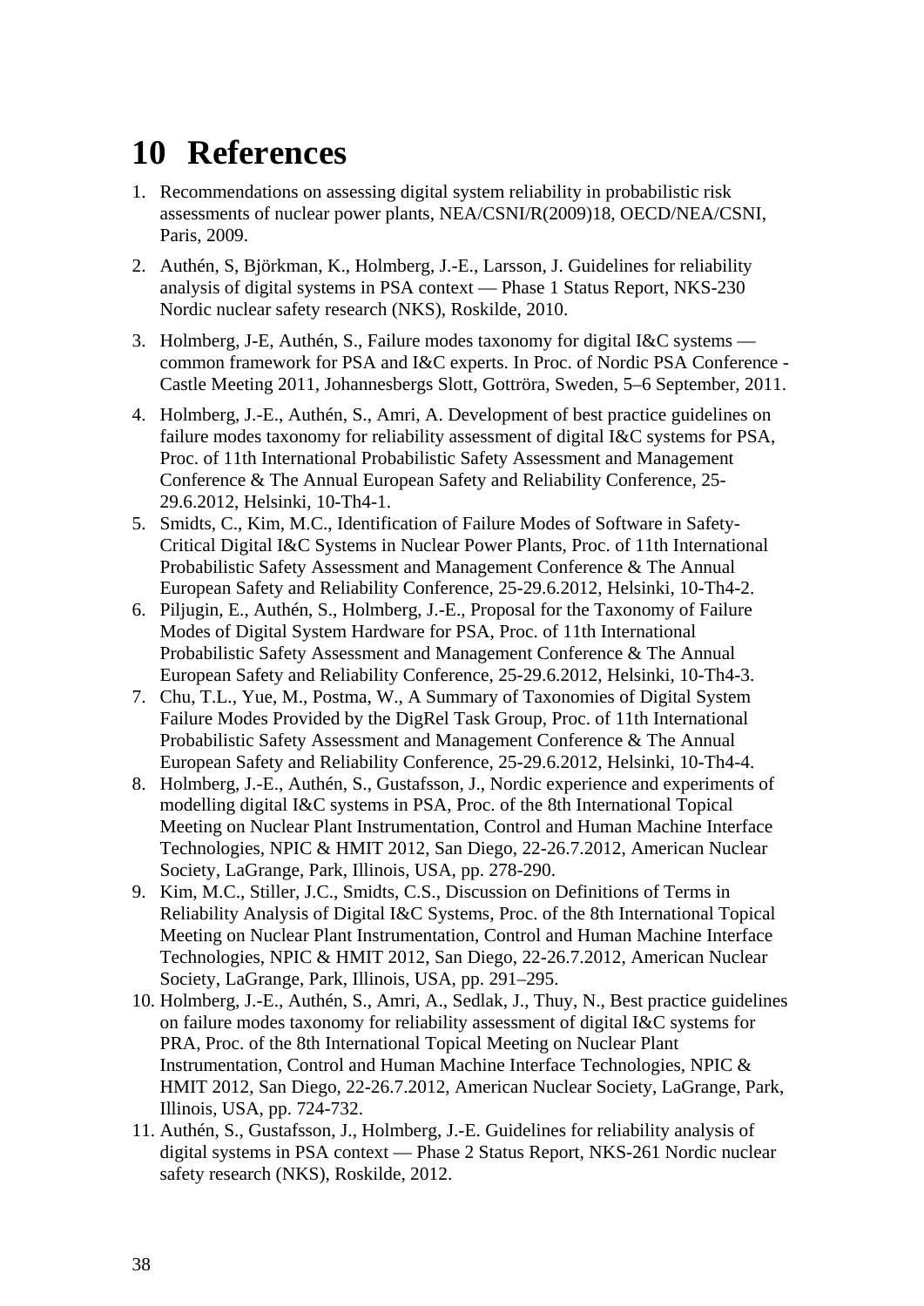# 10 References

1. Recommendations on assessing digital system reliability in probabilistic risk assessments of nuclear power plants, NEA/CSNI/R(2009)18, OECD/NEA/CSNI, Paris, 2009.
2. Authén, S, Björkman, K., Holmberg, J.-E., Larsson, J. Guidelines for reliability analysis of digital systems in PSA context — Phase 1 Status Report, NKS-230 Nordic nuclear safety research (NKS), Roskilde, 2010.
3. Holmberg, J-E, Authén, S., Failure modes taxonomy for digital I&C systems — common framework for PSA and I&C experts. In Proc. of Nordic PSA Conference - Castle Meeting 2011, Johannesbergs Slott, Gottröra, Sweden, 5–6 September, 2011.
4. Holmberg, J.-E., Authén, S., Amri, A. Development of best practice guidelines on failure modes taxonomy for reliability assessment of digital I&C systems for PSA, Proc. of 11th International Probabilistic Safety Assessment and Management Conference & The Annual European Safety and Reliability Conference, 25-29.6.2012, Helsinki, 10-Th4-1.
5. Smidts, C., Kim, M.C., Identification of Failure Modes of Software in Safety-Critical Digital I&C Systems in Nuclear Power Plants, Proc. of 11th International Probabilistic Safety Assessment and Management Conference & The Annual European Safety and Reliability Conference, 25-29.6.2012, Helsinki, 10-Th4-2.
6. Piljugin, E., Authén, S., Holmberg, J.-E., Proposal for the Taxonomy of Failure Modes of Digital System Hardware for PSA, Proc. of 11th International Probabilistic Safety Assessment and Management Conference & The Annual European Safety and Reliability Conference, 25-29.6.2012, Helsinki, 10-Th4-3.
7. Chu, T.L., Yue, M., Postma, W., A Summary of Taxonomies of Digital System Failure Modes Provided by the DigRel Task Group, Proc. of 11th International Probabilistic Safety Assessment and Management Conference & The Annual European Safety and Reliability Conference, 25-29.6.2012, Helsinki, 10-Th4-4.
8. Holmberg, J.-E., Authén, S., Gustafsson, J., Nordic experience and experiments of modelling digital I&C systems in PSA, Proc. of the 8th International Topical Meeting on Nuclear Plant Instrumentation, Control and Human Machine Interface Technologies, NPIC & HMIT 2012, San Diego, 22-26.7.2012, American Nuclear Society, LaGrange, Park, Illinois, USA, pp. 278-290.
9. Kim, M.C., Stiller, J.C., Smidts, C.S., Discussion on Definitions of Terms in Reliability Analysis of Digital I&C Systems, Proc. of the 8th International Topical Meeting on Nuclear Plant Instrumentation, Control and Human Machine Interface Technologies, NPIC & HMIT 2012, San Diego, 22-26.7.2012, American Nuclear Society, LaGrange, Park, Illinois, USA, pp. 291–295.
10. Holmberg, J.-E., Authén, S., Amri, A., Sedlak, J., Thuy, N., Best practice guidelines on failure modes taxonomy for reliability assessment of digital I&C systems for PRA, Proc. of the 8th International Topical Meeting on Nuclear Plant Instrumentation, Control and Human Machine Interface Technologies, NPIC & HMIT 2012, San Diego, 22-26.7.2012, American Nuclear Society, LaGrange, Park, Illinois, USA, pp. 724-732.
11. Authén, S., Gustafsson, J., Holmberg, J.-E. Guidelines for reliability analysis of digital systems in PSA context — Phase 2 Status Report, NKS-261 Nordic nuclear safety research (NKS), Roskilde, 2012.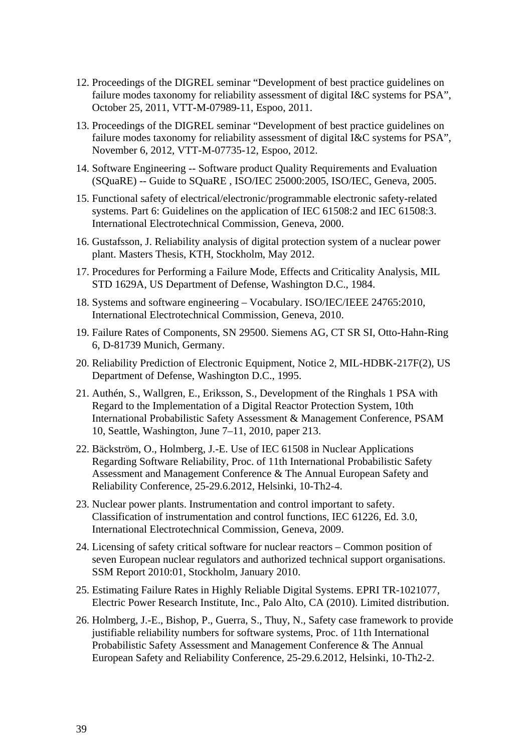12. Proceedings of the DIGREL seminar “Development of best practice guidelines on failure modes taxonomy for reliability assessment of digital I&C systems for PSA”, October 25, 2011, VTT-M-07989-11, Espoo, 2011.

13. Proceedings of the DIGREL seminar “Development of best practice guidelines on failure modes taxonomy for reliability assessment of digital I&C systems for PSA”, November 6, 2012, VTT-M-07735-12, Espoo, 2012.

14. Software Engineering -- Software product Quality Requirements and Evaluation (SQuaRE) -- Guide to SQuaRE , ISO/IEC 25000:2005, ISO/IEC, Geneva, 2005.

15. Functional safety of electrical/electronic/programmable electronic safety-related systems. Part 6: Guidelines on the application of IEC 61508:2 and IEC 61508:3. International Electrotechnical Commission, Geneva, 2000.

16. Gustafsson, J. Reliability analysis of digital protection system of a nuclear power plant. Masters Thesis, KTH, Stockholm, May 2012.

17. Procedures for Performing a Failure Mode, Effects and Criticality Analysis, MIL STD 1629A, US Department of Defense, Washington D.C., 1984.

18. Systems and software engineering – Vocabulary. ISO/IEC/IEEE 24765:2010, International Electrotechnical Commission, Geneva, 2010.

19. Failure Rates of Components, SN 29500. Siemens AG, CT SR SI, Otto-Hahn-Ring 6, D-81739 Munich, Germany.

20. Reliability Prediction of Electronic Equipment, Notice 2, MIL-HDBK-217F(2), US Department of Defense, Washington D.C., 1995.

21. Authén, S., Wallgren, E., Eriksson, S., Development of the Ringhals 1 PSA with Regard to the Implementation of a Digital Reactor Protection System, 10th International Probabilistic Safety Assessment & Management Conference, PSAM 10, Seattle, Washington, June 7–11, 2010, paper 213.

22. Bäckström, O., Holmberg, J.-E. Use of IEC 61508 in Nuclear Applications Regarding Software Reliability, Proc. of 11th International Probabilistic Safety Assessment and Management Conference & The Annual European Safety and Reliability Conference, 25-29.6.2012, Helsinki, 10-Th2-4.

23. Nuclear power plants. Instrumentation and control important to safety. Classification of instrumentation and control functions, IEC 61226, Ed. 3.0, International Electrotechnical Commission, Geneva, 2009.

24. Licensing of safety critical software for nuclear reactors – Common position of seven European nuclear regulators and authorized technical support organisations. SSM Report 2010:01, Stockholm, January 2010.

25. Estimating Failure Rates in Highly Reliable Digital Systems. EPRI TR-1021077, Electric Power Research Institute, Inc., Palo Alto, CA (2010). Limited distribution.

26. Holmberg, J.-E., Bishop, P., Guerra, S., Thuy, N., Safety case framework to provide justifiable reliability numbers for software systems, Proc. of 11th International Probabilistic Safety Assessment and Management Conference & The Annual European Safety and Reliability Conference, 25-29.6.2012, Helsinki, 10-Th2-2.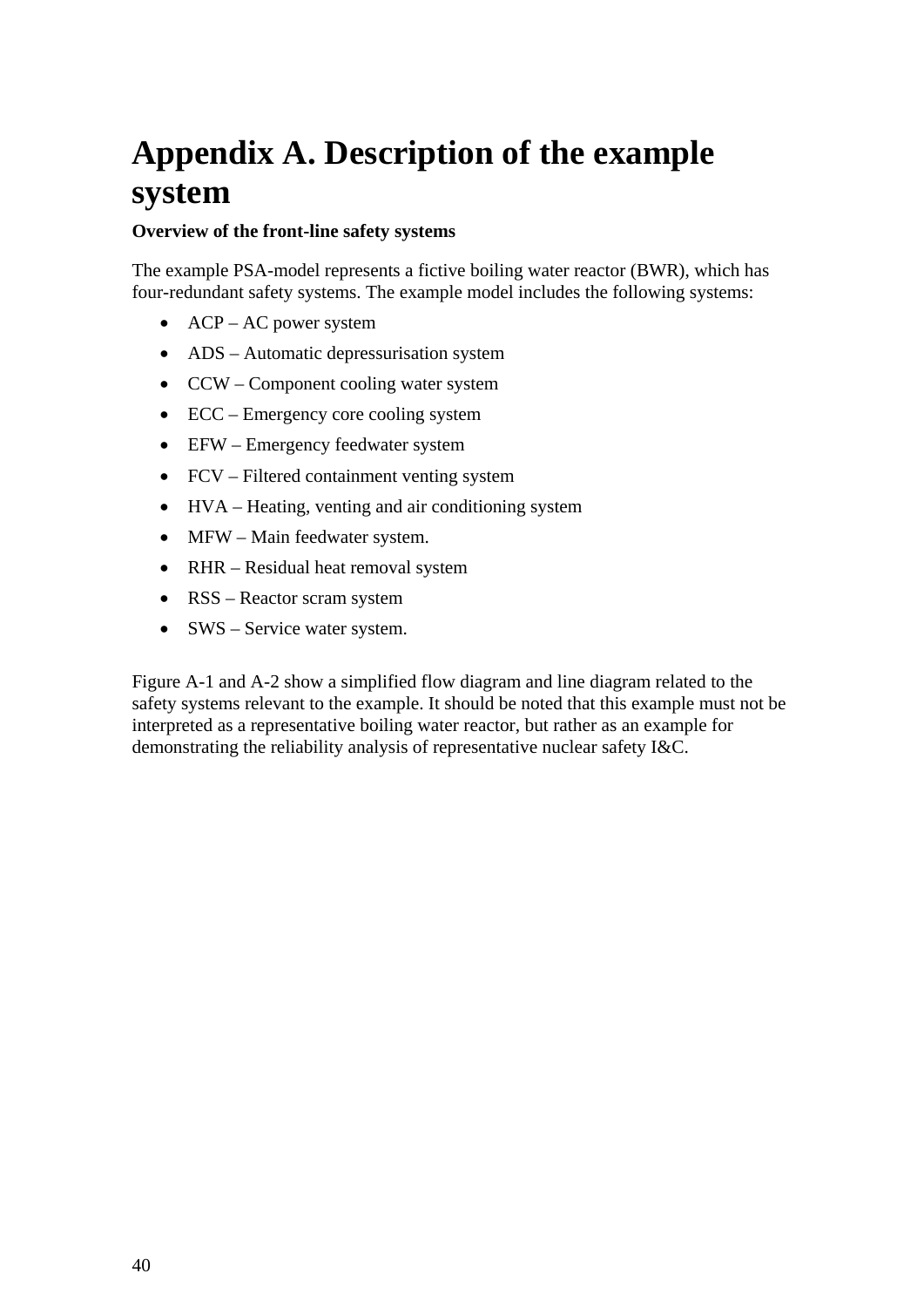# Appendix A. Description of the example system

**Overview of the front-line safety systems**

The example PSA-model represents a fictive boiling water reactor (BWR), which has four-redundant safety systems. The example model includes the following systems:

- ACP – AC power system
- ADS – Automatic depressurisation system
- CCW – Component cooling water system
- ECC – Emergency core cooling system
- EFW – Emergency feedwater system
- FCV – Filtered containment venting system
- HVA – Heating, venting and air conditioning system
- MFW – Main feedwater system.
- RHR – Residual heat removal system
- RSS – Reactor scram system
- SWS – Service water system.

Figure A-1 and A-2 show a simplified flow diagram and line diagram related to the safety systems relevant to the example. It should be noted that this example must not be interpreted as a representative boiling water reactor, but rather as an example for demonstrating the reliability analysis of representative nuclear safety I&C.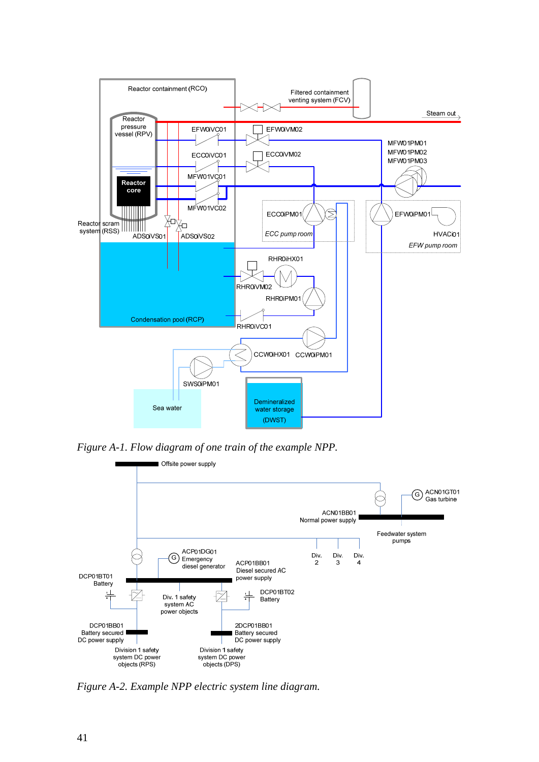Reactor containment (RCO)

Filtered containment venting system (FCV)

Steam out

Reactor pressure vessel (RPV)

Reactor core

Reactor scram system (RSS)

EFW0iVC01

EFW0iVM02

ECC0iVC01

ECC0iVM02

MFW01VC01

MFW01VC02

MFW01PM01
MFW01PM02
MFW01PM03

ADS0iVS01

ADS0iVS02

ECC0iPM01

ECC pump room

EFW0iPM01

HVAC0i1

EFW pump room

RHR0iHX01

RHR0iVM02

RHR0iPM01

RHR0iVC01

Condensation pool (RCP)

CCW0iHX01

CCW0iPM01

SWS0iPM01

Sea water

Demineralized water storage (DWST)

*Figure A-1. Flow diagram of one train of the example NPP.*

Offsite power supply

ACN01GT01
Gas turbine

ACN01BB01
Normal power supply

Feedwater system pumps

Div. 2

Div. 3

Div. 4

ACP01DG01
Emergency diesel generator

ACP01BB01
Diesel secured AC power supply

DCP01BT01
Battery

Div. 1 safety system AC power objects

DCP01BT02
Battery

DCP01BB01
Battery secured DC power supply

2DCP01BB01
Battery secured DC power supply

Division 1 safety system DC power objects (RPS)

Division 1 safety system DC power objects (DPS)

*Figure A-2. Example NPP electric system line diagram.*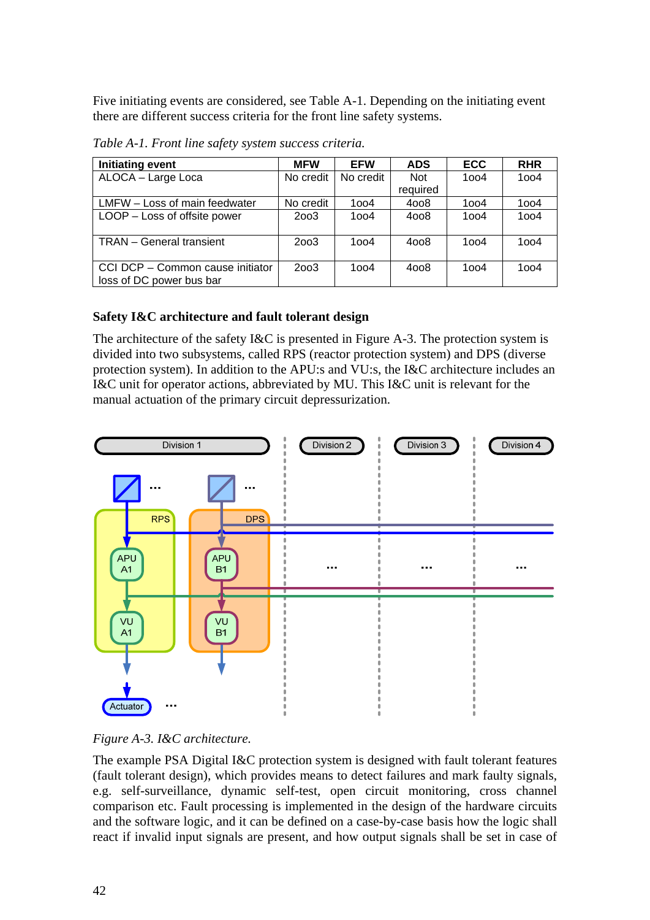Five initiating events are considered, see Table A-1. Depending on the initiating event there are different success criteria for the front line safety systems.

*Table A-1. Front line safety system success criteria.*

| Initiating event | MFW | EFW | ADS | ECC | RHR |
|---|---|---|---|---|---|
| ALOCA – Large Loca | No credit | No credit | Not required | 1oo4 | 1oo4 |
| LMFW – Loss of main feedwater | No credit | 1oo4 | 4oo8 | 1oo4 | 1oo4 |
| LOOP – Loss of offsite power | 2oo3 | 1oo4 | 4oo8 | 1oo4 | 1oo4 |
| TRAN – General transient | 2oo3 | 1oo4 | 4oo8 | 1oo4 | 1oo4 |
| CCI DCP – Common cause initiator loss of DC power bus bar | 2oo3 | 1oo4 | 4oo8 | 1oo4 | 1oo4 |

### Safety I&C architecture and fault tolerant design

The architecture of the safety I&C is presented in Figure A-3. The protection system is divided into two subsystems, called RPS (reactor protection system) and DPS (diverse protection system). In addition to the APU:s and VU:s, the I&C architecture includes an I&C unit for operator actions, abbreviated by MU. This I&C unit is relevant for the manual actuation of the primary circuit depressurization.

Division 1
Division 2
Division 3
Division 4
RPS
DPS
APU A1
APU B1
VU A1
VU B1
Actuator

*Figure A-3. I&C architecture.*

The example PSA Digital I&C protection system is designed with fault tolerant features (fault tolerant design), which provides means to detect failures and mark faulty signals, e.g. self-surveillance, dynamic self-test, open circuit monitoring, cross channel comparison etc. Fault processing is implemented in the design of the hardware circuits and the software logic, and it can be defined on a case-by-case basis how the logic shall react if invalid input signals are present, and how output signals shall be set in case of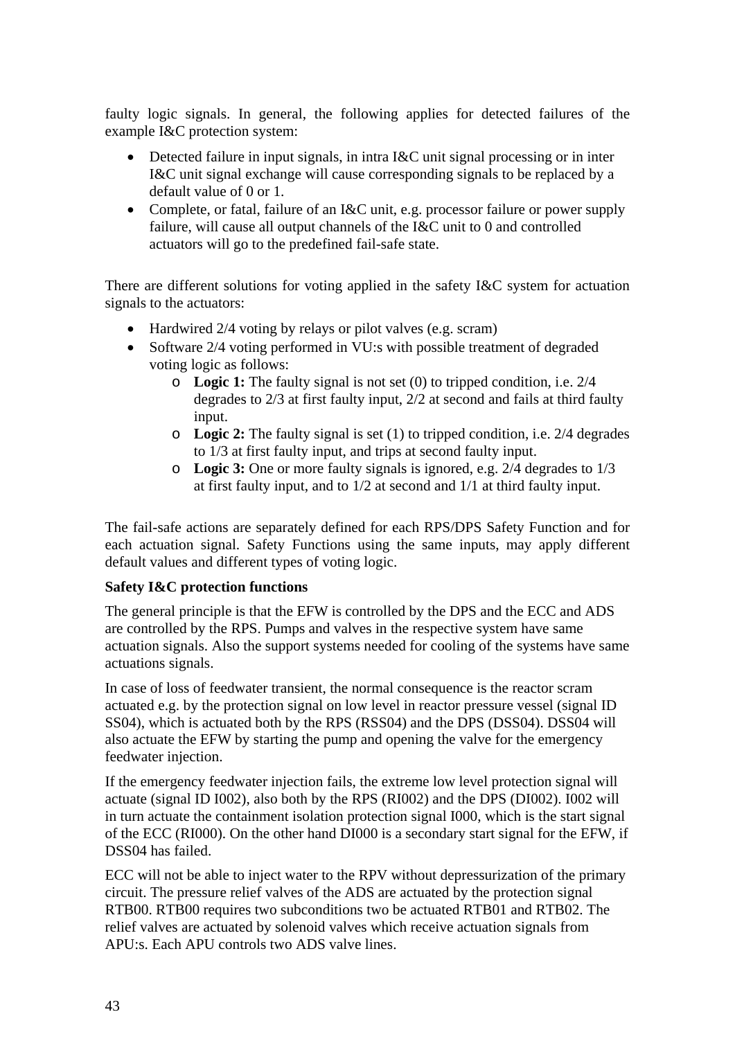faulty logic signals. In general, the following applies for detected failures of the example I&C protection system:

- Detected failure in input signals, in intra I&C unit signal processing or in inter I&C unit signal exchange will cause corresponding signals to be replaced by a default value of 0 or 1.
- Complete, or fatal, failure of an I&C unit, e.g. processor failure or power supply failure, will cause all output channels of the I&C unit to 0 and controlled actuators will go to the predefined fail-safe state.

There are different solutions for voting applied in the safety I&C system for actuation signals to the actuators:

- Hardwired 2/4 voting by relays or pilot valves (e.g. scram)
- Software 2/4 voting performed in VU:s with possible treatment of degraded voting logic as follows:
  - **Logic 1:** The faulty signal is not set (0) to tripped condition, i.e. 2/4 degrades to 2/3 at first faulty input, 2/2 at second and fails at third faulty input.
  - **Logic 2:** The faulty signal is set (1) to tripped condition, i.e. 2/4 degrades to 1/3 at first faulty input, and trips at second faulty input.
  - **Logic 3:** One or more faulty signals is ignored, e.g. 2/4 degrades to 1/3 at first faulty input, and to 1/2 at second and 1/1 at third faulty input.

The fail-safe actions are separately defined for each RPS/DPS Safety Function and for each actuation signal. Safety Functions using the same inputs, may apply different default values and different types of voting logic.

**Safety I&C protection functions**

The general principle is that the EFW is controlled by the DPS and the ECC and ADS are controlled by the RPS. Pumps and valves in the respective system have same actuation signals. Also the support systems needed for cooling of the systems have same actuations signals.

In case of loss of feedwater transient, the normal consequence is the reactor scram actuated e.g. by the protection signal on low level in reactor pressure vessel (signal ID SS04), which is actuated both by the RPS (RSS04) and the DPS (DSS04). DSS04 will also actuate the EFW by starting the pump and opening the valve for the emergency feedwater injection.

If the emergency feedwater injection fails, the extreme low level protection signal will actuate (signal ID I002), also both by the RPS (RI002) and the DPS (DI002). I002 will in turn actuate the containment isolation protection signal I000, which is the start signal of the ECC (RI000). On the other hand DI000 is a secondary start signal for the EFW, if DSS04 has failed.

ECC will not be able to inject water to the RPV without depressurization of the primary circuit. The pressure relief valves of the ADS are actuated by the protection signal RTB00. RTB00 requires two subconditions two be actuated RTB01 and RTB02. The relief valves are actuated by solenoid valves which receive actuation signals from APU:s. Each APU controls two ADS valve lines.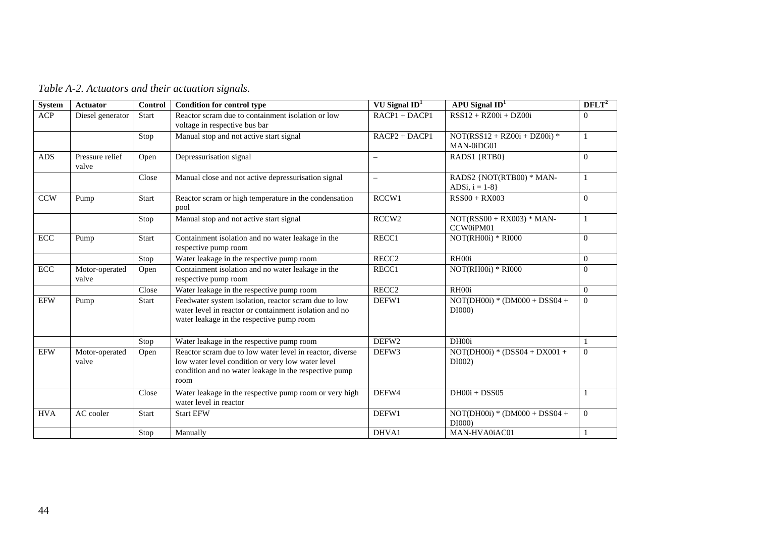*Table A-2. Actuators and their actuation signals.*

| System | Actuator | Control | Condition for control type | VU Signal ID[1] | APU Signal ID[1] | DFLT[2] |
|---|---|---|---|---|---|---|
| ACP | Diesel generator | Start | Reactor scram due to containment isolation or low voltage in respective bus bar | RACP1 + DACP1 | RSS12 + RZ00i + DZ00i | 0 |
| | | Stop | Manual stop and not active start signal | RACP2 + DACP1 | NOT(RSS12 + RZ00i + DZ00i) * MAN-0iDG01 | 1 |
| ADS | Pressure relief valve | Open | Depressurisation signal | – | RADS1 {RTB0} | 0 |
| | | Close | Manual close and not active depressurisation signal | – | RADS2 {NOT(RTB00) * MAN-ADSi, i = 1-8} | 1 |
| CCW | Pump | Start | Reactor scram or high temperature in the condensation pool | RCCW1 | RSS00 + RX003 | 0 |
| | | Stop | Manual stop and not active start signal | RCCW2 | NOT(RSS00 + RX003) * MAN-CCW0iPM01 | 1 |
| ECC | Pump | Start | Containment isolation and no water leakage in the respective pump room | RECC1 | NOT(RH00i) * RI000 | 0 |
| | | Stop | Water leakage in the respective pump room | RECC2 | RH00i | 0 |
| ECC | Motor-operated valve | Open | Containment isolation and no water leakage in the respective pump room | RECC1 | NOT(RH00i) * RI000 | 0 |
| | | Close | Water leakage in the respective pump room | RECC2 | RH00i | 0 |
| EFW | Pump | Start | Feedwater system isolation, reactor scram due to low water level in reactor or containment isolation and no water leakage in the respective pump room | DEFW1 | NOT(DH00i) * (DM000 + DSS04 + DI000) | 0 |
| | | Stop | Water leakage in the respective pump room | DEFW2 | DH00i | 1 |
| EFW | Motor-operated valve | Open | Reactor scram due to low water level in reactor, diverse low water level condition or very low water level condition and no water leakage in the respective pump room | DEFW3 | NOT(DH00i) * (DSS04 + DX001 + DI002) | 0 |
| | | Close | Water leakage in the respective pump room or very high water level in reactor | DEFW4 | DH00i + DSS05 | 1 |
| HVA | AC cooler | Start | Start EFW | DEFW1 | NOT(DH00i) * (DM000 + DSS04 + DI000) | 0 |
| | | Stop | Manually | DHVA1 | MAN-HVA0iAC01 | 1 |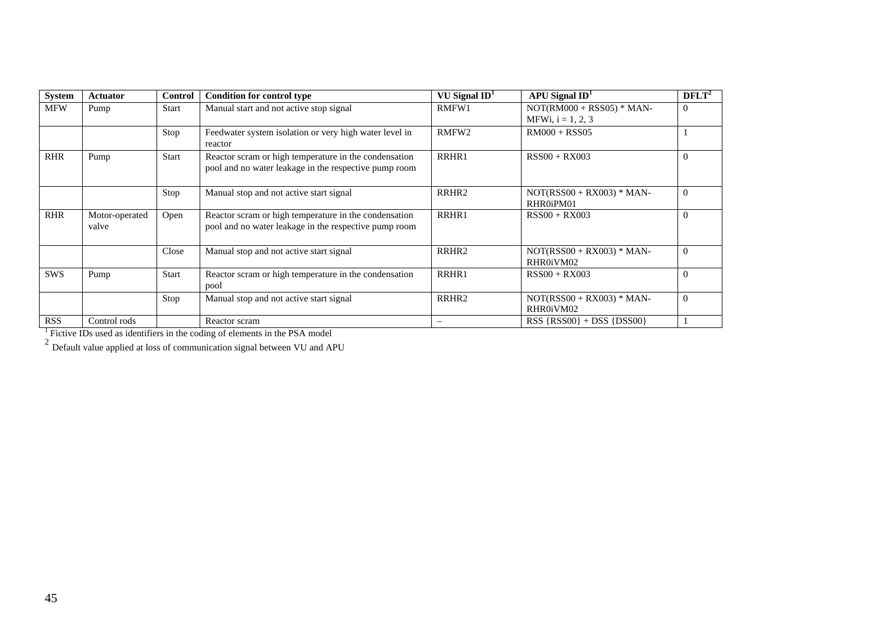| System | Actuator | Control | Condition for control type | VU Signal ID[1] | APU Signal ID[1] | DFLT[2] |
|---|---|---|---|---|---|---|
| MFW | Pump | Start | Manual start and not active stop signal | RMFW1 | NOT(RM000 + RSS05) * MAN-MFWi, i = 1, 2, 3 | 0 |
| | | Stop | Feedwater system isolation or very high water level in reactor | RMFW2 | RM000 + RSS05 | 1 |
| RHR | Pump | Start | Reactor scram or high temperature in the condensation pool and no water leakage in the respective pump room | RRHR1 | RSS00 + RX003 | 0 |
| | | Stop | Manual stop and not active start signal | RRHR2 | NOT(RSS00 + RX003) * MAN-RHR0iPM01 | 0 |
| RHR | Motor-operated valve | Open | Reactor scram or high temperature in the condensation pool and no water leakage in the respective pump room | RRHR1 | RSS00 + RX003 | 0 |
| | | Close | Manual stop and not active start signal | RRHR2 | NOT(RSS00 + RX003) * MAN-RHR0iVM02 | 0 |
| SWS | Pump | Start | Reactor scram or high temperature in the condensation pool | RRHR1 | RSS00 + RX003 | 0 |
| | | Stop | Manual stop and not active start signal | RRHR2 | NOT(RSS00 + RX003) * MAN-RHR0iVM02 | 0 |
| RSS | Control rods | | Reactor scram | – | RSS {RSS00} + DSS {DSS00} | 1 |

[1] Fictive IDs used as identifiers in the coding of elements in the PSA model

[2] Default value applied at loss of communication signal between VU and APU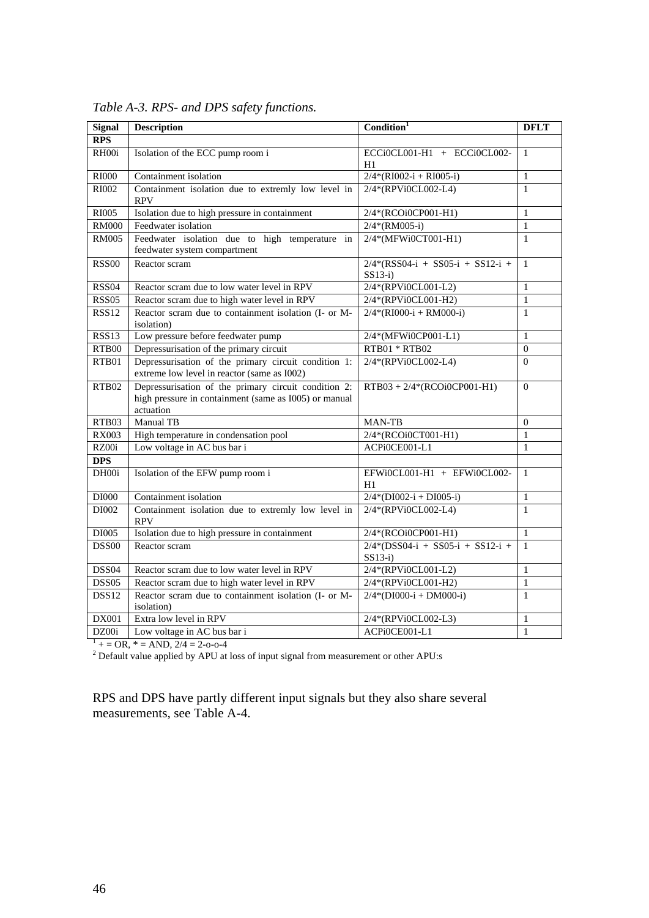*Table A-3. RPS- and DPS safety functions.*

| Signal | Description | Condition[1] | DFLT |
|---|---|---|---|
| **RPS** | | | |
| RH00i | Isolation of the ECC pump room i | ECCi0CL001-H1 + ECCi0CL002-H1 | 1 |
| RI000 | Containment isolation | 2/4*(RI002-i + RI005-i) | 1 |
| RI002 | Containment isolation due to extremly low level in RPV | 2/4*(RPVi0CL002-L4) | 1 |
| RI005 | Isolation due to high pressure in containment | 2/4*(RCOi0CP001-H1) | 1 |
| RM000 | Feedwater isolation | 2/4*(RM005-i) | 1 |
| RM005 | Feedwater isolation due to high temperature in feedwater system compartment | 2/4*(MFWi0CT001-H1) | 1 |
| RSS00 | Reactor scram | 2/4*(RSS04-i + SS05-i + SS12-i + SS13-i) | 1 |
| RSS04 | Reactor scram due to low water level in RPV | 2/4*(RPVi0CL001-L2) | 1 |
| RSS05 | Reactor scram due to high water level in RPV | 2/4*(RPVi0CL001-H2) | 1 |
| RSS12 | Reactor scram due to containment isolation (I- or M-isolation) | 2/4*(RI000-i + RM000-i) | 1 |
| RSS13 | Low pressure before feedwater pump | 2/4*(MFWi0CP001-L1) | 1 |
| RTB00 | Depressurisation of the primary circuit | RTB01 * RTB02 | 0 |
| RTB01 | Depressurisation of the primary circuit condition 1: extreme low level in reactor (same as I002) | 2/4*(RPVi0CL002-L4) | 0 |
| RTB02 | Depressurisation of the primary circuit condition 2: high pressure in containment (same as I005) or manual actuation | RTB03 + 2/4*(RCOi0CP001-H1) | 0 |
| RTB03 | Manual TB | MAN-TB | 0 |
| RX003 | High temperature in condensation pool | 2/4*(RCOi0CT001-H1) | 1 |
| RZ00i | Low voltage in AC bus bar i | ACPi0CE001-L1 | 1 |
| **DPS** | | | |
| DH00i | Isolation of the EFW pump room i | EFWi0CL001-H1 + EFWi0CL002-H1 | 1 |
| DI000 | Containment isolation | 2/4*(DI002-i + DI005-i) | 1 |
| DI002 | Containment isolation due to extremly low level in RPV | 2/4*(RPVi0CL002-L4) | 1 |
| DI005 | Isolation due to high pressure in containment | 2/4*(RCOi0CP001-H1) | 1 |
| DSS00 | Reactor scram | 2/4*(DSS04-i + SS05-i + SS12-i + SS13-i) | 1 |
| DSS04 | Reactor scram due to low water level in RPV | 2/4*(RPVi0CL001-L2) | 1 |
| DSS05 | Reactor scram due to high water level in RPV | 2/4*(RPVi0CL001-H2) | 1 |
| DSS12 | Reactor scram due to containment isolation (I- or M-isolation) | 2/4*(DI000-i + DM000-i) | 1 |
| DX001 | Extra low level in RPV | 2/4*(RPVi0CL002-L3) | 1 |
| DZ00i | Low voltage in AC bus bar i | ACPi0CE001-L1 | 1 |

[1] + = OR, * = AND, 2/4 = 2-o-o-4

[2] Default value applied by APU at loss of input signal from measurement or other APU:s

RPS and DPS have partly different input signals but they also share several measurements, see Table A-4.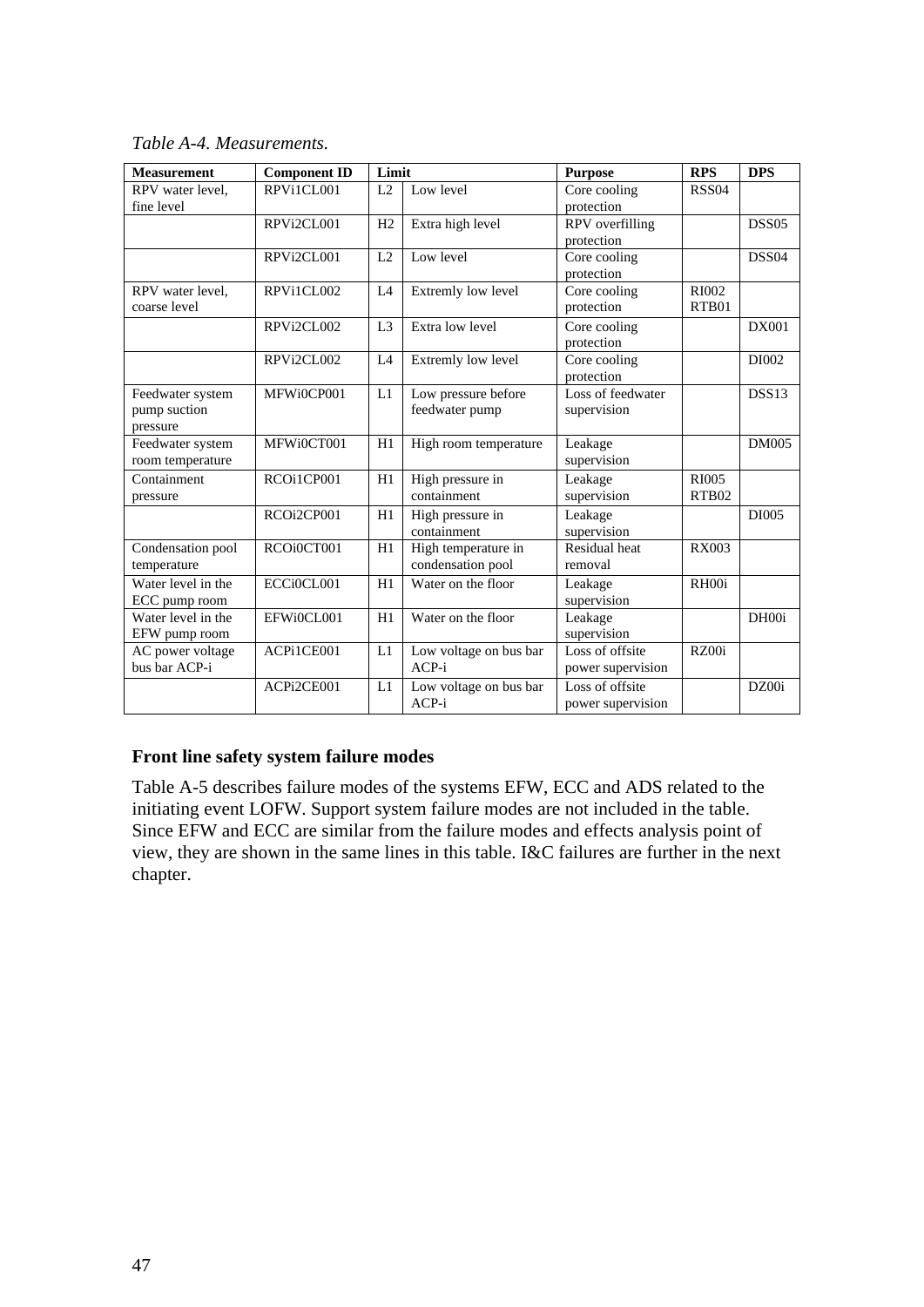*Table A-4. Measurements.*

| Measurement | Component ID | Limit | | Purpose | RPS | DPS |
|---|---|---|---|---|---|---|
| RPV water level, fine level | RPVi1CL001 | L2 | Low level | Core cooling protection | RSS04 | |
| | RPVi2CL001 | H2 | Extra high level | RPV overfilling protection | | DSS05 |
| | RPVi2CL001 | L2 | Low level | Core cooling protection | | DSS04 |
| RPV water level, coarse level | RPVi1CL002 | L4 | Extremly low level | Core cooling protection | RI002 RTB01 | |
| | RPVi2CL002 | L3 | Extra low level | Core cooling protection | | DX001 |
| | RPVi2CL002 | L4 | Extremly low level | Core cooling protection | | DI002 |
| Feedwater system pump suction pressure | MFWi0CP001 | L1 | Low pressure before feedwater pump | Loss of feedwater supervision | | DSS13 |
| Feedwater system room temperature | MFWi0CT001 | H1 | High room temperature | Leakage supervision | | DM005 |
| Containment pressure | RCOi1CP001 | H1 | High pressure in containment | Leakage supervision | RI005 RTB02 | |
| | RCOi2CP001 | H1 | High pressure in containment | Leakage supervision | | DI005 |
| Condensation pool temperature | RCOi0CT001 | H1 | High temperature in condensation pool | Residual heat removal | RX003 | |
| Water level in the ECC pump room | ECCi0CL001 | H1 | Water on the floor | Leakage supervision | RH00i | |
| Water level in the EFW pump room | EFWi0CL001 | H1 | Water on the floor | Leakage supervision | | DH00i |
| AC power voltage bus bar ACP-i | ACPi1CE001 | L1 | Low voltage on bus bar ACP-i | Loss of offsite power supervision | RZ00i | |
| | ACPi2CE001 | L1 | Low voltage on bus bar ACP-i | Loss of offsite power supervision | | DZ00i |

**Front line safety system failure modes**

Table A-5 describes failure modes of the systems EFW, ECC and ADS related to the initiating event LOFW. Support system failure modes are not included in the table. Since EFW and ECC are similar from the failure modes and effects analysis point of view, they are shown in the same lines in this table. I&C failures are further in the next chapter.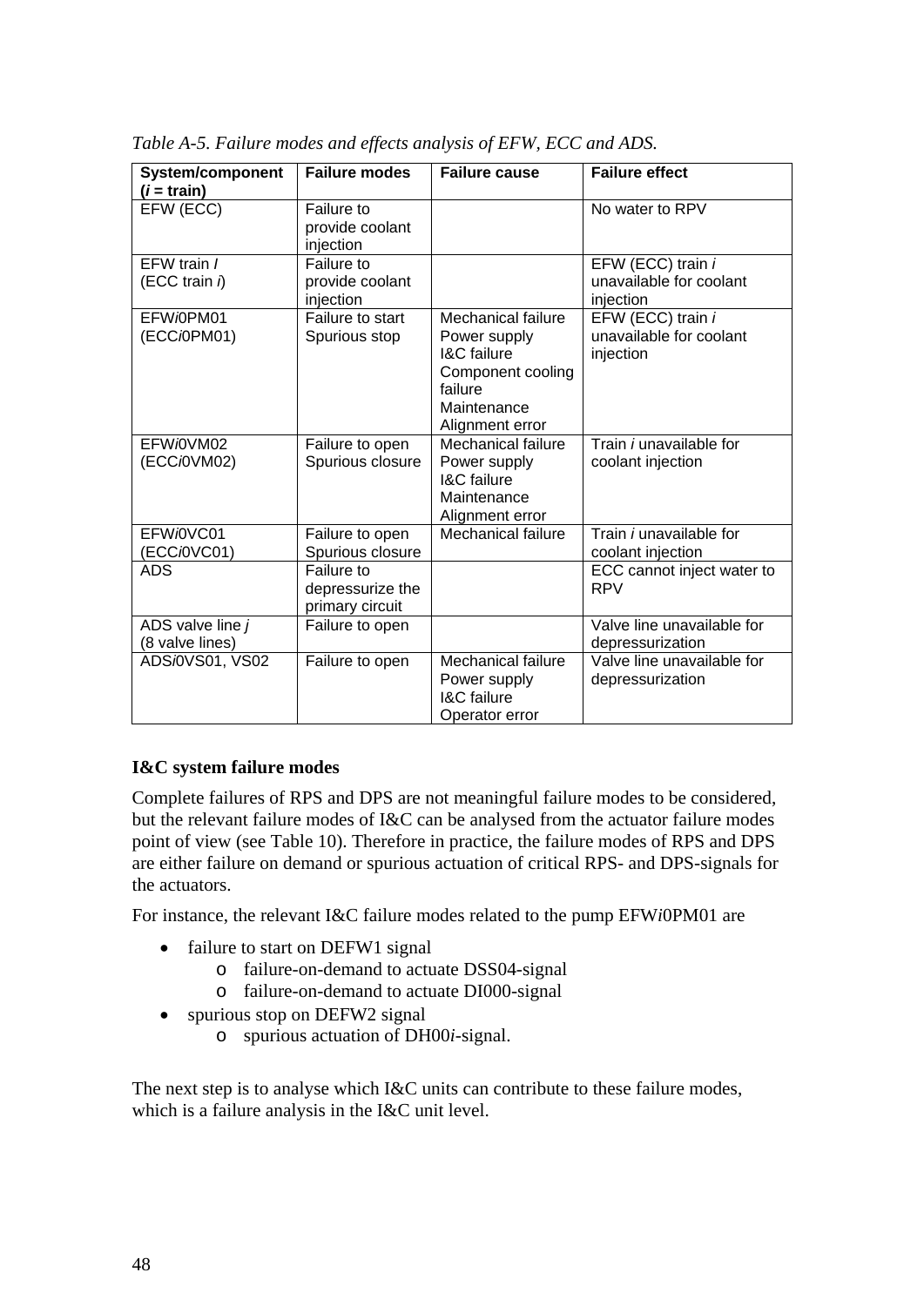*Table A-5. Failure modes and effects analysis of EFW, ECC and ADS.*

| System/component (*i* = train) | Failure modes | Failure cause | Failure effect |
|---|---|---|---|
| EFW (ECC) | Failure to provide coolant injection | | No water to RPV |
| EFW train *I* (ECC train *i*) | Failure to provide coolant injection | | EFW (ECC) train *i* unavailable for coolant injection |
| EFW*i*0PM01 (ECC*i*0PM01) | Failure to start<br>Spurious stop | Mechanical failure<br>Power supply<br>I&C failure<br>Component cooling failure<br>Maintenance<br>Alignment error | EFW (ECC) train *i* unavailable for coolant injection |
| EFW*i*0VM02 (ECC*i*0VM02) | Failure to open<br>Spurious closure | Mechanical failure<br>Power supply<br>I&C failure<br>Maintenance<br>Alignment error | Train *i* unavailable for coolant injection |
| EFW*i*0VC01 (ECC*i*0VC01) | Failure to open<br>Spurious closure | Mechanical failure | Train *i* unavailable for coolant injection |
| ADS | Failure to depressurize the primary circuit | | ECC cannot inject water to RPV |
| ADS valve line *j* (8 valve lines) | Failure to open | | Valve line unavailable for depressurization |
| ADS*i*0VS01, VS02 | Failure to open | Mechanical failure<br>Power supply<br>I&C failure<br>Operator error | Valve line unavailable for depressurization |

**I&C system failure modes**

Complete failures of RPS and DPS are not meaningful failure modes to be considered, but the relevant failure modes of I&C can be analysed from the actuator failure modes point of view (see Table 10). Therefore in practice, the failure modes of RPS and DPS are either failure on demand or spurious actuation of critical RPS- and DPS-signals for the actuators.

For instance, the relevant I&C failure modes related to the pump EFW*i*0PM01 are

- failure to start on DEFW1 signal
  - failure-on-demand to actuate DSS04-signal
  - failure-on-demand to actuate DI000-signal
- spurious stop on DEFW2 signal
  - spurious actuation of DH00*i*-signal.

The next step is to analyse which I&C units can contribute to these failure modes, which is a failure analysis in the I&C unit level.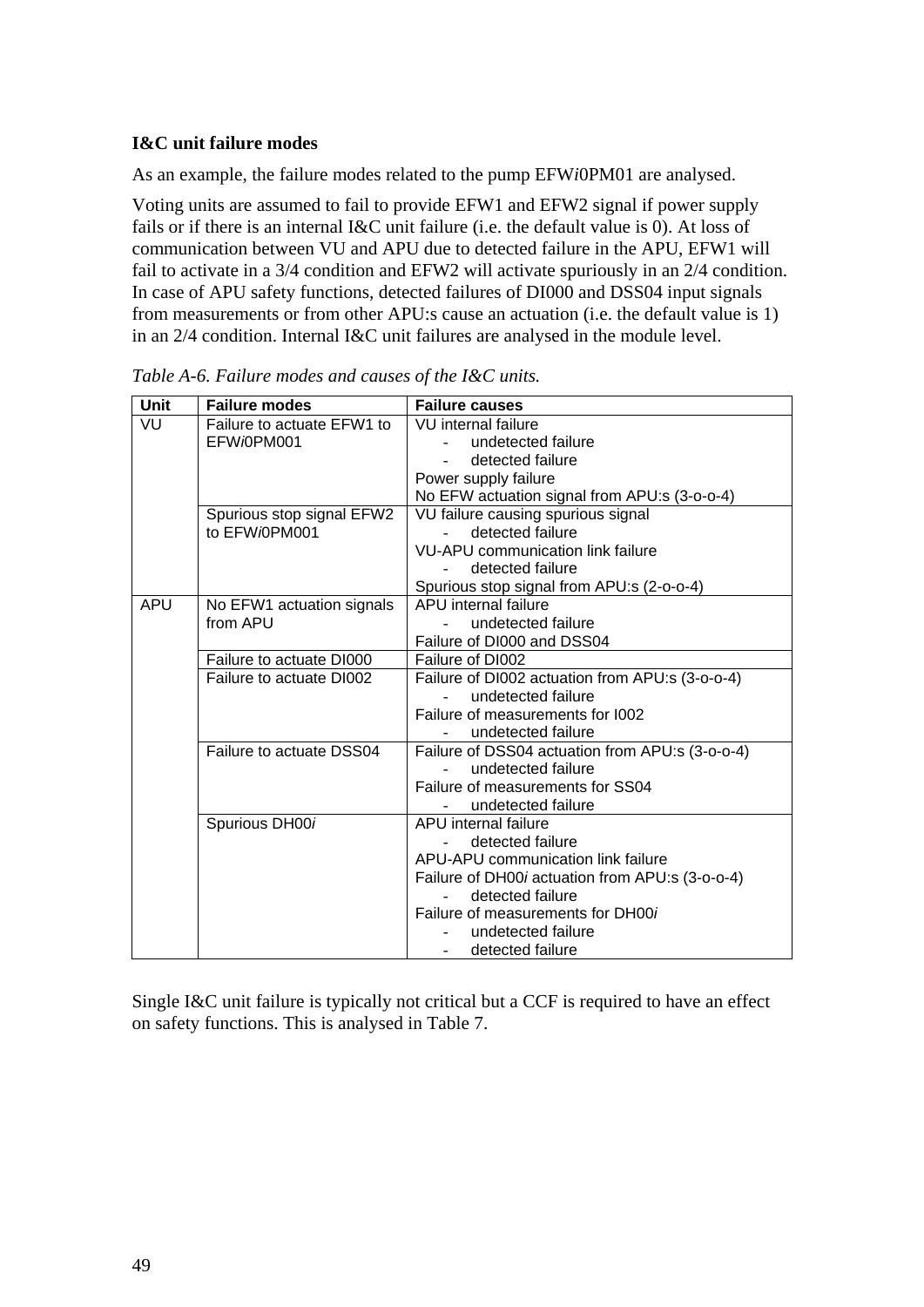**I&C unit failure modes**

As an example, the failure modes related to the pump EFW*i*0PM01 are analysed.

Voting units are assumed to fail to provide EFW1 and EFW2 signal if power supply fails or if there is an internal I&C unit failure (i.e. the default value is 0). At loss of communication between VU and APU due to detected failure in the APU, EFW1 will fail to activate in a 3/4 condition and EFW2 will activate spuriously in an 2/4 condition. In case of APU safety functions, detected failures of DI000 and DSS04 input signals from measurements or from other APU:s cause an actuation (i.e. the default value is 1) in an 2/4 condition. Internal I&C unit failures are analysed in the module level.

*Table A-6. Failure modes and causes of the I&C units.*

| Unit | Failure modes | Failure causes |
|---|---|---|
| VU | Failure to actuate EFW1 to EFW*i*0PM001 | VU internal failure<br>- undetected failure<br>- detected failure<br>Power supply failure<br>No EFW actuation signal from APU:s (3-o-o-4) |
| | Spurious stop signal EFW2 to EFW*i*0PM001 | VU failure causing spurious signal<br>- detected failure<br>VU-APU communication link failure<br>- detected failure<br>Spurious stop signal from APU:s (2-o-o-4) |
| APU | No EFW1 actuation signals from APU | APU internal failure<br>- undetected failure<br>Failure of DI000 and DSS04 |
| | Failure to actuate DI000 | Failure of DI002 |
| | Failure to actuate DI002 | Failure of DI002 actuation from APU:s (3-o-o-4)<br>- undetected failure<br>Failure of measurements for I002<br>- undetected failure |
| | Failure to actuate DSS04 | Failure of DSS04 actuation from APU:s (3-o-o-4)<br>- undetected failure<br>Failure of measurements for SS04<br>- undetected failure |
| | Spurious DH00*i* | APU internal failure<br>- detected failure<br>APU-APU communication link failure<br>Failure of DH00*i* actuation from APU:s (3-o-o-4)<br>- detected failure<br>Failure of measurements for DH00*i*<br>- undetected failure<br>- detected failure |

Single I&C unit failure is typically not critical but a CCF is required to have an effect on safety functions. This is analysed in Table 7.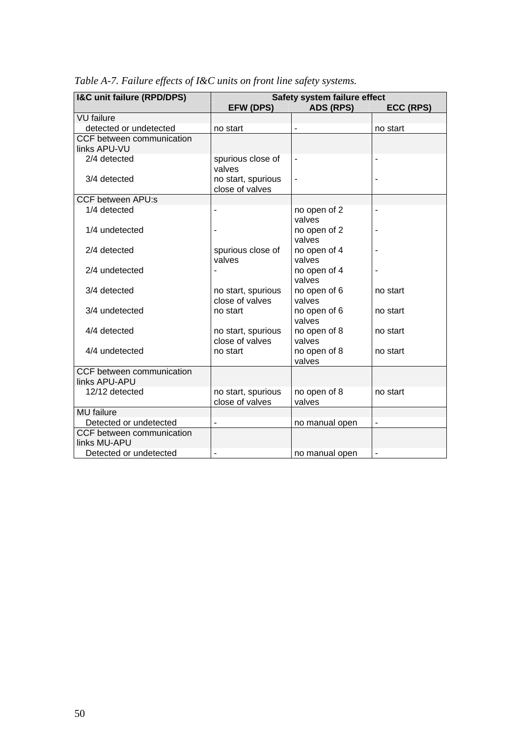*Table A-7. Failure effects of I&C units on front line safety systems.*

| I&C unit failure (RPD/DPS) | Safety system failure effect | | |
|---|---|---|---|
| | EFW (DPS) | ADS (RPS) | ECC (RPS) |
| VU failure | | | |
| detected or undetected | no start | - | no start |
| CCF between communication links APU-VU | | | |
| 2/4 detected | spurious close of valves | - | - |
| 3/4 detected | no start, spurious close of valves | - | - |
| CCF between APU:s | | | |
| 1/4 detected | - | no open of 2 valves | - |
| 1/4 undetected | - | no open of 2 valves | - |
| 2/4 detected | spurious close of valves | no open of 4 valves | - |
| 2/4 undetected | - | no open of 4 valves | - |
| 3/4 detected | no start, spurious close of valves | no open of 6 valves | no start |
| 3/4 undetected | no start | no open of 6 valves | no start |
| 4/4 detected | no start, spurious close of valves | no open of 8 valves | no start |
| 4/4 undetected | no start | no open of 8 valves | no start |
| CCF between communication links APU-APU | | | |
| 12/12 detected | no start, spurious close of valves | no open of 8 valves | no start |
| MU failure | | | |
| Detected or undetected | - | no manual open | - |
| CCF between communication links MU-APU | | | |
| Detected or undetected | - | no manual open | - |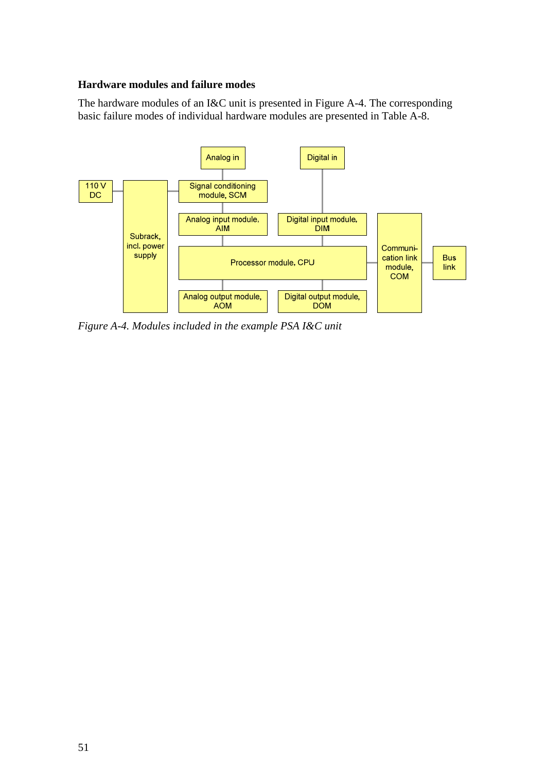### Hardware modules and failure modes

The hardware modules of an I&C unit is presented in Figure A-4. The corresponding basic failure modes of individual hardware modules are presented in Table A-8.

Analog in
Digital in
110 V DC
Signal conditioning module, SCM
Subrack, incl. power supply
Analog input module, AIM
Digital input module, DIM
Processor module, CPU
Communi-cation link module, COM
Bus link
Analog output module, AOM
Digital output module, DOM

*Figure A-4. Modules included in the example PSA I&C unit*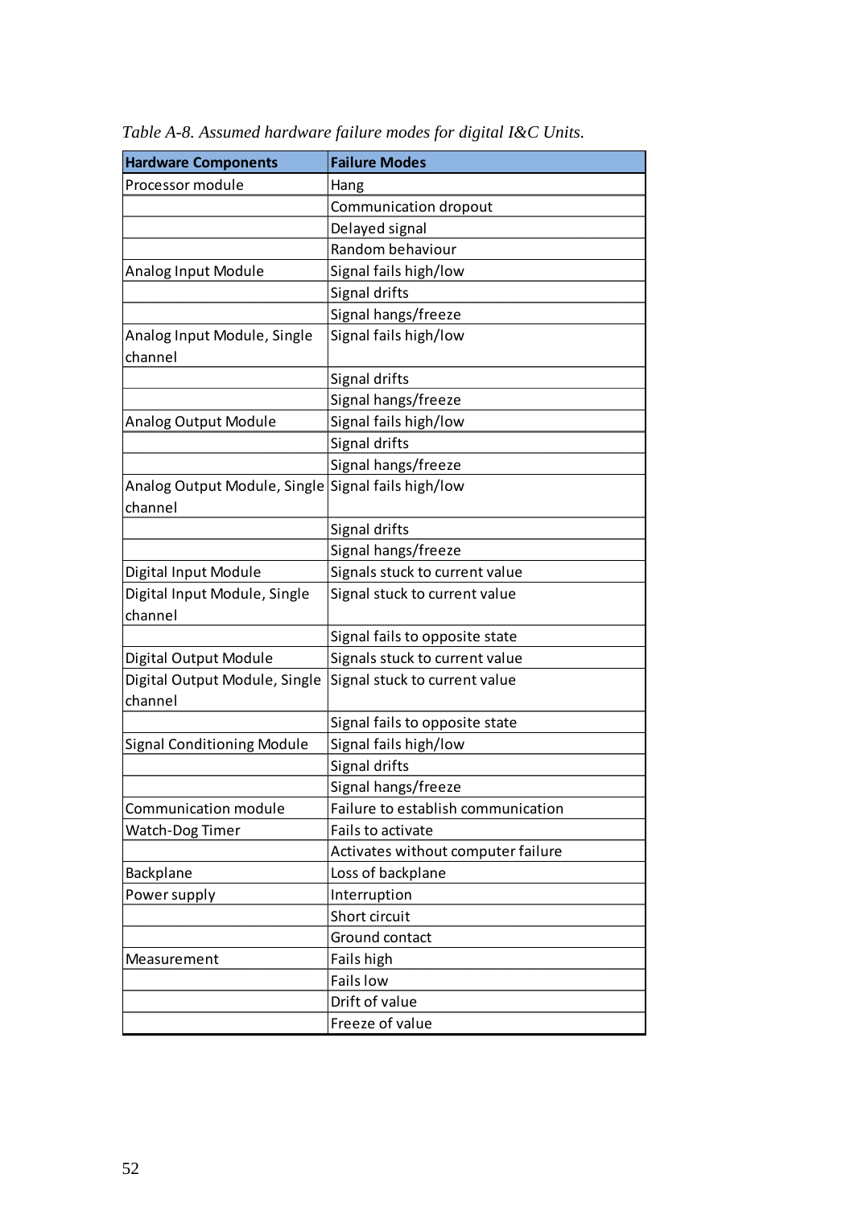*Table A-8. Assumed hardware failure modes for digital I&C Units.*

| Hardware Components | Failure Modes |
|---|---|
| Processor module | Hang |
| | Communication dropout |
| | Delayed signal |
| | Random behaviour |
| Analog Input Module | Signal fails high/low |
| | Signal drifts |
| | Signal hangs/freeze |
| Analog Input Module, Single channel | Signal fails high/low |
| | Signal drifts |
| | Signal hangs/freeze |
| Analog Output Module | Signal fails high/low |
| | Signal drifts |
| | Signal hangs/freeze |
| Analog Output Module, Single channel | Signal fails high/low |
| | Signal drifts |
| | Signal hangs/freeze |
| Digital Input Module | Signals stuck to current value |
| Digital Input Module, Single channel | Signal stuck to current value |
| | Signal fails to opposite state |
| Digital Output Module | Signals stuck to current value |
| Digital Output Module, Single channel | Signal stuck to current value |
| | Signal fails to opposite state |
| Signal Conditioning Module | Signal fails high/low |
| | Signal drifts |
| | Signal hangs/freeze |
| Communication module | Failure to establish communication |
| Watch-Dog Timer | Fails to activate |
| | Activates without computer failure |
| Backplane | Loss of backplane |
| Power supply | Interruption |
| | Short circuit |
| | Ground contact |
| Measurement | Fails high |
| | Fails low |
| | Drift of value |
| | Freeze of value |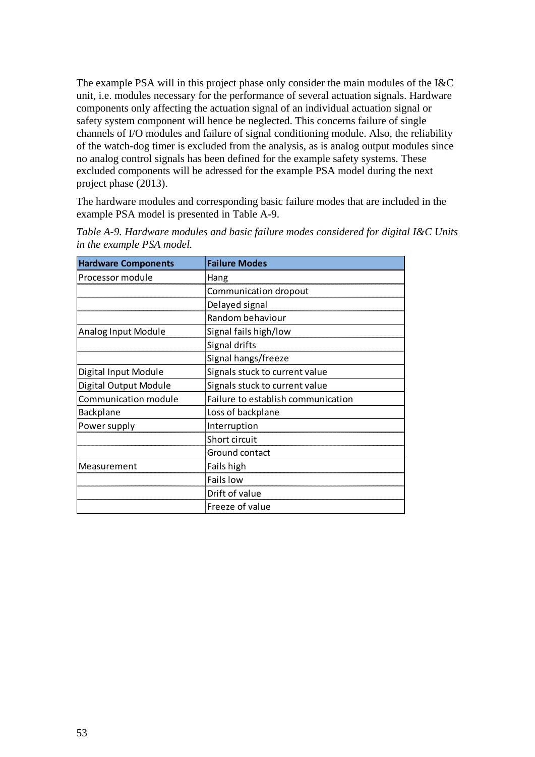The example PSA will in this project phase only consider the main modules of the I&C unit, i.e. modules necessary for the performance of several actuation signals. Hardware components only affecting the actuation signal of an individual actuation signal or safety system component will hence be neglected. This concerns failure of single channels of I/O modules and failure of signal conditioning module. Also, the reliability of the watch-dog timer is excluded from the analysis, as is analog output modules since no analog control signals has been defined for the example safety systems. These excluded components will be adressed for the example PSA model during the next project phase (2013).

The hardware modules and corresponding basic failure modes that are included in the example PSA model is presented in Table A-9.

*Table A-9. Hardware modules and basic failure modes considered for digital I&C Units in the example PSA model.*

| Hardware Components | Failure Modes |
|---|---|
| Processor module | Hang |
| | Communication dropout |
| | Delayed signal |
| | Random behaviour |
| Analog Input Module | Signal fails high/low |
| | Signal drifts |
| | Signal hangs/freeze |
| Digital Input Module | Signals stuck to current value |
| Digital Output Module | Signals stuck to current value |
| Communication module | Failure to establish communication |
| Backplane | Loss of backplane |
| Power supply | Interruption |
| | Short circuit |
| | Ground contact |
| Measurement | Fails high |
| | Fails low |
| | Drift of value |
| | Freeze of value |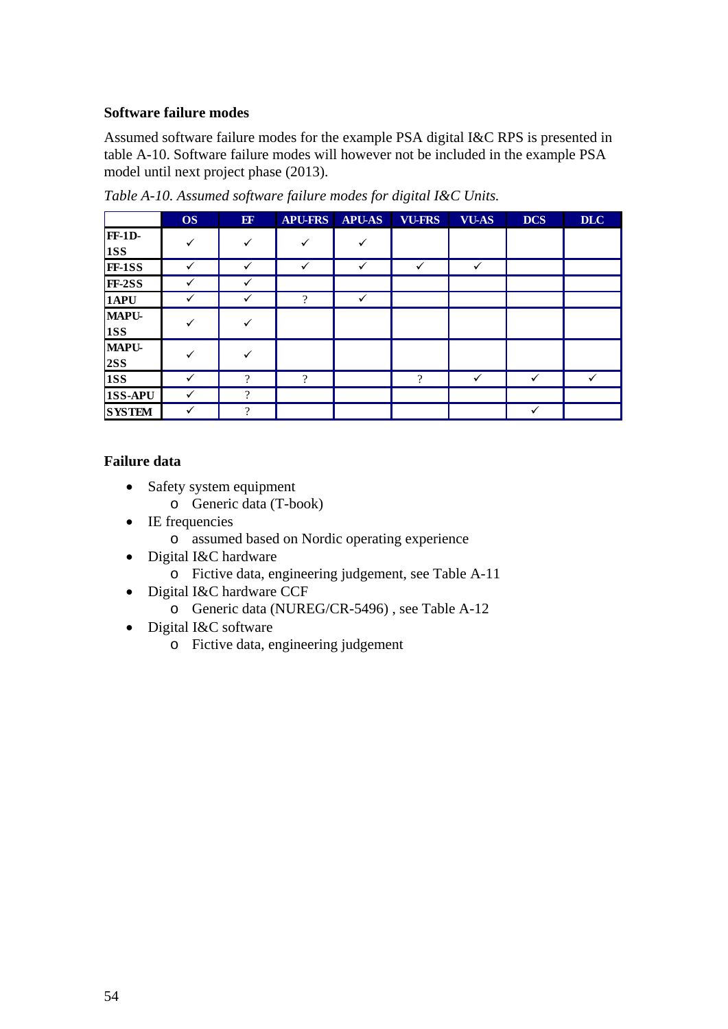### Software failure modes

Assumed software failure modes for the example PSA digital I&C RPS is presented in table A-10. Software failure modes will however not be included in the example PSA model until next project phase (2013).

*Table A-10. Assumed software failure modes for digital I&C Units.*

| | OS | EF | APU-FRS | APU-AS | VU-FRS | VU-AS | DCS | DLC |
|---|---|---|---|---|---|---|---|---|
| **FF-1D-1SS** | ✓ | ✓ | ✓ | ✓ | | | | |
| **FF-1SS** | ✓ | ✓ | ✓ | ✓ | ✓ | ✓ | | |
| **FF-2SS** | ✓ | ✓ | | | | | | |
| **1APU** | ✓ | ✓ | ? | ✓ | | | | |
| **MAPU-1SS** | ✓ | ✓ | | | | | | |
| **MAPU-2SS** | ✓ | ✓ | | | | | | |
| **1SS** | ✓ | ? | ? | | ? | ✓ | ✓ | ✓ |
| **1SS-APU** | ✓ | ? | | | | | | |
| **SYSTEM** | ✓ | ? | | | | | ✓ | |

### Failure data

- Safety system equipment
  - Generic data (T-book)
- IE frequencies
  - assumed based on Nordic operating experience
- Digital I&C hardware
  - Fictive data, engineering judgement, see Table A-11
- Digital I&C hardware CCF
  - Generic data (NUREG/CR-5496) , see Table A-12
- Digital I&C software
  - Fictive data, engineering judgement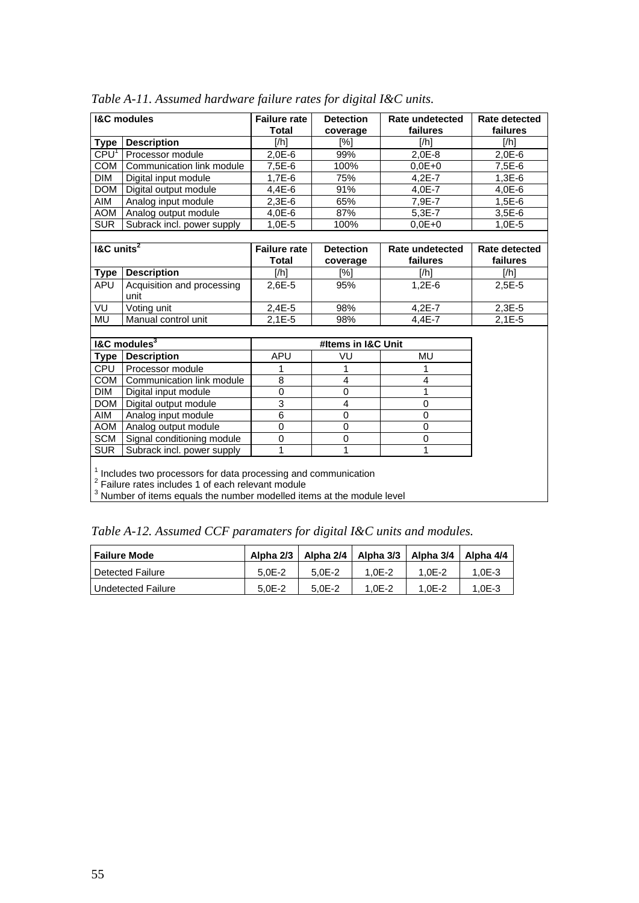*Table A-11. Assumed hardware failure rates for digital I&C units.*

| I&C modules | | Failure rate Total | Detection coverage | Rate undetected failures | Rate detected failures |
|---|---|---|---|---|---|
| **Type** | **Description** | [/h] | [%] | [/h] | [/h] |
| CPU[1] | Processor module | 2,0E-6 | 99% | 2,0E-8 | 2,0E-6 |
| COM | Communication link module | 7,5E-6 | 100% | 0,0E+0 | 7,5E-6 |
| DIM | Digital input module | 1,7E-6 | 75% | 4,2E-7 | 1,3E-6 |
| DOM | Digital output module | 4,4E-6 | 91% | 4,0E-7 | 4,0E-6 |
| AIM | Analog input module | 2,3E-6 | 65% | 7,9E-7 | 1,5E-6 |
| AOM | Analog output module | 4,0E-6 | 87% | 5,3E-7 | 3,5E-6 |
| SUR | Subrack incl. power supply | 1,0E-5 | 100% | 0,0E+0 | 1,0E-5 |

| I&C units[2] | | Failure rate Total | Detection coverage | Rate undetected failures | Rate detected failures |
|---|---|---|---|---|---|
| **Type** | **Description** | [/h] | [%] | [/h] | [/h] |
| APU | Acquisition and processing unit | 2,6E-5 | 95% | 1,2E-6 | 2,5E-5 |
| VU | Voting unit | 2,4E-5 | 98% | 4,2E-7 | 2,3E-5 |
| MU | Manual control unit | 2,1E-5 | 98% | 4,4E-7 | 2,1E-5 |

| I&C modules[3] | | #Items in I&C Unit | | |
|---|---|---|---|---|
| **Type** | **Description** | APU | VU | MU |
| CPU | Processor module | 1 | 1 | 1 |
| COM | Communication link module | 8 | 4 | 4 |
| DIM | Digital input module | 0 | 0 | 1 |
| DOM | Digital output module | 3 | 4 | 0 |
| AIM | Analog input module | 6 | 0 | 0 |
| AOM | Analog output module | 0 | 0 | 0 |
| SCM | Signal conditioning module | 0 | 0 | 0 |
| SUR | Subrack incl. power supply | 1 | 1 | 1 |

[1] Includes two processors for data processing and communication
[2] Failure rates includes 1 of each relevant module
[3] Number of items equals the number modelled items at the module level

*Table A-12. Assumed CCF paramaters for digital I&C units and modules.*

| Failure Mode | Alpha 2/3 | Alpha 2/4 | Alpha 3/3 | Alpha 3/4 | Alpha 4/4 |
|---|---|---|---|---|---|
| Detected Failure | 5,0E-2 | 5,0E-2 | 1,0E-2 | 1,0E-2 | 1,0E-3 |
| Undetected Failure | 5,0E-2 | 5,0E-2 | 1,0E-2 | 1,0E-2 | 1,0E-3 |